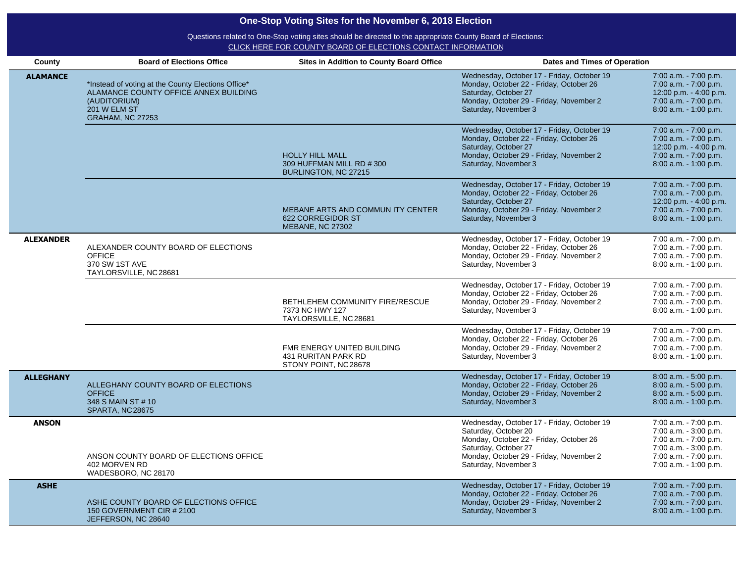# One-Stop Voting Sites for the November 6, 2018 Election

Questions related to One-Stop voting sites should be directed to the appropriate County Board of Elections:
CLICK HERE FOR COUNTY BOARD OF ELECTIONS CONTACT INFORMATION

| County | Board of Elections Office | Sites in Addition to County Board Office | Dates and Times of Operation | |
|---|---|---|---|---|
| ALAMANCE | *Instead of voting at the County Elections Office* ALAMANCE COUNTY OFFICE ANNEX BUILDING (AUDITORIUM) 201 W ELM ST GRAHAM, NC 27253 | | Wednesday, October 17 - Friday, October 19<br>Monday, October 22 - Friday, October 26<br>Saturday, October 27<br>Monday, October 29 - Friday, November 2<br>Saturday, November 3 | 7:00 a.m. - 7:00 p.m.<br>7:00 a.m. - 7:00 p.m.<br>12:00 p.m. - 4:00 p.m.<br>7:00 a.m. - 7:00 p.m.<br>8:00 a.m. - 1:00 p.m. |
| | | HOLLY HILL MALL 309 HUFFMAN MILL RD # 300 BURLINGTON, NC 27215 | Wednesday, October 17 - Friday, October 19<br>Monday, October 22 - Friday, October 26<br>Saturday, October 27<br>Monday, October 29 - Friday, November 2<br>Saturday, November 3 | 7:00 a.m. - 7:00 p.m.<br>7:00 a.m. - 7:00 p.m.<br>12:00 p.m. - 4:00 p.m.<br>7:00 a.m. - 7:00 p.m.<br>8:00 a.m. - 1:00 p.m. |
| | | MEBANE ARTS AND COMMUN ITY CENTER 622 CORREGIDOR ST MEBANE, NC 27302 | Wednesday, October 17 - Friday, October 19<br>Monday, October 22 - Friday, October 26<br>Saturday, October 27<br>Monday, October 29 - Friday, November 2<br>Saturday, November 3 | 7:00 a.m. - 7:00 p.m.<br>7:00 a.m. - 7:00 p.m.<br>12:00 p.m. - 4:00 p.m.<br>7:00 a.m. - 7:00 p.m.<br>8:00 a.m. - 1:00 p.m. |
| ALEXANDER | ALEXANDER COUNTY BOARD OF ELECTIONS OFFICE 370 SW 1ST AVE TAYLORSVILLE, NC 28681 | | Wednesday, October 17 - Friday, October 19<br>Monday, October 22 - Friday, October 26<br>Monday, October 29 - Friday, November 2<br>Saturday, November 3 | 7:00 a.m. - 7:00 p.m.<br>7:00 a.m. - 7:00 p.m.<br>7:00 a.m. - 7:00 p.m.<br>8:00 a.m. - 1:00 p.m. |
| | | BETHLEHEM COMMUNITY FIRE/RESCUE 7373 NC HWY 127 TAYLORSVILLE, NC 28681 | Wednesday, October 17 - Friday, October 19<br>Monday, October 22 - Friday, October 26<br>Monday, October 29 - Friday, November 2<br>Saturday, November 3 | 7:00 a.m. - 7:00 p.m.<br>7:00 a.m. - 7:00 p.m.<br>7:00 a.m. - 7:00 p.m.<br>8:00 a.m. - 1:00 p.m. |
| | | FMR ENERGY UNITED BUILDING 431 RURITAN PARK RD STONY POINT, NC 28678 | Wednesday, October 17 - Friday, October 19<br>Monday, October 22 - Friday, October 26<br>Monday, October 29 - Friday, November 2<br>Saturday, November 3 | 7:00 a.m. - 7:00 p.m.<br>7:00 a.m. - 7:00 p.m.<br>7:00 a.m. - 7:00 p.m.<br>8:00 a.m. - 1:00 p.m. |
| ALLEGHANY | ALLEGHANY COUNTY BOARD OF ELECTIONS OFFICE 348 S MAIN ST # 10 SPARTA, NC 28675 | | Wednesday, October 17 - Friday, October 19<br>Monday, October 22 - Friday, October 26<br>Monday, October 29 - Friday, November 2<br>Saturday, November 3 | 8:00 a.m. - 5:00 p.m.<br>8:00 a.m. - 5:00 p.m.<br>8:00 a.m. - 5:00 p.m.<br>8:00 a.m. - 1:00 p.m. |
| ANSON | ANSON COUNTY BOARD OF ELECTIONS OFFICE 402 MORVEN RD WADESBORO, NC 28170 | | Wednesday, October 17 - Friday, October 19<br>Saturday, October 20<br>Monday, October 22 - Friday, October 26<br>Saturday, October 27<br>Monday, October 29 - Friday, November 2<br>Saturday, November 3 | 7:00 a.m. - 7:00 p.m.<br>7:00 a.m. - 3:00 p.m.<br>7:00 a.m. - 7:00 p.m.<br>7:00 a.m. - 3:00 p.m.<br>7:00 a.m. - 7:00 p.m.<br>7:00 a.m. - 1:00 p.m. |
| ASHE | ASHE COUNTY BOARD OF ELECTIONS OFFICE 150 GOVERNMENT CIR # 2100 JEFFERSON, NC 28640 | | Wednesday, October 17 - Friday, October 19<br>Monday, October 22 - Friday, October 26<br>Monday, October 29 - Friday, November 2<br>Saturday, November 3 | 7:00 a.m. - 7:00 p.m.<br>7:00 a.m. - 7:00 p.m.<br>7:00 a.m. - 7:00 p.m.<br>8:00 a.m. - 1:00 p.m. |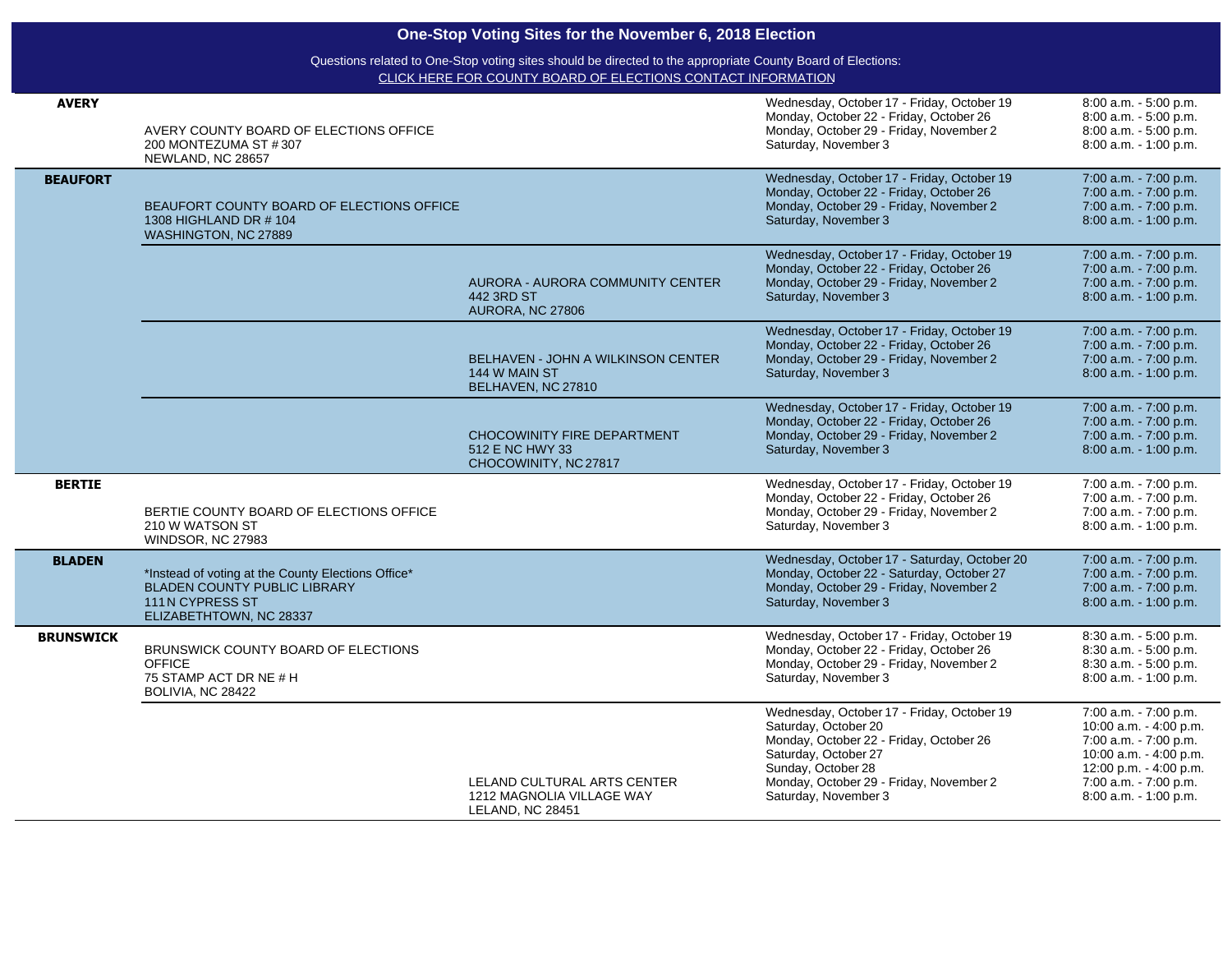# One-Stop Voting Sites for the November 6, 2018 Election

Questions related to One-Stop voting sites should be directed to the appropriate County Board of Elections:
CLICK HERE FOR COUNTY BOARD OF ELECTIONS CONTACT INFORMATION

| County | County Board Site | Additional Site | Dates | Hours |
| --- | --- | --- | --- | --- |
| **AVERY** | AVERY COUNTY BOARD OF ELECTIONS OFFICE<br>200 MONTEZUMA ST # 307<br>NEWLAND, NC 28657 | | Wednesday, October 17 - Friday, October 19<br>Monday, October 22 - Friday, October 26<br>Monday, October 29 - Friday, November 2<br>Saturday, November 3 | 8:00 a.m. - 5:00 p.m.<br>8:00 a.m. - 5:00 p.m.<br>8:00 a.m. - 5:00 p.m.<br>8:00 a.m. - 1:00 p.m. |
| **BEAUFORT** | BEAUFORT COUNTY BOARD OF ELECTIONS OFFICE<br>1308 HIGHLAND DR # 104<br>WASHINGTON, NC 27889 | | Wednesday, October 17 - Friday, October 19<br>Monday, October 22 - Friday, October 26<br>Monday, October 29 - Friday, November 2<br>Saturday, November 3 | 7:00 a.m. - 7:00 p.m.<br>7:00 a.m. - 7:00 p.m.<br>7:00 a.m. - 7:00 p.m.<br>8:00 a.m. - 1:00 p.m. |
| | | AURORA - AURORA COMMUNITY CENTER<br>442 3RD ST<br>AURORA, NC 27806 | Wednesday, October 17 - Friday, October 19<br>Monday, October 22 - Friday, October 26<br>Monday, October 29 - Friday, November 2<br>Saturday, November 3 | 7:00 a.m. - 7:00 p.m.<br>7:00 a.m. - 7:00 p.m.<br>7:00 a.m. - 7:00 p.m.<br>8:00 a.m. - 1:00 p.m. |
| | | BELHAVEN - JOHN A WILKINSON CENTER<br>144 W MAIN ST<br>BELHAVEN, NC 27810 | Wednesday, October 17 - Friday, October 19<br>Monday, October 22 - Friday, October 26<br>Monday, October 29 - Friday, November 2<br>Saturday, November 3 | 7:00 a.m. - 7:00 p.m.<br>7:00 a.m. - 7:00 p.m.<br>7:00 a.m. - 7:00 p.m.<br>8:00 a.m. - 1:00 p.m. |
| | | CHOCOWINITY FIRE DEPARTMENT<br>512 E NC HWY 33<br>CHOCOWINITY, NC 27817 | Wednesday, October 17 - Friday, October 19<br>Monday, October 22 - Friday, October 26<br>Monday, October 29 - Friday, November 2<br>Saturday, November 3 | 7:00 a.m. - 7:00 p.m.<br>7:00 a.m. - 7:00 p.m.<br>7:00 a.m. - 7:00 p.m.<br>8:00 a.m. - 1:00 p.m. |
| **BERTIE** | BERTIE COUNTY BOARD OF ELECTIONS OFFICE<br>210 W WATSON ST<br>WINDSOR, NC 27983 | | Wednesday, October 17 - Friday, October 19<br>Monday, October 22 - Friday, October 26<br>Monday, October 29 - Friday, November 2<br>Saturday, November 3 | 7:00 a.m. - 7:00 p.m.<br>7:00 a.m. - 7:00 p.m.<br>7:00 a.m. - 7:00 p.m.<br>8:00 a.m. - 1:00 p.m. |
| **BLADEN** | *Instead of voting at the County Elections Office*<br>BLADEN COUNTY PUBLIC LIBRARY<br>111 N CYPRESS ST<br>ELIZABETHTOWN, NC 28337 | | Wednesday, October 17 - Saturday, October 20<br>Monday, October 22 - Saturday, October 27<br>Monday, October 29 - Friday, November 2<br>Saturday, November 3 | 7:00 a.m. - 7:00 p.m.<br>7:00 a.m. - 7:00 p.m.<br>7:00 a.m. - 7:00 p.m.<br>8:00 a.m. - 1:00 p.m. |
| **BRUNSWICK** | BRUNSWICK COUNTY BOARD OF ELECTIONS OFFICE<br>75 STAMP ACT DR NE # H<br>BOLIVIA, NC 28422 | | Wednesday, October 17 - Friday, October 19<br>Monday, October 22 - Friday, October 26<br>Monday, October 29 - Friday, November 2<br>Saturday, November 3 | 8:30 a.m. - 5:00 p.m.<br>8:30 a.m. - 5:00 p.m.<br>8:30 a.m. - 5:00 p.m.<br>8:00 a.m. - 1:00 p.m. |
| | | LELAND CULTURAL ARTS CENTER<br>1212 MAGNOLIA VILLAGE WAY<br>LELAND, NC 28451 | Wednesday, October 17 - Friday, October 19<br>Saturday, October 20<br>Monday, October 22 - Friday, October 26<br>Saturday, October 27<br>Sunday, October 28<br>Monday, October 29 - Friday, November 2<br>Saturday, November 3 | 7:00 a.m. - 7:00 p.m.<br>10:00 a.m. - 4:00 p.m.<br>7:00 a.m. - 7:00 p.m.<br>10:00 a.m. - 4:00 p.m.<br>12:00 p.m. - 4:00 p.m.<br>7:00 a.m. - 7:00 p.m.<br>8:00 a.m. - 1:00 p.m. |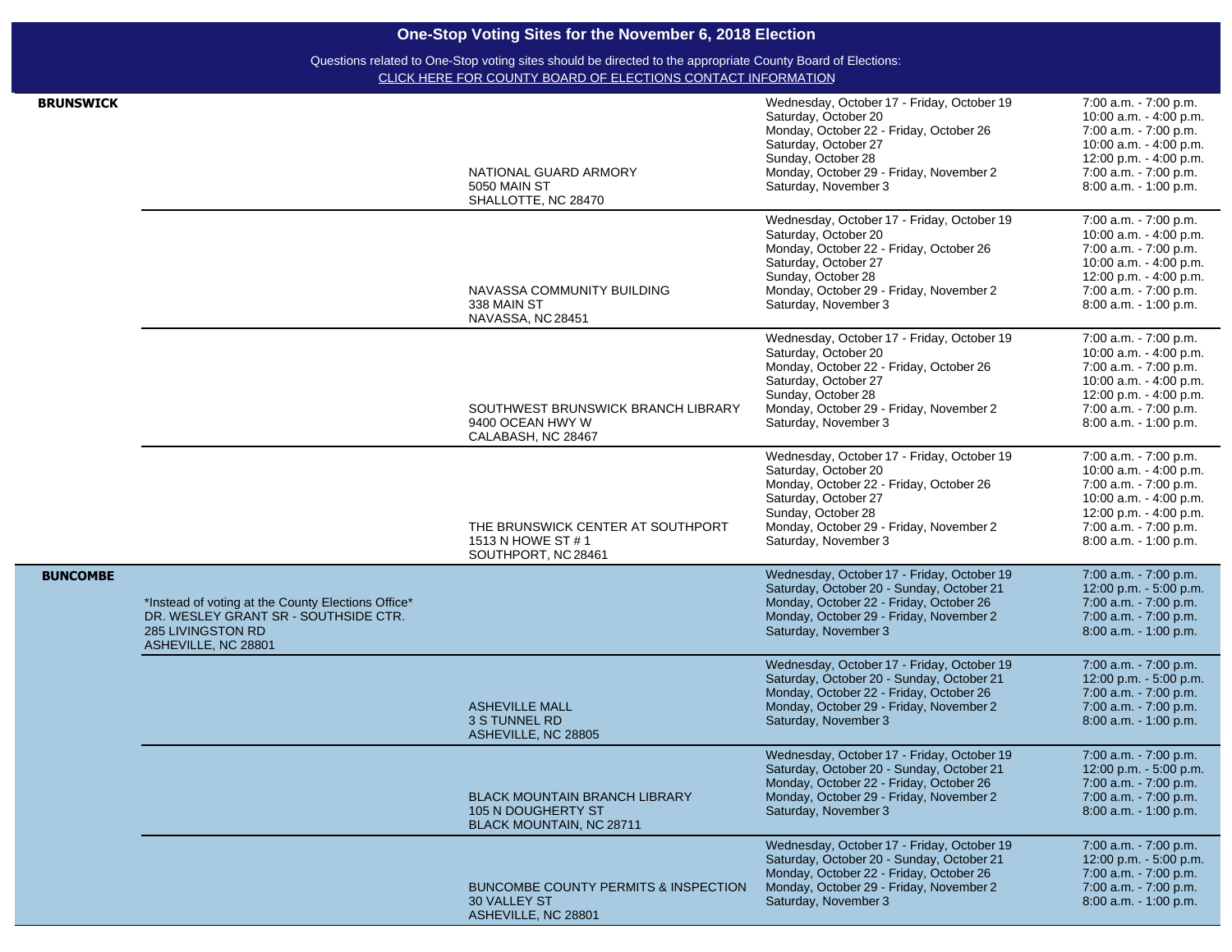# One-Stop Voting Sites for the November 6, 2018 Election

Questions related to One-Stop voting sites should be directed to the appropriate County Board of Elections:
CLICK HERE FOR COUNTY BOARD OF ELECTIONS CONTACT INFORMATION

| County | Note | Site | Dates | Hours |
|---|---|---|---|---|
| **BRUNSWICK** | | NATIONAL GUARD ARMORY<br>5050 MAIN ST<br>SHALLOTTE, NC 28470 | Wednesday, October 17 - Friday, October 19<br>Saturday, October 20<br>Monday, October 22 - Friday, October 26<br>Saturday, October 27<br>Sunday, October 28<br>Monday, October 29 - Friday, November 2<br>Saturday, November 3 | 7:00 a.m. - 7:00 p.m.<br>10:00 a.m. - 4:00 p.m.<br>7:00 a.m. - 7:00 p.m.<br>10:00 a.m. - 4:00 p.m.<br>12:00 p.m. - 4:00 p.m.<br>7:00 a.m. - 7:00 p.m.<br>8:00 a.m. - 1:00 p.m. |
| | | NAVASSA COMMUNITY BUILDING<br>338 MAIN ST<br>NAVASSA, NC 28451 | Wednesday, October 17 - Friday, October 19<br>Saturday, October 20<br>Monday, October 22 - Friday, October 26<br>Saturday, October 27<br>Sunday, October 28<br>Monday, October 29 - Friday, November 2<br>Saturday, November 3 | 7:00 a.m. - 7:00 p.m.<br>10:00 a.m. - 4:00 p.m.<br>7:00 a.m. - 7:00 p.m.<br>10:00 a.m. - 4:00 p.m.<br>12:00 p.m. - 4:00 p.m.<br>7:00 a.m. - 7:00 p.m.<br>8:00 a.m. - 1:00 p.m. |
| | | SOUTHWEST BRUNSWICK BRANCH LIBRARY<br>9400 OCEAN HWY W<br>CALABASH, NC 28467 | Wednesday, October 17 - Friday, October 19<br>Saturday, October 20<br>Monday, October 22 - Friday, October 26<br>Saturday, October 27<br>Sunday, October 28<br>Monday, October 29 - Friday, November 2<br>Saturday, November 3 | 7:00 a.m. - 7:00 p.m.<br>10:00 a.m. - 4:00 p.m.<br>7:00 a.m. - 7:00 p.m.<br>10:00 a.m. - 4:00 p.m.<br>12:00 p.m. - 4:00 p.m.<br>7:00 a.m. - 7:00 p.m.<br>8:00 a.m. - 1:00 p.m. |
| | | THE BRUNSWICK CENTER AT SOUTHPORT<br>1513 N HOWE ST # 1<br>SOUTHPORT, NC 28461 | Wednesday, October 17 - Friday, October 19<br>Saturday, October 20<br>Monday, October 22 - Friday, October 26<br>Saturday, October 27<br>Sunday, October 28<br>Monday, October 29 - Friday, November 2<br>Saturday, November 3 | 7:00 a.m. - 7:00 p.m.<br>10:00 a.m. - 4:00 p.m.<br>7:00 a.m. - 7:00 p.m.<br>10:00 a.m. - 4:00 p.m.<br>12:00 p.m. - 4:00 p.m.<br>7:00 a.m. - 7:00 p.m.<br>8:00 a.m. - 1:00 p.m. |
| **BUNCOMBE** | *Instead of voting at the County Elections Office*<br>DR. WESLEY GRANT SR - SOUTHSIDE CTR.<br>285 LIVINGSTON RD<br>ASHEVILLE, NC 28801 | | Wednesday, October 17 - Friday, October 19<br>Saturday, October 20 - Sunday, October 21<br>Monday, October 22 - Friday, October 26<br>Monday, October 29 - Friday, November 2<br>Saturday, November 3 | 7:00 a.m. - 7:00 p.m.<br>12:00 p.m. - 5:00 p.m.<br>7:00 a.m. - 7:00 p.m.<br>7:00 a.m. - 7:00 p.m.<br>8:00 a.m. - 1:00 p.m. |
| | | ASHEVILLE MALL<br>3 S TUNNEL RD<br>ASHEVILLE, NC 28805 | Wednesday, October 17 - Friday, October 19<br>Saturday, October 20 - Sunday, October 21<br>Monday, October 22 - Friday, October 26<br>Monday, October 29 - Friday, November 2<br>Saturday, November 3 | 7:00 a.m. - 7:00 p.m.<br>12:00 p.m. - 5:00 p.m.<br>7:00 a.m. - 7:00 p.m.<br>7:00 a.m. - 7:00 p.m.<br>8:00 a.m. - 1:00 p.m. |
| | | BLACK MOUNTAIN BRANCH LIBRARY<br>105 N DOUGHERTY ST<br>BLACK MOUNTAIN, NC 28711 | Wednesday, October 17 - Friday, October 19<br>Saturday, October 20 - Sunday, October 21<br>Monday, October 22 - Friday, October 26<br>Monday, October 29 - Friday, November 2<br>Saturday, November 3 | 7:00 a.m. - 7:00 p.m.<br>12:00 p.m. - 5:00 p.m.<br>7:00 a.m. - 7:00 p.m.<br>7:00 a.m. - 7:00 p.m.<br>8:00 a.m. - 1:00 p.m. |
| | | BUNCOMBE COUNTY PERMITS & INSPECTION<br>30 VALLEY ST<br>ASHEVILLE, NC 28801 | Wednesday, October 17 - Friday, October 19<br>Saturday, October 20 - Sunday, October 21<br>Monday, October 22 - Friday, October 26<br>Monday, October 29 - Friday, November 2<br>Saturday, November 3 | 7:00 a.m. - 7:00 p.m.<br>12:00 p.m. - 5:00 p.m.<br>7:00 a.m. - 7:00 p.m.<br>7:00 a.m. - 7:00 p.m.<br>8:00 a.m. - 1:00 p.m. |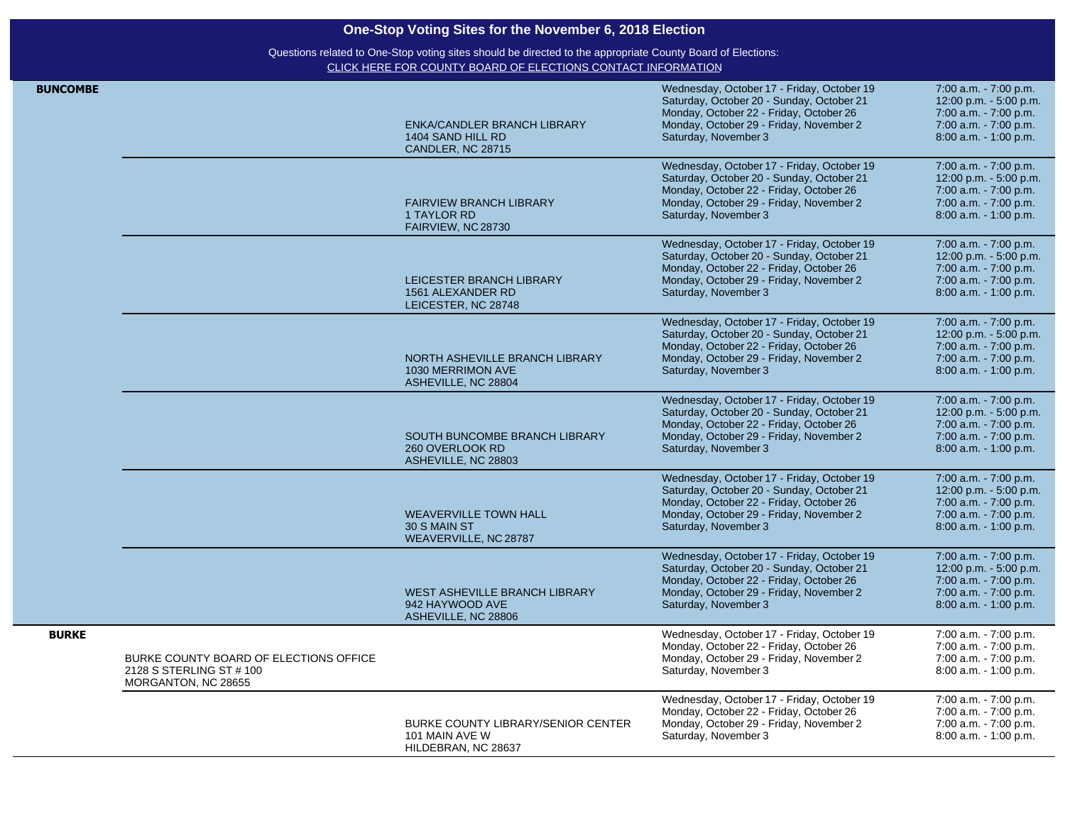# One-Stop Voting Sites for the November 6, 2018 Election

Questions related to One-Stop voting sites should be directed to the appropriate County Board of Elections:
CLICK HERE FOR COUNTY BOARD OF ELECTIONS CONTACT INFORMATION

| County | Site | | Dates | Hours |
|---|---|---|---|---|
| **BUNCOMBE** | | ENKA/CANDLER BRANCH LIBRARY<br>1404 SAND HILL RD<br>CANDLER, NC 28715 | Wednesday, October 17 - Friday, October 19<br>Saturday, October 20 - Sunday, October 21<br>Monday, October 22 - Friday, October 26<br>Monday, October 29 - Friday, November 2<br>Saturday, November 3 | 7:00 a.m. - 7:00 p.m.<br>12:00 p.m. - 5:00 p.m.<br>7:00 a.m. - 7:00 p.m.<br>7:00 a.m. - 7:00 p.m.<br>8:00 a.m. - 1:00 p.m. |
| | | FAIRVIEW BRANCH LIBRARY<br>1 TAYLOR RD<br>FAIRVIEW, NC 28730 | Wednesday, October 17 - Friday, October 19<br>Saturday, October 20 - Sunday, October 21<br>Monday, October 22 - Friday, October 26<br>Monday, October 29 - Friday, November 2<br>Saturday, November 3 | 7:00 a.m. - 7:00 p.m.<br>12:00 p.m. - 5:00 p.m.<br>7:00 a.m. - 7:00 p.m.<br>7:00 a.m. - 7:00 p.m.<br>8:00 a.m. - 1:00 p.m. |
| | | LEICESTER BRANCH LIBRARY<br>1561 ALEXANDER RD<br>LEICESTER, NC 28748 | Wednesday, October 17 - Friday, October 19<br>Saturday, October 20 - Sunday, October 21<br>Monday, October 22 - Friday, October 26<br>Monday, October 29 - Friday, November 2<br>Saturday, November 3 | 7:00 a.m. - 7:00 p.m.<br>12:00 p.m. - 5:00 p.m.<br>7:00 a.m. - 7:00 p.m.<br>7:00 a.m. - 7:00 p.m.<br>8:00 a.m. - 1:00 p.m. |
| | | NORTH ASHEVILLE BRANCH LIBRARY<br>1030 MERRIMON AVE<br>ASHEVILLE, NC 28804 | Wednesday, October 17 - Friday, October 19<br>Saturday, October 20 - Sunday, October 21<br>Monday, October 22 - Friday, October 26<br>Monday, October 29 - Friday, November 2<br>Saturday, November 3 | 7:00 a.m. - 7:00 p.m.<br>12:00 p.m. - 5:00 p.m.<br>7:00 a.m. - 7:00 p.m.<br>7:00 a.m. - 7:00 p.m.<br>8:00 a.m. - 1:00 p.m. |
| | | SOUTH BUNCOMBE BRANCH LIBRARY<br>260 OVERLOOK RD<br>ASHEVILLE, NC 28803 | Wednesday, October 17 - Friday, October 19<br>Saturday, October 20 - Sunday, October 21<br>Monday, October 22 - Friday, October 26<br>Monday, October 29 - Friday, November 2<br>Saturday, November 3 | 7:00 a.m. - 7:00 p.m.<br>12:00 p.m. - 5:00 p.m.<br>7:00 a.m. - 7:00 p.m.<br>7:00 a.m. - 7:00 p.m.<br>8:00 a.m. - 1:00 p.m. |
| | | WEAVERVILLE TOWN HALL<br>30 S MAIN ST<br>WEAVERVILLE, NC 28787 | Wednesday, October 17 - Friday, October 19<br>Saturday, October 20 - Sunday, October 21<br>Monday, October 22 - Friday, October 26<br>Monday, October 29 - Friday, November 2<br>Saturday, November 3 | 7:00 a.m. - 7:00 p.m.<br>12:00 p.m. - 5:00 p.m.<br>7:00 a.m. - 7:00 p.m.<br>7:00 a.m. - 7:00 p.m.<br>8:00 a.m. - 1:00 p.m. |
| | | WEST ASHEVILLE BRANCH LIBRARY<br>942 HAYWOOD AVE<br>ASHEVILLE, NC 28806 | Wednesday, October 17 - Friday, October 19<br>Saturday, October 20 - Sunday, October 21<br>Monday, October 22 - Friday, October 26<br>Monday, October 29 - Friday, November 2<br>Saturday, November 3 | 7:00 a.m. - 7:00 p.m.<br>12:00 p.m. - 5:00 p.m.<br>7:00 a.m. - 7:00 p.m.<br>7:00 a.m. - 7:00 p.m.<br>8:00 a.m. - 1:00 p.m. |
| **BURKE** | BURKE COUNTY BOARD OF ELECTIONS OFFICE<br>2128 S STERLING ST # 100<br>MORGANTON, NC 28655 | | Wednesday, October 17 - Friday, October 19<br>Monday, October 22 - Friday, October 26<br>Monday, October 29 - Friday, November 2<br>Saturday, November 3 | 7:00 a.m. - 7:00 p.m.<br>7:00 a.m. - 7:00 p.m.<br>7:00 a.m. - 7:00 p.m.<br>8:00 a.m. - 1:00 p.m. |
| | | BURKE COUNTY LIBRARY/SENIOR CENTER<br>101 MAIN AVE W<br>HILDEBRAN, NC 28637 | Wednesday, October 17 - Friday, October 19<br>Monday, October 22 - Friday, October 26<br>Monday, October 29 - Friday, November 2<br>Saturday, November 3 | 7:00 a.m. - 7:00 p.m.<br>7:00 a.m. - 7:00 p.m.<br>7:00 a.m. - 7:00 p.m.<br>8:00 a.m. - 1:00 p.m. |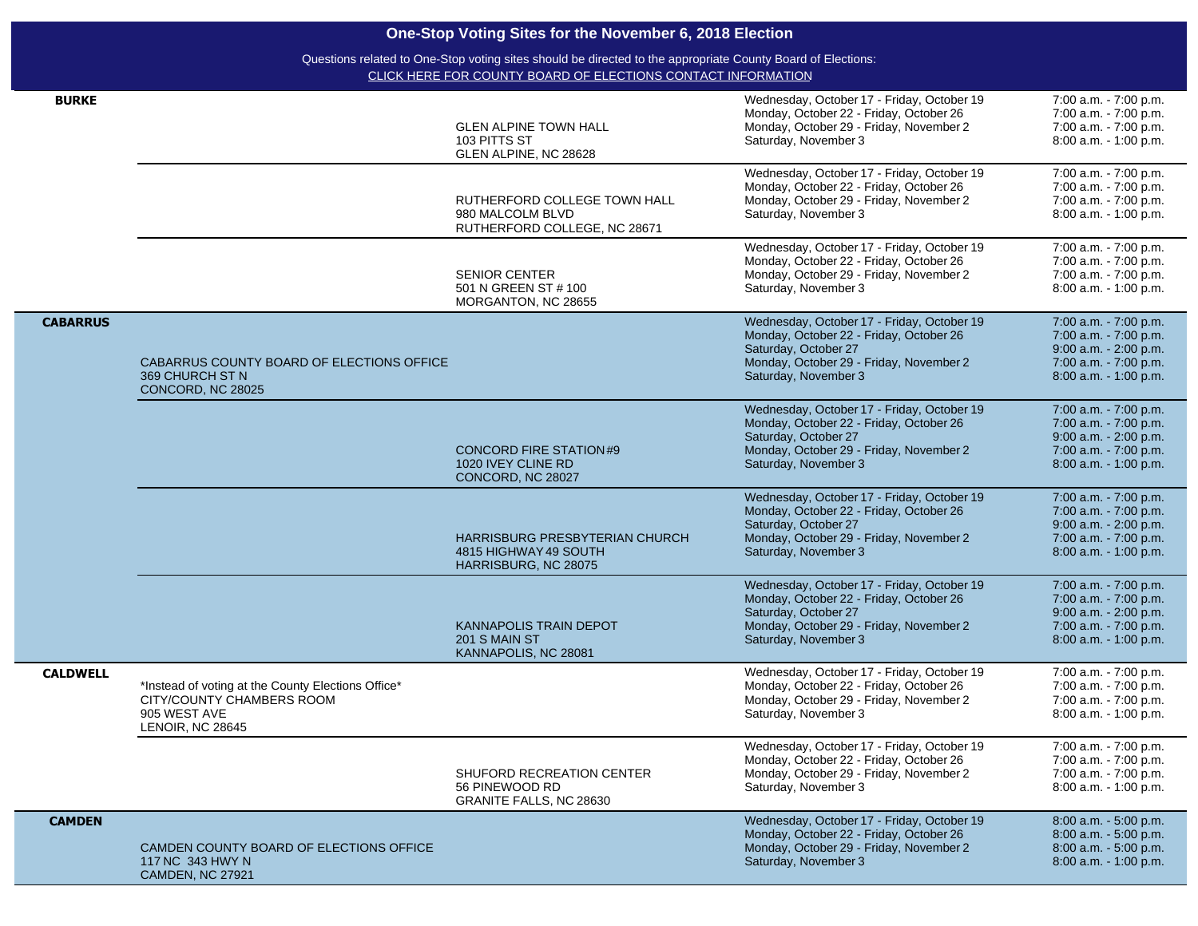## One-Stop Voting Sites for the November 6, 2018 Election

Questions related to One-Stop voting sites should be directed to the appropriate County Board of Elections:
CLICK HERE FOR COUNTY BOARD OF ELECTIONS CONTACT INFORMATION

| County | County Office Site | Other Site | Dates | Hours |
|---|---|---|---|---|
| **BURKE** | | GLEN ALPINE TOWN HALL<br>103 PITTS ST<br>GLEN ALPINE, NC 28628 | Wednesday, October 17 - Friday, October 19<br>Monday, October 22 - Friday, October 26<br>Monday, October 29 - Friday, November 2<br>Saturday, November 3 | 7:00 a.m. - 7:00 p.m.<br>7:00 a.m. - 7:00 p.m.<br>7:00 a.m. - 7:00 p.m.<br>8:00 a.m. - 1:00 p.m. |
| | | RUTHERFORD COLLEGE TOWN HALL<br>980 MALCOLM BLVD<br>RUTHERFORD COLLEGE, NC 28671 | Wednesday, October 17 - Friday, October 19<br>Monday, October 22 - Friday, October 26<br>Monday, October 29 - Friday, November 2<br>Saturday, November 3 | 7:00 a.m. - 7:00 p.m.<br>7:00 a.m. - 7:00 p.m.<br>7:00 a.m. - 7:00 p.m.<br>8:00 a.m. - 1:00 p.m. |
| | | SENIOR CENTER<br>501 N GREEN ST # 100<br>MORGANTON, NC 28655 | Wednesday, October 17 - Friday, October 19<br>Monday, October 22 - Friday, October 26<br>Monday, October 29 - Friday, November 2<br>Saturday, November 3 | 7:00 a.m. - 7:00 p.m.<br>7:00 a.m. - 7:00 p.m.<br>7:00 a.m. - 7:00 p.m.<br>8:00 a.m. - 1:00 p.m. |
| **CABARRUS** | CABARRUS COUNTY BOARD OF ELECTIONS OFFICE<br>369 CHURCH ST N<br>CONCORD, NC 28025 | | Wednesday, October 17 - Friday, October 19<br>Monday, October 22 - Friday, October 26<br>Saturday, October 27<br>Monday, October 29 - Friday, November 2<br>Saturday, November 3 | 7:00 a.m. - 7:00 p.m.<br>7:00 a.m. - 7:00 p.m.<br>9:00 a.m. - 2:00 p.m.<br>7:00 a.m. - 7:00 p.m.<br>8:00 a.m. - 1:00 p.m. |
| | | CONCORD FIRE STATION #9<br>1020 IVEY CLINE RD<br>CONCORD, NC 28027 | Wednesday, October 17 - Friday, October 19<br>Monday, October 22 - Friday, October 26<br>Saturday, October 27<br>Monday, October 29 - Friday, November 2<br>Saturday, November 3 | 7:00 a.m. - 7:00 p.m.<br>7:00 a.m. - 7:00 p.m.<br>9:00 a.m. - 2:00 p.m.<br>7:00 a.m. - 7:00 p.m.<br>8:00 a.m. - 1:00 p.m. |
| | | HARRISBURG PRESBYTERIAN CHURCH<br>4815 HIGHWAY 49 SOUTH<br>HARRISBURG, NC 28075 | Wednesday, October 17 - Friday, October 19<br>Monday, October 22 - Friday, October 26<br>Saturday, October 27<br>Monday, October 29 - Friday, November 2<br>Saturday, November 3 | 7:00 a.m. - 7:00 p.m.<br>7:00 a.m. - 7:00 p.m.<br>9:00 a.m. - 2:00 p.m.<br>7:00 a.m. - 7:00 p.m.<br>8:00 a.m. - 1:00 p.m. |
| | | KANNAPOLIS TRAIN DEPOT<br>201 S MAIN ST<br>KANNAPOLIS, NC 28081 | Wednesday, October 17 - Friday, October 19<br>Monday, October 22 - Friday, October 26<br>Saturday, October 27<br>Monday, October 29 - Friday, November 2<br>Saturday, November 3 | 7:00 a.m. - 7:00 p.m.<br>7:00 a.m. - 7:00 p.m.<br>9:00 a.m. - 2:00 p.m.<br>7:00 a.m. - 7:00 p.m.<br>8:00 a.m. - 1:00 p.m. |
| **CALDWELL** | *Instead of voting at the County Elections Office*<br>CITY/COUNTY CHAMBERS ROOM<br>905 WEST AVE<br>LENOIR, NC 28645 | | Wednesday, October 17 - Friday, October 19<br>Monday, October 22 - Friday, October 26<br>Monday, October 29 - Friday, November 2<br>Saturday, November 3 | 7:00 a.m. - 7:00 p.m.<br>7:00 a.m. - 7:00 p.m.<br>7:00 a.m. - 7:00 p.m.<br>8:00 a.m. - 1:00 p.m. |
| | | SHUFORD RECREATION CENTER<br>56 PINEWOOD RD<br>GRANITE FALLS, NC 28630 | Wednesday, October 17 - Friday, October 19<br>Monday, October 22 - Friday, October 26<br>Monday, October 29 - Friday, November 2<br>Saturday, November 3 | 7:00 a.m. - 7:00 p.m.<br>7:00 a.m. - 7:00 p.m.<br>7:00 a.m. - 7:00 p.m.<br>8:00 a.m. - 1:00 p.m. |
| **CAMDEN** | CAMDEN COUNTY BOARD OF ELECTIONS OFFICE<br>117 NC 343 HWY N<br>CAMDEN, NC 27921 | | Wednesday, October 17 - Friday, October 19<br>Monday, October 22 - Friday, October 26<br>Monday, October 29 - Friday, November 2<br>Saturday, November 3 | 8:00 a.m. - 5:00 p.m.<br>8:00 a.m. - 5:00 p.m.<br>8:00 a.m. - 5:00 p.m.<br>8:00 a.m. - 1:00 p.m. |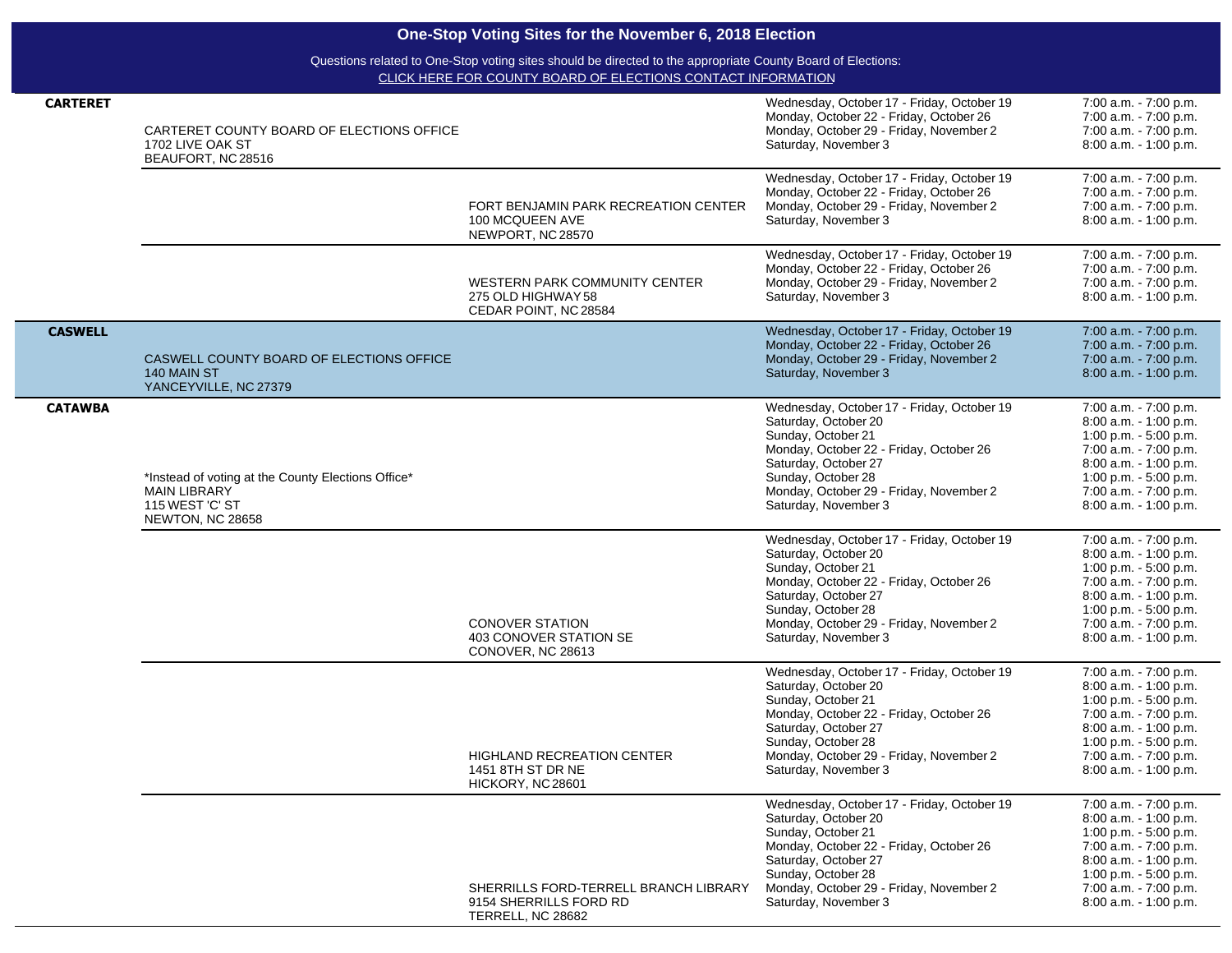# One-Stop Voting Sites for the November 6, 2018 Election

Questions related to One-Stop voting sites should be directed to the appropriate County Board of Elections:
CLICK HERE FOR COUNTY BOARD OF ELECTIONS CONTACT INFORMATION

| County | County Board of Elections Office | Additional Site | Dates | Hours |
|---|---|---|---|---|
| **CARTERET** | CARTERET COUNTY BOARD OF ELECTIONS OFFICE<br>1702 LIVE OAK ST<br>BEAUFORT, NC 28516 | | Wednesday, October 17 - Friday, October 19<br>Monday, October 22 - Friday, October 26<br>Monday, October 29 - Friday, November 2<br>Saturday, November 3 | 7:00 a.m. - 7:00 p.m.<br>7:00 a.m. - 7:00 p.m.<br>7:00 a.m. - 7:00 p.m.<br>8:00 a.m. - 1:00 p.m. |
| | | FORT BENJAMIN PARK RECREATION CENTER<br>100 MCQUEEN AVE<br>NEWPORT, NC 28570 | Wednesday, October 17 - Friday, October 19<br>Monday, October 22 - Friday, October 26<br>Monday, October 29 - Friday, November 2<br>Saturday, November 3 | 7:00 a.m. - 7:00 p.m.<br>7:00 a.m. - 7:00 p.m.<br>7:00 a.m. - 7:00 p.m.<br>8:00 a.m. - 1:00 p.m. |
| | | WESTERN PARK COMMUNITY CENTER<br>275 OLD HIGHWAY 58<br>CEDAR POINT, NC 28584 | Wednesday, October 17 - Friday, October 19<br>Monday, October 22 - Friday, October 26<br>Monday, October 29 - Friday, November 2<br>Saturday, November 3 | 7:00 a.m. - 7:00 p.m.<br>7:00 a.m. - 7:00 p.m.<br>7:00 a.m. - 7:00 p.m.<br>8:00 a.m. - 1:00 p.m. |
| **CASWELL** | CASWELL COUNTY BOARD OF ELECTIONS OFFICE<br>140 MAIN ST<br>YANCEYVILLE, NC 27379 | | Wednesday, October 17 - Friday, October 19<br>Monday, October 22 - Friday, October 26<br>Monday, October 29 - Friday, November 2<br>Saturday, November 3 | 7:00 a.m. - 7:00 p.m.<br>7:00 a.m. - 7:00 p.m.<br>7:00 a.m. - 7:00 p.m.<br>8:00 a.m. - 1:00 p.m. |
| **CATAWBA** | *Instead of voting at the County Elections Office*<br>MAIN LIBRARY<br>115 WEST 'C' ST<br>NEWTON, NC 28658 | | Wednesday, October 17 - Friday, October 19<br>Saturday, October 20<br>Sunday, October 21<br>Monday, October 22 - Friday, October 26<br>Saturday, October 27<br>Sunday, October 28<br>Monday, October 29 - Friday, November 2<br>Saturday, November 3 | 7:00 a.m. - 7:00 p.m.<br>8:00 a.m. - 1:00 p.m.<br>1:00 p.m. - 5:00 p.m.<br>7:00 a.m. - 7:00 p.m.<br>8:00 a.m. - 1:00 p.m.<br>1:00 p.m. - 5:00 p.m.<br>7:00 a.m. - 7:00 p.m.<br>8:00 a.m. - 1:00 p.m. |
| | | CONOVER STATION<br>403 CONOVER STATION SE<br>CONOVER, NC 28613 | Wednesday, October 17 - Friday, October 19<br>Saturday, October 20<br>Sunday, October 21<br>Monday, October 22 - Friday, October 26<br>Saturday, October 27<br>Sunday, October 28<br>Monday, October 29 - Friday, November 2<br>Saturday, November 3 | 7:00 a.m. - 7:00 p.m.<br>8:00 a.m. - 1:00 p.m.<br>1:00 p.m. - 5:00 p.m.<br>7:00 a.m. - 7:00 p.m.<br>8:00 a.m. - 1:00 p.m.<br>1:00 p.m. - 5:00 p.m.<br>7:00 a.m. - 7:00 p.m.<br>8:00 a.m. - 1:00 p.m. |
| | | HIGHLAND RECREATION CENTER<br>1451 8TH ST DR NE<br>HICKORY, NC 28601 | Wednesday, October 17 - Friday, October 19<br>Saturday, October 20<br>Sunday, October 21<br>Monday, October 22 - Friday, October 26<br>Saturday, October 27<br>Sunday, October 28<br>Monday, October 29 - Friday, November 2<br>Saturday, November 3 | 7:00 a.m. - 7:00 p.m.<br>8:00 a.m. - 1:00 p.m.<br>1:00 p.m. - 5:00 p.m.<br>7:00 a.m. - 7:00 p.m.<br>8:00 a.m. - 1:00 p.m.<br>1:00 p.m. - 5:00 p.m.<br>7:00 a.m. - 7:00 p.m.<br>8:00 a.m. - 1:00 p.m. |
| | | SHERRILLS FORD-TERRELL BRANCH LIBRARY<br>9154 SHERRILLS FORD RD<br>TERRELL, NC 28682 | Wednesday, October 17 - Friday, October 19<br>Saturday, October 20<br>Sunday, October 21<br>Monday, October 22 - Friday, October 26<br>Saturday, October 27<br>Sunday, October 28<br>Monday, October 29 - Friday, November 2<br>Saturday, November 3 | 7:00 a.m. - 7:00 p.m.<br>8:00 a.m. - 1:00 p.m.<br>1:00 p.m. - 5:00 p.m.<br>7:00 a.m. - 7:00 p.m.<br>8:00 a.m. - 1:00 p.m.<br>1:00 p.m. - 5:00 p.m.<br>7:00 a.m. - 7:00 p.m.<br>8:00 a.m. - 1:00 p.m. |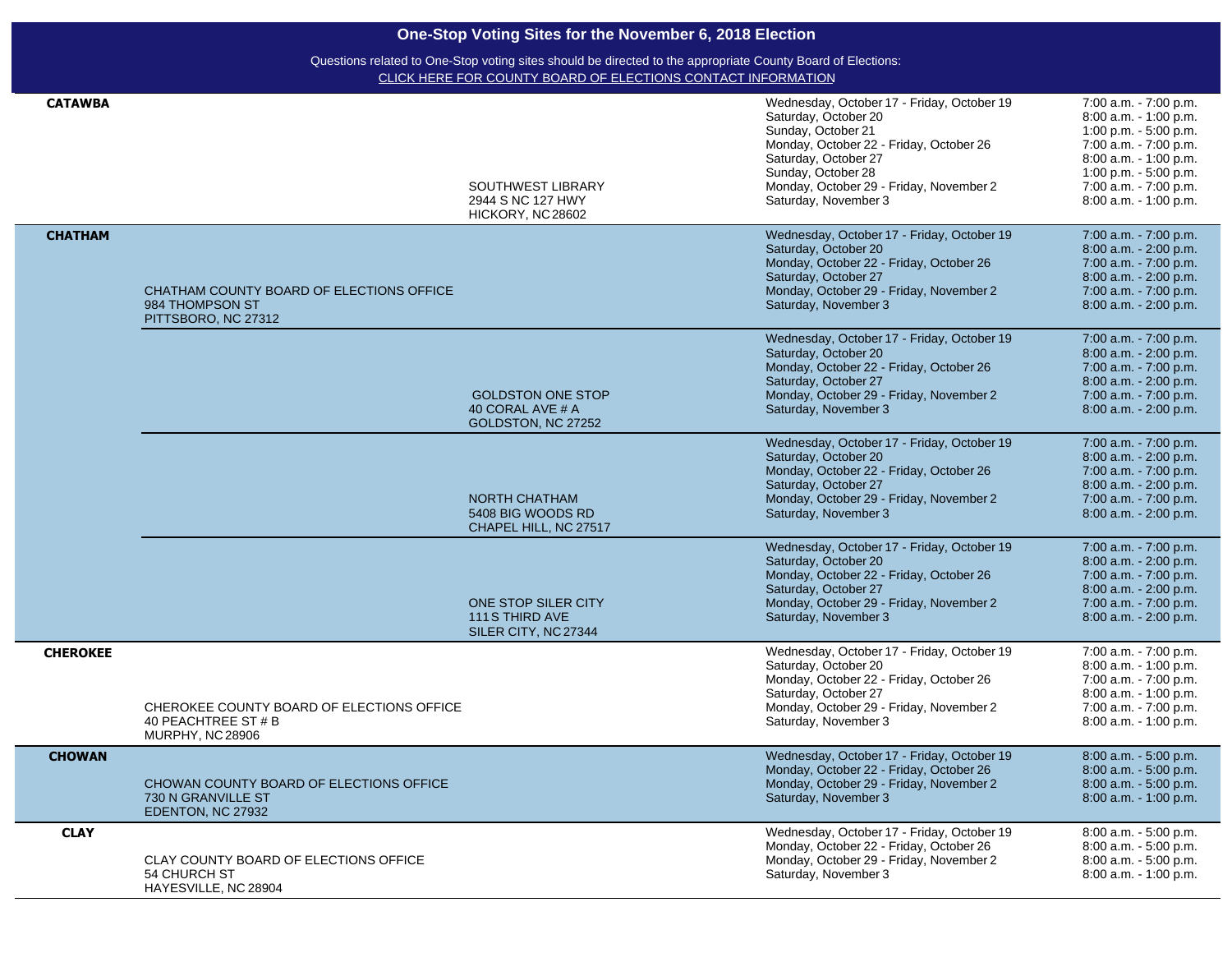# One-Stop Voting Sites for the November 6, 2018 Election

Questions related to One-Stop voting sites should be directed to the appropriate County Board of Elections:
CLICK HERE FOR COUNTY BOARD OF ELECTIONS CONTACT INFORMATION

| County | Site | | Dates | Hours |
|---|---|---|---|---|
| **CATAWBA** | | SOUTHWEST LIBRARY<br>2944 S NC 127 HWY<br>HICKORY, NC 28602 | Wednesday, October 17 - Friday, October 19<br>Saturday, October 20<br>Sunday, October 21<br>Monday, October 22 - Friday, October 26<br>Saturday, October 27<br>Sunday, October 28<br>Monday, October 29 - Friday, November 2<br>Saturday, November 3 | 7:00 a.m. - 7:00 p.m.<br>8:00 a.m. - 1:00 p.m.<br>1:00 p.m. - 5:00 p.m.<br>7:00 a.m. - 7:00 p.m.<br>8:00 a.m. - 1:00 p.m.<br>1:00 p.m. - 5:00 p.m.<br>7:00 a.m. - 7:00 p.m.<br>8:00 a.m. - 1:00 p.m. |
| **CHATHAM** | CHATHAM COUNTY BOARD OF ELECTIONS OFFICE<br>984 THOMPSON ST<br>PITTSBORO, NC 27312 | | Wednesday, October 17 - Friday, October 19<br>Saturday, October 20<br>Monday, October 22 - Friday, October 26<br>Saturday, October 27<br>Monday, October 29 - Friday, November 2<br>Saturday, November 3 | 7:00 a.m. - 7:00 p.m.<br>8:00 a.m. - 2:00 p.m.<br>7:00 a.m. - 7:00 p.m.<br>8:00 a.m. - 2:00 p.m.<br>7:00 a.m. - 7:00 p.m.<br>8:00 a.m. - 2:00 p.m. |
| | | GOLDSTON ONE STOP<br>40 CORAL AVE # A<br>GOLDSTON, NC 27252 | Wednesday, October 17 - Friday, October 19<br>Saturday, October 20<br>Monday, October 22 - Friday, October 26<br>Saturday, October 27<br>Monday, October 29 - Friday, November 2<br>Saturday, November 3 | 7:00 a.m. - 7:00 p.m.<br>8:00 a.m. - 2:00 p.m.<br>7:00 a.m. - 7:00 p.m.<br>8:00 a.m. - 2:00 p.m.<br>7:00 a.m. - 7:00 p.m.<br>8:00 a.m. - 2:00 p.m. |
| | | NORTH CHATHAM<br>5408 BIG WOODS RD<br>CHAPEL HILL, NC 27517 | Wednesday, October 17 - Friday, October 19<br>Saturday, October 20<br>Monday, October 22 - Friday, October 26<br>Saturday, October 27<br>Monday, October 29 - Friday, November 2<br>Saturday, November 3 | 7:00 a.m. - 7:00 p.m.<br>8:00 a.m. - 2:00 p.m.<br>7:00 a.m. - 7:00 p.m.<br>8:00 a.m. - 2:00 p.m.<br>7:00 a.m. - 7:00 p.m.<br>8:00 a.m. - 2:00 p.m. |
| | | ONE STOP SILER CITY<br>111 S THIRD AVE<br>SILER CITY, NC 27344 | Wednesday, October 17 - Friday, October 19<br>Saturday, October 20<br>Monday, October 22 - Friday, October 26<br>Saturday, October 27<br>Monday, October 29 - Friday, November 2<br>Saturday, November 3 | 7:00 a.m. - 7:00 p.m.<br>8:00 a.m. - 2:00 p.m.<br>7:00 a.m. - 7:00 p.m.<br>8:00 a.m. - 2:00 p.m.<br>7:00 a.m. - 7:00 p.m.<br>8:00 a.m. - 2:00 p.m. |
| **CHEROKEE** | CHEROKEE COUNTY BOARD OF ELECTIONS OFFICE<br>40 PEACHTREE ST # B<br>MURPHY, NC 28906 | | Wednesday, October 17 - Friday, October 19<br>Saturday, October 20<br>Monday, October 22 - Friday, October 26<br>Saturday, October 27<br>Monday, October 29 - Friday, November 2<br>Saturday, November 3 | 7:00 a.m. - 7:00 p.m.<br>8:00 a.m. - 1:00 p.m.<br>7:00 a.m. - 7:00 p.m.<br>8:00 a.m. - 1:00 p.m.<br>7:00 a.m. - 7:00 p.m.<br>8:00 a.m. - 1:00 p.m. |
| **CHOWAN** | CHOWAN COUNTY BOARD OF ELECTIONS OFFICE<br>730 N GRANVILLE ST<br>EDENTON, NC 27932 | | Wednesday, October 17 - Friday, October 19<br>Monday, October 22 - Friday, October 26<br>Monday, October 29 - Friday, November 2<br>Saturday, November 3 | 8:00 a.m. - 5:00 p.m.<br>8:00 a.m. - 5:00 p.m.<br>8:00 a.m. - 5:00 p.m.<br>8:00 a.m. - 1:00 p.m. |
| **CLAY** | CLAY COUNTY BOARD OF ELECTIONS OFFICE<br>54 CHURCH ST<br>HAYESVILLE, NC 28904 | | Wednesday, October 17 - Friday, October 19<br>Monday, October 22 - Friday, October 26<br>Monday, October 29 - Friday, November 2<br>Saturday, November 3 | 8:00 a.m. - 5:00 p.m.<br>8:00 a.m. - 5:00 p.m.<br>8:00 a.m. - 5:00 p.m.<br>8:00 a.m. - 1:00 p.m. |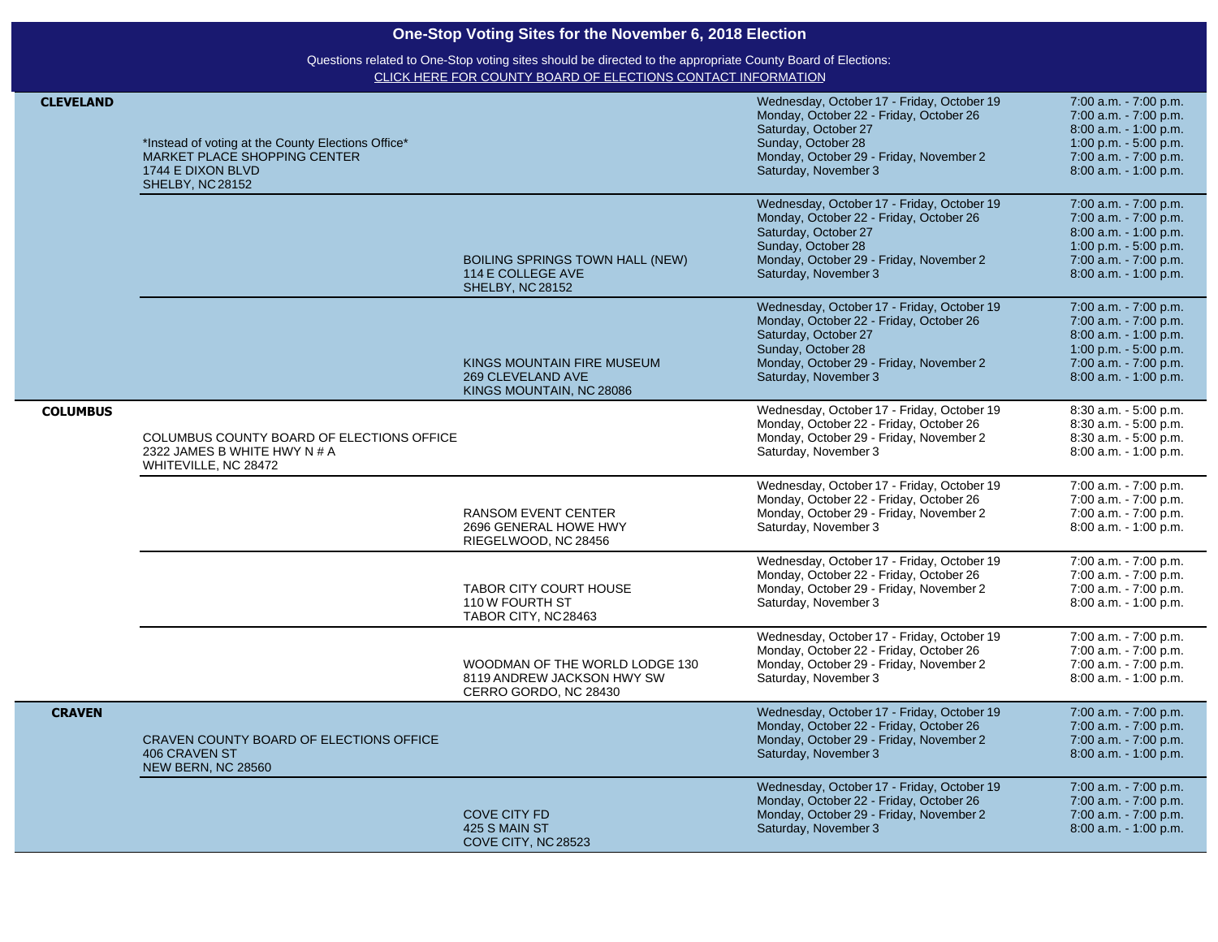# One-Stop Voting Sites for the November 6, 2018 Election

Questions related to One-Stop voting sites should be directed to the appropriate County Board of Elections:
CLICK HERE FOR COUNTY BOARD OF ELECTIONS CONTACT INFORMATION

| County | County Office | Additional Site | Dates | Hours |
|---|---|---|---|---|
| **CLEVELAND** | *Instead of voting at the County Elections Office*<br>MARKET PLACE SHOPPING CENTER<br>1744 E DIXON BLVD<br>SHELBY, NC 28152 | | Wednesday, October 17 - Friday, October 19<br>Monday, October 22 - Friday, October 26<br>Saturday, October 27<br>Sunday, October 28<br>Monday, October 29 - Friday, November 2<br>Saturday, November 3 | 7:00 a.m. - 7:00 p.m.<br>7:00 a.m. - 7:00 p.m.<br>8:00 a.m. - 1:00 p.m.<br>1:00 p.m. - 5:00 p.m.<br>7:00 a.m. - 7:00 p.m.<br>8:00 a.m. - 1:00 p.m. |
| | | BOILING SPRINGS TOWN HALL (NEW)<br>114 E COLLEGE AVE<br>SHELBY, NC 28152 | Wednesday, October 17 - Friday, October 19<br>Monday, October 22 - Friday, October 26<br>Saturday, October 27<br>Sunday, October 28<br>Monday, October 29 - Friday, November 2<br>Saturday, November 3 | 7:00 a.m. - 7:00 p.m.<br>7:00 a.m. - 7:00 p.m.<br>8:00 a.m. - 1:00 p.m.<br>1:00 p.m. - 5:00 p.m.<br>7:00 a.m. - 7:00 p.m.<br>8:00 a.m. - 1:00 p.m. |
| | | KINGS MOUNTAIN FIRE MUSEUM<br>269 CLEVELAND AVE<br>KINGS MOUNTAIN, NC 28086 | Wednesday, October 17 - Friday, October 19<br>Monday, October 22 - Friday, October 26<br>Saturday, October 27<br>Sunday, October 28<br>Monday, October 29 - Friday, November 2<br>Saturday, November 3 | 7:00 a.m. - 7:00 p.m.<br>7:00 a.m. - 7:00 p.m.<br>8:00 a.m. - 1:00 p.m.<br>1:00 p.m. - 5:00 p.m.<br>7:00 a.m. - 7:00 p.m.<br>8:00 a.m. - 1:00 p.m. |
| **COLUMBUS** | COLUMBUS COUNTY BOARD OF ELECTIONS OFFICE<br>2322 JAMES B WHITE HWY N # A<br>WHITEVILLE, NC 28472 | | Wednesday, October 17 - Friday, October 19<br>Monday, October 22 - Friday, October 26<br>Monday, October 29 - Friday, November 2<br>Saturday, November 3 | 8:30 a.m. - 5:00 p.m.<br>8:30 a.m. - 5:00 p.m.<br>8:30 a.m. - 5:00 p.m.<br>8:00 a.m. - 1:00 p.m. |
| | | RANSOM EVENT CENTER<br>2696 GENERAL HOWE HWY<br>RIEGELWOOD, NC 28456 | Wednesday, October 17 - Friday, October 19<br>Monday, October 22 - Friday, October 26<br>Monday, October 29 - Friday, November 2<br>Saturday, November 3 | 7:00 a.m. - 7:00 p.m.<br>7:00 a.m. - 7:00 p.m.<br>7:00 a.m. - 7:00 p.m.<br>8:00 a.m. - 1:00 p.m. |
| | | TABOR CITY COURT HOUSE<br>110 W FOURTH ST<br>TABOR CITY, NC 28463 | Wednesday, October 17 - Friday, October 19<br>Monday, October 22 - Friday, October 26<br>Monday, October 29 - Friday, November 2<br>Saturday, November 3 | 7:00 a.m. - 7:00 p.m.<br>7:00 a.m. - 7:00 p.m.<br>7:00 a.m. - 7:00 p.m.<br>8:00 a.m. - 1:00 p.m. |
| | | WOODMAN OF THE WORLD LODGE 130<br>8119 ANDREW JACKSON HWY SW<br>CERRO GORDO, NC 28430 | Wednesday, October 17 - Friday, October 19<br>Monday, October 22 - Friday, October 26<br>Monday, October 29 - Friday, November 2<br>Saturday, November 3 | 7:00 a.m. - 7:00 p.m.<br>7:00 a.m. - 7:00 p.m.<br>7:00 a.m. - 7:00 p.m.<br>8:00 a.m. - 1:00 p.m. |
| **CRAVEN** | CRAVEN COUNTY BOARD OF ELECTIONS OFFICE<br>406 CRAVEN ST<br>NEW BERN, NC 28560 | | Wednesday, October 17 - Friday, October 19<br>Monday, October 22 - Friday, October 26<br>Monday, October 29 - Friday, November 2<br>Saturday, November 3 | 7:00 a.m. - 7:00 p.m.<br>7:00 a.m. - 7:00 p.m.<br>7:00 a.m. - 7:00 p.m.<br>8:00 a.m. - 1:00 p.m. |
| | | COVE CITY FD<br>425 S MAIN ST<br>COVE CITY, NC 28523 | Wednesday, October 17 - Friday, October 19<br>Monday, October 22 - Friday, October 26<br>Monday, October 29 - Friday, November 2<br>Saturday, November 3 | 7:00 a.m. - 7:00 p.m.<br>7:00 a.m. - 7:00 p.m.<br>7:00 a.m. - 7:00 p.m.<br>8:00 a.m. - 1:00 p.m. |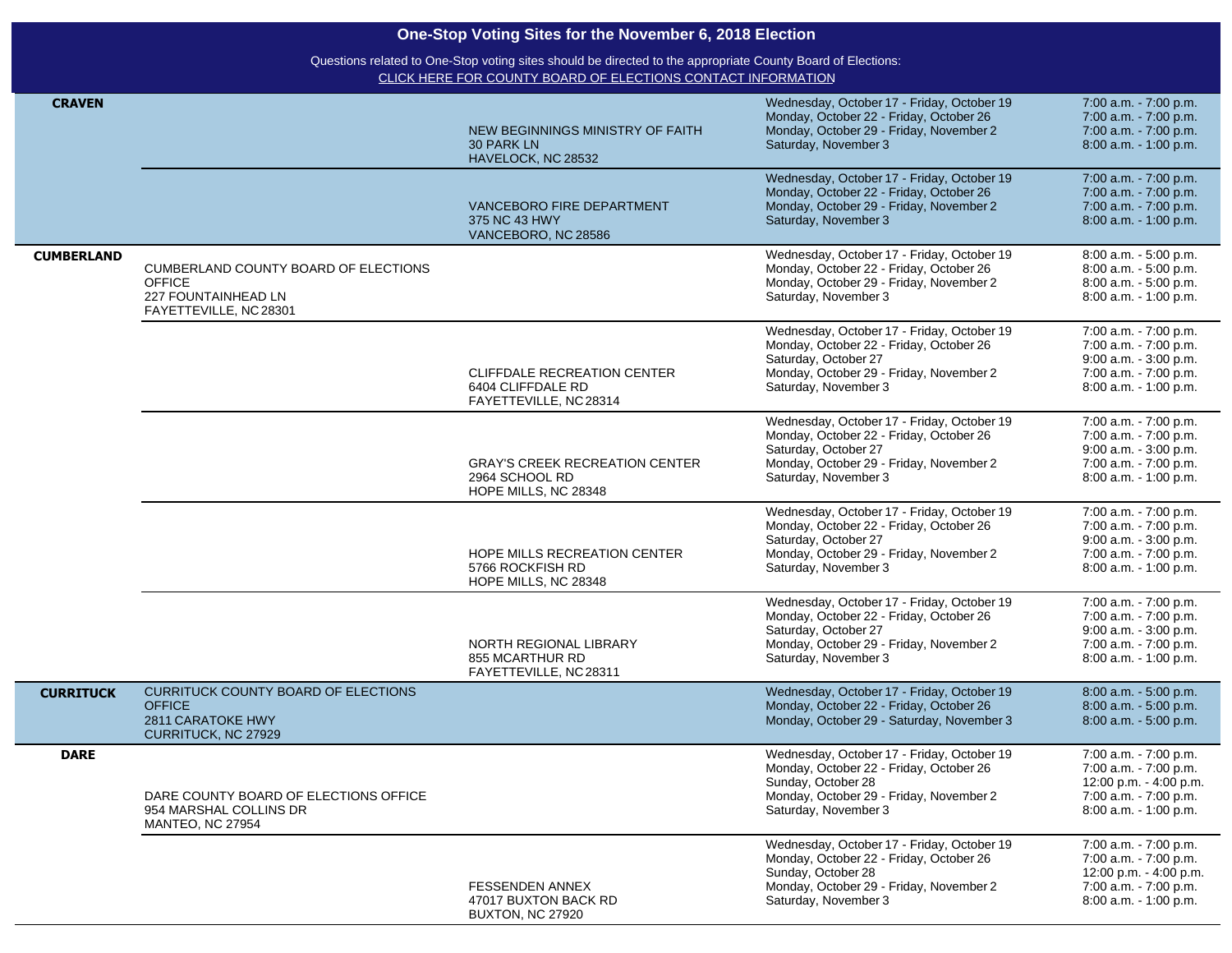# One-Stop Voting Sites for the November 6, 2018 Election

Questions related to One-Stop voting sites should be directed to the appropriate County Board of Elections:
CLICK HERE FOR COUNTY BOARD OF ELECTIONS CONTACT INFORMATION

| County | Board of Elections Office | Additional Site | Dates | Hours |
|---|---|---|---|---|
| **CRAVEN** | | NEW BEGINNINGS MINISTRY OF FAITH<br>30 PARK LN<br>HAVELOCK, NC 28532 | Wednesday, October 17 - Friday, October 19<br>Monday, October 22 - Friday, October 26<br>Monday, October 29 - Friday, November 2<br>Saturday, November 3 | 7:00 a.m. - 7:00 p.m.<br>7:00 a.m. - 7:00 p.m.<br>7:00 a.m. - 7:00 p.m.<br>8:00 a.m. - 1:00 p.m. |
| | | VANCEBORO FIRE DEPARTMENT<br>375 NC 43 HWY<br>VANCEBORO, NC 28586 | Wednesday, October 17 - Friday, October 19<br>Monday, October 22 - Friday, October 26<br>Monday, October 29 - Friday, November 2<br>Saturday, November 3 | 7:00 a.m. - 7:00 p.m.<br>7:00 a.m. - 7:00 p.m.<br>7:00 a.m. - 7:00 p.m.<br>8:00 a.m. - 1:00 p.m. |
| **CUMBERLAND** | CUMBERLAND COUNTY BOARD OF ELECTIONS OFFICE<br>227 FOUNTAINHEAD LN<br>FAYETTEVILLE, NC 28301 | | Wednesday, October 17 - Friday, October 19<br>Monday, October 22 - Friday, October 26<br>Monday, October 29 - Friday, November 2<br>Saturday, November 3 | 8:00 a.m. - 5:00 p.m.<br>8:00 a.m. - 5:00 p.m.<br>8:00 a.m. - 5:00 p.m.<br>8:00 a.m. - 1:00 p.m. |
| | | CLIFFDALE RECREATION CENTER<br>6404 CLIFFDALE RD<br>FAYETTEVILLE, NC 28314 | Wednesday, October 17 - Friday, October 19<br>Monday, October 22 - Friday, October 26<br>Saturday, October 27<br>Monday, October 29 - Friday, November 2<br>Saturday, November 3 | 7:00 a.m. - 7:00 p.m.<br>7:00 a.m. - 7:00 p.m.<br>9:00 a.m. - 3:00 p.m.<br>7:00 a.m. - 7:00 p.m.<br>8:00 a.m. - 1:00 p.m. |
| | | GRAY'S CREEK RECREATION CENTER<br>2964 SCHOOL RD<br>HOPE MILLS, NC 28348 | Wednesday, October 17 - Friday, October 19<br>Monday, October 22 - Friday, October 26<br>Saturday, October 27<br>Monday, October 29 - Friday, November 2<br>Saturday, November 3 | 7:00 a.m. - 7:00 p.m.<br>7:00 a.m. - 7:00 p.m.<br>9:00 a.m. - 3:00 p.m.<br>7:00 a.m. - 7:00 p.m.<br>8:00 a.m. - 1:00 p.m. |
| | | HOPE MILLS RECREATION CENTER<br>5766 ROCKFISH RD<br>HOPE MILLS, NC 28348 | Wednesday, October 17 - Friday, October 19<br>Monday, October 22 - Friday, October 26<br>Saturday, October 27<br>Monday, October 29 - Friday, November 2<br>Saturday, November 3 | 7:00 a.m. - 7:00 p.m.<br>7:00 a.m. - 7:00 p.m.<br>9:00 a.m. - 3:00 p.m.<br>7:00 a.m. - 7:00 p.m.<br>8:00 a.m. - 1:00 p.m. |
| | | NORTH REGIONAL LIBRARY<br>855 MCARTHUR RD<br>FAYETTEVILLE, NC 28311 | Wednesday, October 17 - Friday, October 19<br>Monday, October 22 - Friday, October 26<br>Saturday, October 27<br>Monday, October 29 - Friday, November 2<br>Saturday, November 3 | 7:00 a.m. - 7:00 p.m.<br>7:00 a.m. - 7:00 p.m.<br>9:00 a.m. - 3:00 p.m.<br>7:00 a.m. - 7:00 p.m.<br>8:00 a.m. - 1:00 p.m. |
| **CURRITUCK** | CURRITUCK COUNTY BOARD OF ELECTIONS OFFICE<br>2811 CARATOKE HWY<br>CURRITUCK, NC 27929 | | Wednesday, October 17 - Friday, October 19<br>Monday, October 22 - Friday, October 26<br>Monday, October 29 - Saturday, November 3 | 8:00 a.m. - 5:00 p.m.<br>8:00 a.m. - 5:00 p.m.<br>8:00 a.m. - 5:00 p.m. |
| **DARE** | DARE COUNTY BOARD OF ELECTIONS OFFICE<br>954 MARSHAL COLLINS DR<br>MANTEO, NC 27954 | | Wednesday, October 17 - Friday, October 19<br>Monday, October 22 - Friday, October 26<br>Sunday, October 28<br>Monday, October 29 - Friday, November 2<br>Saturday, November 3 | 7:00 a.m. - 7:00 p.m.<br>7:00 a.m. - 7:00 p.m.<br>12:00 p.m. - 4:00 p.m.<br>7:00 a.m. - 7:00 p.m.<br>8:00 a.m. - 1:00 p.m. |
| | | FESSENDEN ANNEX<br>47017 BUXTON BACK RD<br>BUXTON, NC 27920 | Wednesday, October 17 - Friday, October 19<br>Monday, October 22 - Friday, October 26<br>Sunday, October 28<br>Monday, October 29 - Friday, November 2<br>Saturday, November 3 | 7:00 a.m. - 7:00 p.m.<br>7:00 a.m. - 7:00 p.m.<br>12:00 p.m. - 4:00 p.m.<br>7:00 a.m. - 7:00 p.m.<br>8:00 a.m. - 1:00 p.m. |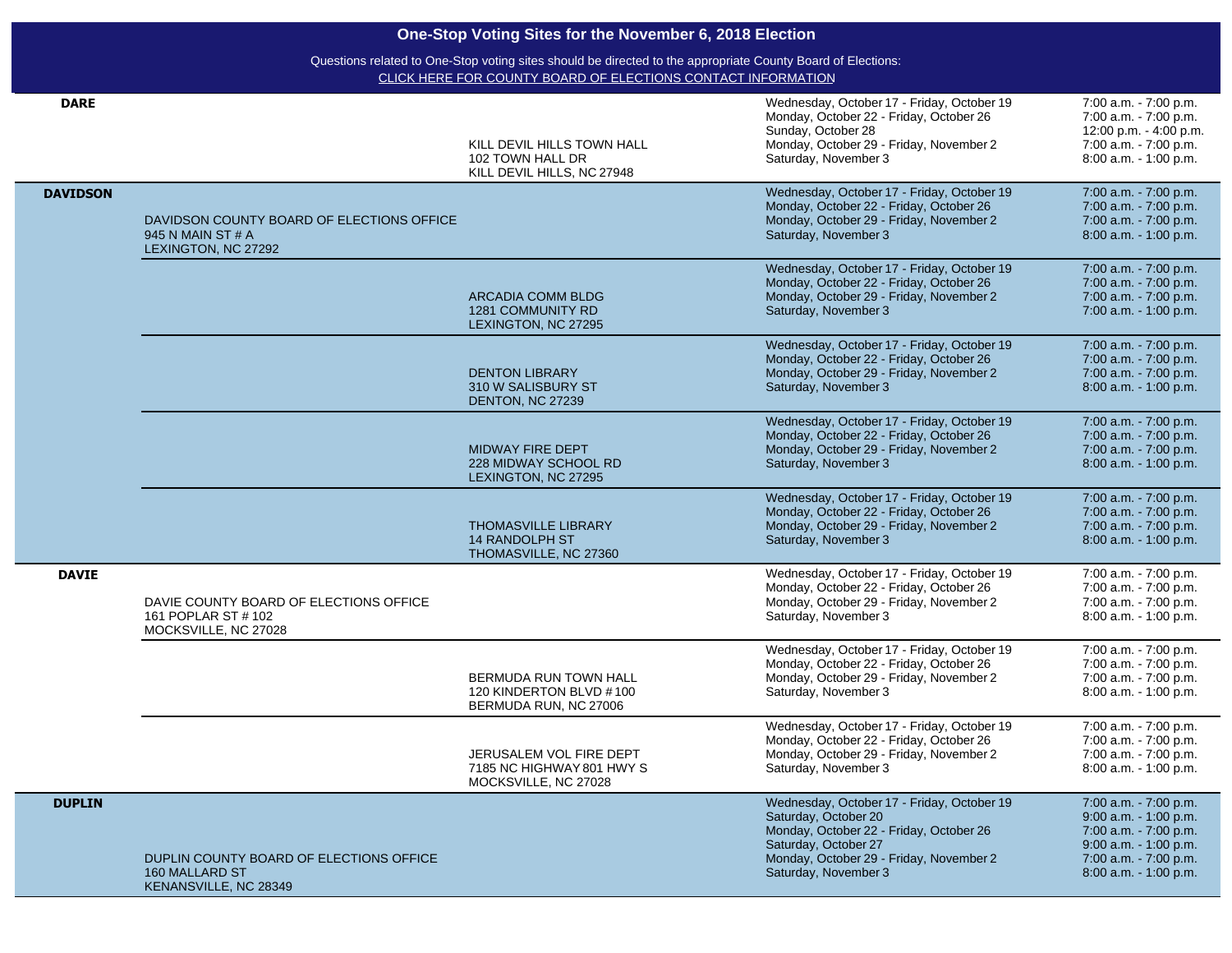## One-Stop Voting Sites for the November 6, 2018 Election

Questions related to One-Stop voting sites should be directed to the appropriate County Board of Elections:
CLICK HERE FOR COUNTY BOARD OF ELECTIONS CONTACT INFORMATION

| County | Board of Elections Office | Site | Dates | Hours |
|---|---|---|---|---|
| **DARE** | | KILL DEVIL HILLS TOWN HALL<br>102 TOWN HALL DR<br>KILL DEVIL HILLS, NC 27948 | Wednesday, October 17 - Friday, October 19<br>Monday, October 22 - Friday, October 26<br>Sunday, October 28<br>Monday, October 29 - Friday, November 2<br>Saturday, November 3 | 7:00 a.m. - 7:00 p.m.<br>7:00 a.m. - 7:00 p.m.<br>12:00 p.m. - 4:00 p.m.<br>7:00 a.m. - 7:00 p.m.<br>8:00 a.m. - 1:00 p.m. |
| **DAVIDSON** | DAVIDSON COUNTY BOARD OF ELECTIONS OFFICE<br>945 N MAIN ST # A<br>LEXINGTON, NC 27292 | | Wednesday, October 17 - Friday, October 19<br>Monday, October 22 - Friday, October 26<br>Monday, October 29 - Friday, November 2<br>Saturday, November 3 | 7:00 a.m. - 7:00 p.m.<br>7:00 a.m. - 7:00 p.m.<br>7:00 a.m. - 7:00 p.m.<br>8:00 a.m. - 1:00 p.m. |
| | | ARCADIA COMM BLDG<br>1281 COMMUNITY RD<br>LEXINGTON, NC 27295 | Wednesday, October 17 - Friday, October 19<br>Monday, October 22 - Friday, October 26<br>Monday, October 29 - Friday, November 2<br>Saturday, November 3 | 7:00 a.m. - 7:00 p.m.<br>7:00 a.m. - 7:00 p.m.<br>7:00 a.m. - 7:00 p.m.<br>7:00 a.m. - 1:00 p.m. |
| | | DENTON LIBRARY<br>310 W SALISBURY ST<br>DENTON, NC 27239 | Wednesday, October 17 - Friday, October 19<br>Monday, October 22 - Friday, October 26<br>Monday, October 29 - Friday, November 2<br>Saturday, November 3 | 7:00 a.m. - 7:00 p.m.<br>7:00 a.m. - 7:00 p.m.<br>7:00 a.m. - 7:00 p.m.<br>8:00 a.m. - 1:00 p.m. |
| | | MIDWAY FIRE DEPT<br>228 MIDWAY SCHOOL RD<br>LEXINGTON, NC 27295 | Wednesday, October 17 - Friday, October 19<br>Monday, October 22 - Friday, October 26<br>Monday, October 29 - Friday, November 2<br>Saturday, November 3 | 7:00 a.m. - 7:00 p.m.<br>7:00 a.m. - 7:00 p.m.<br>7:00 a.m. - 7:00 p.m.<br>8:00 a.m. - 1:00 p.m. |
| | | THOMASVILLE LIBRARY<br>14 RANDOLPH ST<br>THOMASVILLE, NC 27360 | Wednesday, October 17 - Friday, October 19<br>Monday, October 22 - Friday, October 26<br>Monday, October 29 - Friday, November 2<br>Saturday, November 3 | 7:00 a.m. - 7:00 p.m.<br>7:00 a.m. - 7:00 p.m.<br>7:00 a.m. - 7:00 p.m.<br>8:00 a.m. - 1:00 p.m. |
| **DAVIE** | DAVIE COUNTY BOARD OF ELECTIONS OFFICE<br>161 POPLAR ST # 102<br>MOCKSVILLE, NC 27028 | | Wednesday, October 17 - Friday, October 19<br>Monday, October 22 - Friday, October 26<br>Monday, October 29 - Friday, November 2<br>Saturday, November 3 | 7:00 a.m. - 7:00 p.m.<br>7:00 a.m. - 7:00 p.m.<br>7:00 a.m. - 7:00 p.m.<br>8:00 a.m. - 1:00 p.m. |
| | | BERMUDA RUN TOWN HALL<br>120 KINDERTON BLVD # 100<br>BERMUDA RUN, NC 27006 | Wednesday, October 17 - Friday, October 19<br>Monday, October 22 - Friday, October 26<br>Monday, October 29 - Friday, November 2<br>Saturday, November 3 | 7:00 a.m. - 7:00 p.m.<br>7:00 a.m. - 7:00 p.m.<br>7:00 a.m. - 7:00 p.m.<br>8:00 a.m. - 1:00 p.m. |
| | | JERUSALEM VOL FIRE DEPT<br>7185 NC HIGHWAY 801 HWY S<br>MOCKSVILLE, NC 27028 | Wednesday, October 17 - Friday, October 19<br>Monday, October 22 - Friday, October 26<br>Monday, October 29 - Friday, November 2<br>Saturday, November 3 | 7:00 a.m. - 7:00 p.m.<br>7:00 a.m. - 7:00 p.m.<br>7:00 a.m. - 7:00 p.m.<br>8:00 a.m. - 1:00 p.m. |
| **DUPLIN** | DUPLIN COUNTY BOARD OF ELECTIONS OFFICE<br>160 MALLARD ST<br>KENANSVILLE, NC 28349 | | Wednesday, October 17 - Friday, October 19<br>Saturday, October 20<br>Monday, October 22 - Friday, October 26<br>Saturday, October 27<br>Monday, October 29 - Friday, November 2<br>Saturday, November 3 | 7:00 a.m. - 7:00 p.m.<br>9:00 a.m. - 1:00 p.m.<br>7:00 a.m. - 7:00 p.m.<br>9:00 a.m. - 1:00 p.m.<br>7:00 a.m. - 7:00 p.m.<br>8:00 a.m. - 1:00 p.m. |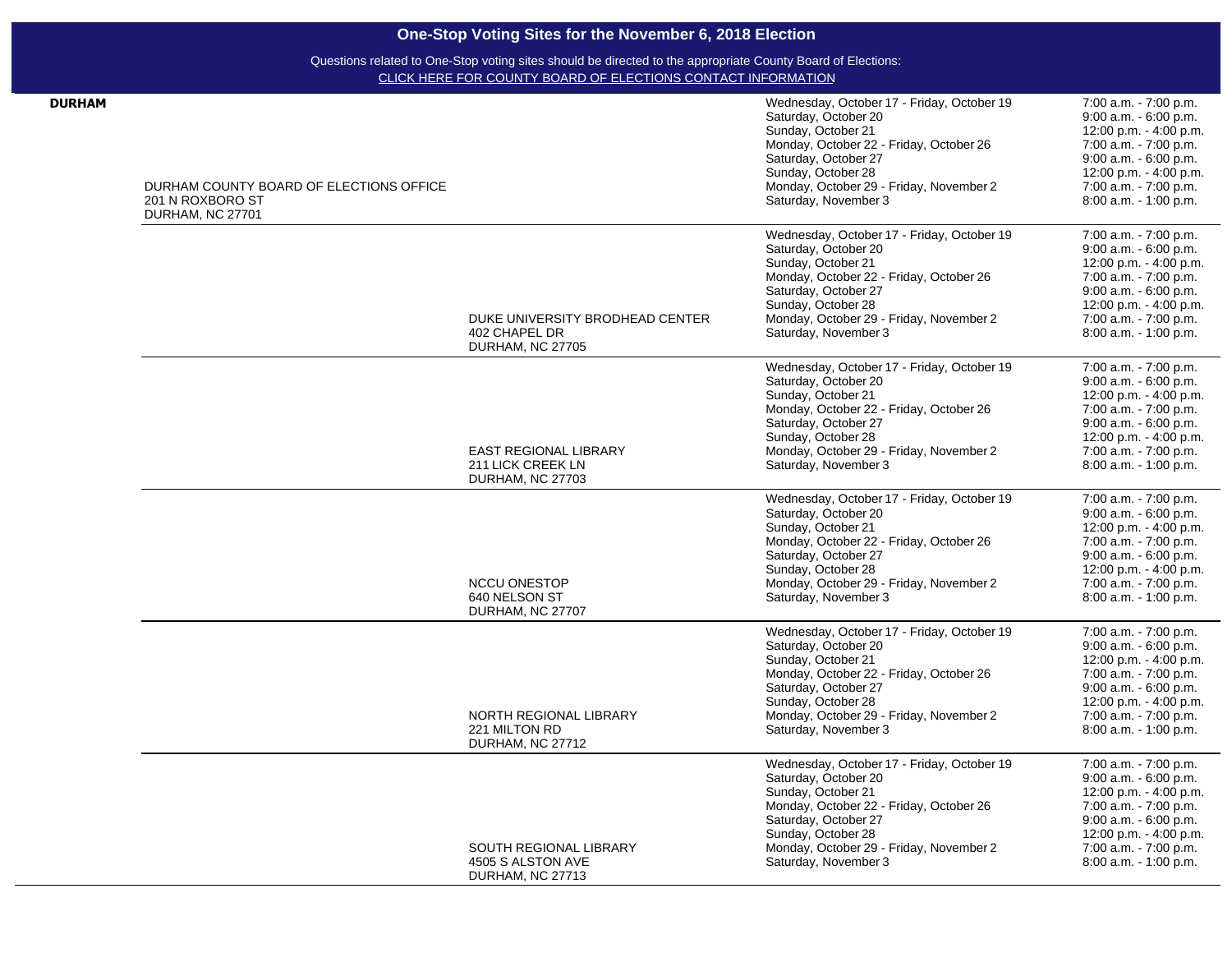## One-Stop Voting Sites for the November 6, 2018 Election

Questions related to One-Stop voting sites should be directed to the appropriate County Board of Elections:
CLICK HERE FOR COUNTY BOARD OF ELECTIONS CONTACT INFORMATION

| County | Site | | Dates | Hours |
|---|---|---|---|---|
| **DURHAM** | DURHAM COUNTY BOARD OF ELECTIONS OFFICE<br>201 N ROXBORO ST<br>DURHAM, NC 27701 | | Wednesday, October 17 - Friday, October 19<br>Saturday, October 20<br>Sunday, October 21<br>Monday, October 22 - Friday, October 26<br>Saturday, October 27<br>Sunday, October 28<br>Monday, October 29 - Friday, November 2<br>Saturday, November 3 | 7:00 a.m. - 7:00 p.m.<br>9:00 a.m. - 6:00 p.m.<br>12:00 p.m. - 4:00 p.m.<br>7:00 a.m. - 7:00 p.m.<br>9:00 a.m. - 6:00 p.m.<br>12:00 p.m. - 4:00 p.m.<br>7:00 a.m. - 7:00 p.m.<br>8:00 a.m. - 1:00 p.m. |
| | | DUKE UNIVERSITY BRODHEAD CENTER<br>402 CHAPEL DR<br>DURHAM, NC 27705 | Wednesday, October 17 - Friday, October 19<br>Saturday, October 20<br>Sunday, October 21<br>Monday, October 22 - Friday, October 26<br>Saturday, October 27<br>Sunday, October 28<br>Monday, October 29 - Friday, November 2<br>Saturday, November 3 | 7:00 a.m. - 7:00 p.m.<br>9:00 a.m. - 6:00 p.m.<br>12:00 p.m. - 4:00 p.m.<br>7:00 a.m. - 7:00 p.m.<br>9:00 a.m. - 6:00 p.m.<br>12:00 p.m. - 4:00 p.m.<br>7:00 a.m. - 7:00 p.m.<br>8:00 a.m. - 1:00 p.m. |
| | | EAST REGIONAL LIBRARY<br>211 LICK CREEK LN<br>DURHAM, NC 27703 | Wednesday, October 17 - Friday, October 19<br>Saturday, October 20<br>Sunday, October 21<br>Monday, October 22 - Friday, October 26<br>Saturday, October 27<br>Sunday, October 28<br>Monday, October 29 - Friday, November 2<br>Saturday, November 3 | 7:00 a.m. - 7:00 p.m.<br>9:00 a.m. - 6:00 p.m.<br>12:00 p.m. - 4:00 p.m.<br>7:00 a.m. - 7:00 p.m.<br>9:00 a.m. - 6:00 p.m.<br>12:00 p.m. - 4:00 p.m.<br>7:00 a.m. - 7:00 p.m.<br>8:00 a.m. - 1:00 p.m. |
| | | NCCU ONESTOP<br>640 NELSON ST<br>DURHAM, NC 27707 | Wednesday, October 17 - Friday, October 19<br>Saturday, October 20<br>Sunday, October 21<br>Monday, October 22 - Friday, October 26<br>Saturday, October 27<br>Sunday, October 28<br>Monday, October 29 - Friday, November 2<br>Saturday, November 3 | 7:00 a.m. - 7:00 p.m.<br>9:00 a.m. - 6:00 p.m.<br>12:00 p.m. - 4:00 p.m.<br>7:00 a.m. - 7:00 p.m.<br>9:00 a.m. - 6:00 p.m.<br>12:00 p.m. - 4:00 p.m.<br>7:00 a.m. - 7:00 p.m.<br>8:00 a.m. - 1:00 p.m. |
| | | NORTH REGIONAL LIBRARY<br>221 MILTON RD<br>DURHAM, NC 27712 | Wednesday, October 17 - Friday, October 19<br>Saturday, October 20<br>Sunday, October 21<br>Monday, October 22 - Friday, October 26<br>Saturday, October 27<br>Sunday, October 28<br>Monday, October 29 - Friday, November 2<br>Saturday, November 3 | 7:00 a.m. - 7:00 p.m.<br>9:00 a.m. - 6:00 p.m.<br>12:00 p.m. - 4:00 p.m.<br>7:00 a.m. - 7:00 p.m.<br>9:00 a.m. - 6:00 p.m.<br>12:00 p.m. - 4:00 p.m.<br>7:00 a.m. - 7:00 p.m.<br>8:00 a.m. - 1:00 p.m. |
| | | SOUTH REGIONAL LIBRARY<br>4505 S ALSTON AVE<br>DURHAM, NC 27713 | Wednesday, October 17 - Friday, October 19<br>Saturday, October 20<br>Sunday, October 21<br>Monday, October 22 - Friday, October 26<br>Saturday, October 27<br>Sunday, October 28<br>Monday, October 29 - Friday, November 2<br>Saturday, November 3 | 7:00 a.m. - 7:00 p.m.<br>9:00 a.m. - 6:00 p.m.<br>12:00 p.m. - 4:00 p.m.<br>7:00 a.m. - 7:00 p.m.<br>9:00 a.m. - 6:00 p.m.<br>12:00 p.m. - 4:00 p.m.<br>7:00 a.m. - 7:00 p.m.<br>8:00 a.m. - 1:00 p.m. |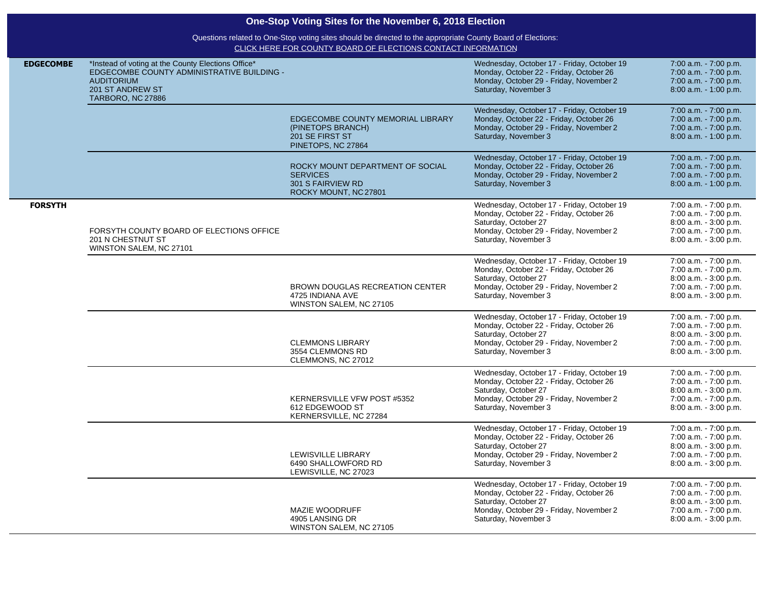# One-Stop Voting Sites for the November 6, 2018 Election

Questions related to One-Stop voting sites should be directed to the appropriate County Board of Elections:
CLICK HERE FOR COUNTY BOARD OF ELECTIONS CONTACT INFORMATION

| County | County Elections Office | Site | Dates | Hours |
|---|---|---|---|---|
| **EDGECOMBE** | *Instead of voting at the County Elections Office*<br>EDGECOMBE COUNTY ADMINISTRATIVE BUILDING - AUDITORIUM<br>201 ST ANDREW ST<br>TARBORO, NC 27886 | | Wednesday, October 17 - Friday, October 19<br>Monday, October 22 - Friday, October 26<br>Monday, October 29 - Friday, November 2<br>Saturday, November 3 | 7:00 a.m. - 7:00 p.m.<br>7:00 a.m. - 7:00 p.m.<br>7:00 a.m. - 7:00 p.m.<br>8:00 a.m. - 1:00 p.m. |
| | | EDGECOMBE COUNTY MEMORIAL LIBRARY (PINETOPS BRANCH)<br>201 SE FIRST ST<br>PINETOPS, NC 27864 | Wednesday, October 17 - Friday, October 19<br>Monday, October 22 - Friday, October 26<br>Monday, October 29 - Friday, November 2<br>Saturday, November 3 | 7:00 a.m. - 7:00 p.m.<br>7:00 a.m. - 7:00 p.m.<br>7:00 a.m. - 7:00 p.m.<br>8:00 a.m. - 1:00 p.m. |
| | | ROCKY MOUNT DEPARTMENT OF SOCIAL SERVICES<br>301 S FAIRVIEW RD<br>ROCKY MOUNT, NC 27801 | Wednesday, October 17 - Friday, October 19<br>Monday, October 22 - Friday, October 26<br>Monday, October 29 - Friday, November 2<br>Saturday, November 3 | 7:00 a.m. - 7:00 p.m.<br>7:00 a.m. - 7:00 p.m.<br>7:00 a.m. - 7:00 p.m.<br>8:00 a.m. - 1:00 p.m. |
| **FORSYTH** | FORSYTH COUNTY BOARD OF ELECTIONS OFFICE<br>201 N CHESTNUT ST<br>WINSTON SALEM, NC 27101 | | Wednesday, October 17 - Friday, October 19<br>Monday, October 22 - Friday, October 26<br>Saturday, October 27<br>Monday, October 29 - Friday, November 2<br>Saturday, November 3 | 7:00 a.m. - 7:00 p.m.<br>7:00 a.m. - 7:00 p.m.<br>8:00 a.m. - 3:00 p.m.<br>7:00 a.m. - 7:00 p.m.<br>8:00 a.m. - 3:00 p.m. |
| | | BROWN DOUGLAS RECREATION CENTER<br>4725 INDIANA AVE<br>WINSTON SALEM, NC 27105 | Wednesday, October 17 - Friday, October 19<br>Monday, October 22 - Friday, October 26<br>Saturday, October 27<br>Monday, October 29 - Friday, November 2<br>Saturday, November 3 | 7:00 a.m. - 7:00 p.m.<br>7:00 a.m. - 7:00 p.m.<br>8:00 a.m. - 3:00 p.m.<br>7:00 a.m. - 7:00 p.m.<br>8:00 a.m. - 3:00 p.m. |
| | | CLEMMONS LIBRARY<br>3554 CLEMMONS RD<br>CLEMMONS, NC 27012 | Wednesday, October 17 - Friday, October 19<br>Monday, October 22 - Friday, October 26<br>Saturday, October 27<br>Monday, October 29 - Friday, November 2<br>Saturday, November 3 | 7:00 a.m. - 7:00 p.m.<br>7:00 a.m. - 7:00 p.m.<br>8:00 a.m. - 3:00 p.m.<br>7:00 a.m. - 7:00 p.m.<br>8:00 a.m. - 3:00 p.m. |
| | | KERNERSVILLE VFW POST #5352<br>612 EDGEWOOD ST<br>KERNERSVILLE, NC 27284 | Wednesday, October 17 - Friday, October 19<br>Monday, October 22 - Friday, October 26<br>Saturday, October 27<br>Monday, October 29 - Friday, November 2<br>Saturday, November 3 | 7:00 a.m. - 7:00 p.m.<br>7:00 a.m. - 7:00 p.m.<br>8:00 a.m. - 3:00 p.m.<br>7:00 a.m. - 7:00 p.m.<br>8:00 a.m. - 3:00 p.m. |
| | | LEWISVILLE LIBRARY<br>6490 SHALLOWFORD RD<br>LEWISVILLE, NC 27023 | Wednesday, October 17 - Friday, October 19<br>Monday, October 22 - Friday, October 26<br>Saturday, October 27<br>Monday, October 29 - Friday, November 2<br>Saturday, November 3 | 7:00 a.m. - 7:00 p.m.<br>7:00 a.m. - 7:00 p.m.<br>8:00 a.m. - 3:00 p.m.<br>7:00 a.m. - 7:00 p.m.<br>8:00 a.m. - 3:00 p.m. |
| | | MAZIE WOODRUFF<br>4905 LANSING DR<br>WINSTON SALEM, NC 27105 | Wednesday, October 17 - Friday, October 19<br>Monday, October 22 - Friday, October 26<br>Saturday, October 27<br>Monday, October 29 - Friday, November 2<br>Saturday, November 3 | 7:00 a.m. - 7:00 p.m.<br>7:00 a.m. - 7:00 p.m.<br>8:00 a.m. - 3:00 p.m.<br>7:00 a.m. - 7:00 p.m.<br>8:00 a.m. - 3:00 p.m. |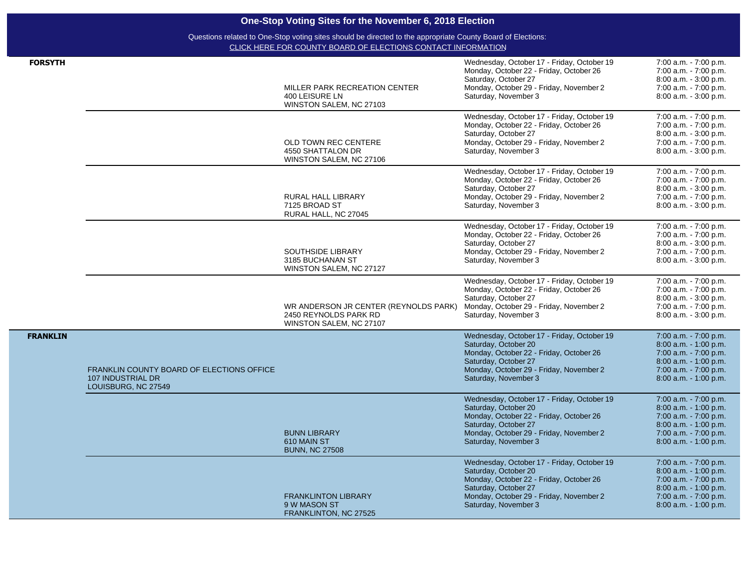# One-Stop Voting Sites for the November 6, 2018 Election

Questions related to One-Stop voting sites should be directed to the appropriate County Board of Elections:
CLICK HERE FOR COUNTY BOARD OF ELECTIONS CONTACT INFORMATION

| County | County Board of Elections Office | Site | Dates | Hours |
|---|---|---|---|---|
| **FORSYTH** | | MILLER PARK RECREATION CENTER<br>400 LEISURE LN<br>WINSTON SALEM, NC 27103 | Wednesday, October 17 - Friday, October 19<br>Monday, October 22 - Friday, October 26<br>Saturday, October 27<br>Monday, October 29 - Friday, November 2<br>Saturday, November 3 | 7:00 a.m. - 7:00 p.m.<br>7:00 a.m. - 7:00 p.m.<br>8:00 a.m. - 3:00 p.m.<br>7:00 a.m. - 7:00 p.m.<br>8:00 a.m. - 3:00 p.m. |
| | | OLD TOWN REC CENTERE<br>4550 SHATTALON DR<br>WINSTON SALEM, NC 27106 | Wednesday, October 17 - Friday, October 19<br>Monday, October 22 - Friday, October 26<br>Saturday, October 27<br>Monday, October 29 - Friday, November 2<br>Saturday, November 3 | 7:00 a.m. - 7:00 p.m.<br>7:00 a.m. - 7:00 p.m.<br>8:00 a.m. - 3:00 p.m.<br>7:00 a.m. - 7:00 p.m.<br>8:00 a.m. - 3:00 p.m. |
| | | RURAL HALL LIBRARY<br>7125 BROAD ST<br>RURAL HALL, NC 27045 | Wednesday, October 17 - Friday, October 19<br>Monday, October 22 - Friday, October 26<br>Saturday, October 27<br>Monday, October 29 - Friday, November 2<br>Saturday, November 3 | 7:00 a.m. - 7:00 p.m.<br>7:00 a.m. - 7:00 p.m.<br>8:00 a.m. - 3:00 p.m.<br>7:00 a.m. - 7:00 p.m.<br>8:00 a.m. - 3:00 p.m. |
| | | SOUTHSIDE LIBRARY<br>3185 BUCHANAN ST<br>WINSTON SALEM, NC 27127 | Wednesday, October 17 - Friday, October 19<br>Monday, October 22 - Friday, October 26<br>Saturday, October 27<br>Monday, October 29 - Friday, November 2<br>Saturday, November 3 | 7:00 a.m. - 7:00 p.m.<br>7:00 a.m. - 7:00 p.m.<br>8:00 a.m. - 3:00 p.m.<br>7:00 a.m. - 7:00 p.m.<br>8:00 a.m. - 3:00 p.m. |
| | | WR ANDERSON JR CENTER (REYNOLDS PARK)<br>2450 REYNOLDS PARK RD<br>WINSTON SALEM, NC 27107 | Wednesday, October 17 - Friday, October 19<br>Monday, October 22 - Friday, October 26<br>Saturday, October 27<br>Monday, October 29 - Friday, November 2<br>Saturday, November 3 | 7:00 a.m. - 7:00 p.m.<br>7:00 a.m. - 7:00 p.m.<br>8:00 a.m. - 3:00 p.m.<br>7:00 a.m. - 7:00 p.m.<br>8:00 a.m. - 3:00 p.m. |
| **FRANKLIN** | FRANKLIN COUNTY BOARD OF ELECTIONS OFFICE<br>107 INDUSTRIAL DR<br>LOUISBURG, NC 27549 | | Wednesday, October 17 - Friday, October 19<br>Saturday, October 20<br>Monday, October 22 - Friday, October 26<br>Saturday, October 27<br>Monday, October 29 - Friday, November 2<br>Saturday, November 3 | 7:00 a.m. - 7:00 p.m.<br>8:00 a.m. - 1:00 p.m.<br>7:00 a.m. - 7:00 p.m.<br>8:00 a.m. - 1:00 p.m.<br>7:00 a.m. - 7:00 p.m.<br>8:00 a.m. - 1:00 p.m. |
| | | BUNN LIBRARY<br>610 MAIN ST<br>BUNN, NC 27508 | Wednesday, October 17 - Friday, October 19<br>Saturday, October 20<br>Monday, October 22 - Friday, October 26<br>Saturday, October 27<br>Monday, October 29 - Friday, November 2<br>Saturday, November 3 | 7:00 a.m. - 7:00 p.m.<br>8:00 a.m. - 1:00 p.m.<br>7:00 a.m. - 7:00 p.m.<br>8:00 a.m. - 1:00 p.m.<br>7:00 a.m. - 7:00 p.m.<br>8:00 a.m. - 1:00 p.m. |
| | | FRANKLINTON LIBRARY<br>9 W MASON ST<br>FRANKLINTON, NC 27525 | Wednesday, October 17 - Friday, October 19<br>Saturday, October 20<br>Monday, October 22 - Friday, October 26<br>Saturday, October 27<br>Monday, October 29 - Friday, November 2<br>Saturday, November 3 | 7:00 a.m. - 7:00 p.m.<br>8:00 a.m. - 1:00 p.m.<br>7:00 a.m. - 7:00 p.m.<br>8:00 a.m. - 1:00 p.m.<br>7:00 a.m. - 7:00 p.m.<br>8:00 a.m. - 1:00 p.m. |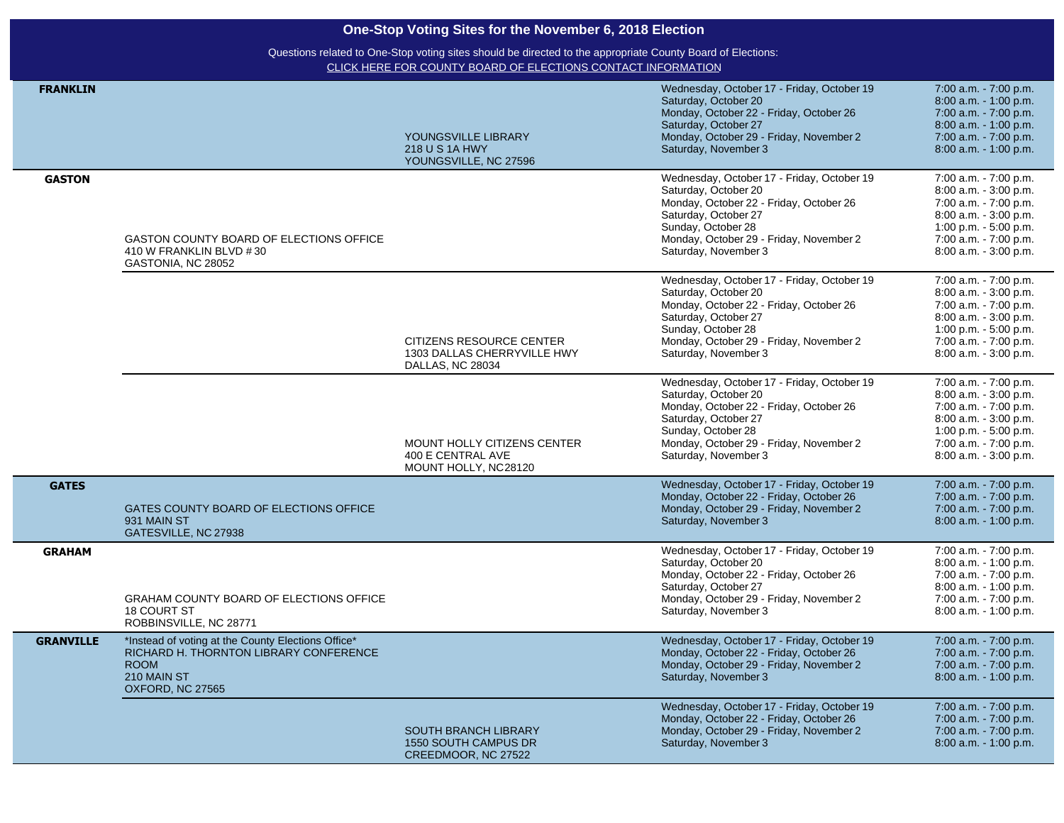## One-Stop Voting Sites for the November 6, 2018 Election

Questions related to One-Stop voting sites should be directed to the appropriate County Board of Elections:
CLICK HERE FOR COUNTY BOARD OF ELECTIONS CONTACT INFORMATION

| County | Board of Elections Office | Other Site | Dates | Hours |
|---|---|---|---|---|
| **FRANKLIN** | | YOUNGSVILLE LIBRARY<br>218 U S 1A HWY<br>YOUNGSVILLE, NC 27596 | Wednesday, October 17 - Friday, October 19<br>Saturday, October 20<br>Monday, October 22 - Friday, October 26<br>Saturday, October 27<br>Monday, October 29 - Friday, November 2<br>Saturday, November 3 | 7:00 a.m. - 7:00 p.m.<br>8:00 a.m. - 1:00 p.m.<br>7:00 a.m. - 7:00 p.m.<br>8:00 a.m. - 1:00 p.m.<br>7:00 a.m. - 7:00 p.m.<br>8:00 a.m. - 1:00 p.m. |
| **GASTON** | GASTON COUNTY BOARD OF ELECTIONS OFFICE<br>410 W FRANKLIN BLVD # 30<br>GASTONIA, NC 28052 | | Wednesday, October 17 - Friday, October 19<br>Saturday, October 20<br>Monday, October 22 - Friday, October 26<br>Saturday, October 27<br>Sunday, October 28<br>Monday, October 29 - Friday, November 2<br>Saturday, November 3 | 7:00 a.m. - 7:00 p.m.<br>8:00 a.m. - 3:00 p.m.<br>7:00 a.m. - 7:00 p.m.<br>8:00 a.m. - 3:00 p.m.<br>1:00 p.m. - 5:00 p.m.<br>7:00 a.m. - 7:00 p.m.<br>8:00 a.m. - 3:00 p.m. |
| | | CITIZENS RESOURCE CENTER<br>1303 DALLAS CHERRYVILLE HWY<br>DALLAS, NC 28034 | Wednesday, October 17 - Friday, October 19<br>Saturday, October 20<br>Monday, October 22 - Friday, October 26<br>Saturday, October 27<br>Sunday, October 28<br>Monday, October 29 - Friday, November 2<br>Saturday, November 3 | 7:00 a.m. - 7:00 p.m.<br>8:00 a.m. - 3:00 p.m.<br>7:00 a.m. - 7:00 p.m.<br>8:00 a.m. - 3:00 p.m.<br>1:00 p.m. - 5:00 p.m.<br>7:00 a.m. - 7:00 p.m.<br>8:00 a.m. - 3:00 p.m. |
| | | MOUNT HOLLY CITIZENS CENTER<br>400 E CENTRAL AVE<br>MOUNT HOLLY, NC 28120 | Wednesday, October 17 - Friday, October 19<br>Saturday, October 20<br>Monday, October 22 - Friday, October 26<br>Saturday, October 27<br>Sunday, October 28<br>Monday, October 29 - Friday, November 2<br>Saturday, November 3 | 7:00 a.m. - 7:00 p.m.<br>8:00 a.m. - 3:00 p.m.<br>7:00 a.m. - 7:00 p.m.<br>8:00 a.m. - 3:00 p.m.<br>1:00 p.m. - 5:00 p.m.<br>7:00 a.m. - 7:00 p.m.<br>8:00 a.m. - 3:00 p.m. |
| **GATES** | GATES COUNTY BOARD OF ELECTIONS OFFICE<br>931 MAIN ST<br>GATESVILLE, NC 27938 | | Wednesday, October 17 - Friday, October 19<br>Monday, October 22 - Friday, October 26<br>Monday, October 29 - Friday, November 2<br>Saturday, November 3 | 7:00 a.m. - 7:00 p.m.<br>7:00 a.m. - 7:00 p.m.<br>7:00 a.m. - 7:00 p.m.<br>8:00 a.m. - 1:00 p.m. |
| **GRAHAM** | GRAHAM COUNTY BOARD OF ELECTIONS OFFICE<br>18 COURT ST<br>ROBBINSVILLE, NC 28771 | | Wednesday, October 17 - Friday, October 19<br>Saturday, October 20<br>Monday, October 22 - Friday, October 26<br>Saturday, October 27<br>Monday, October 29 - Friday, November 2<br>Saturday, November 3 | 7:00 a.m. - 7:00 p.m.<br>8:00 a.m. - 1:00 p.m.<br>7:00 a.m. - 7:00 p.m.<br>8:00 a.m. - 1:00 p.m.<br>7:00 a.m. - 7:00 p.m.<br>8:00 a.m. - 1:00 p.m. |
| **GRANVILLE** | *Instead of voting at the County Elections Office*<br>RICHARD H. THORNTON LIBRARY CONFERENCE ROOM<br>210 MAIN ST<br>OXFORD, NC 27565 | | Wednesday, October 17 - Friday, October 19<br>Monday, October 22 - Friday, October 26<br>Monday, October 29 - Friday, November 2<br>Saturday, November 3 | 7:00 a.m. - 7:00 p.m.<br>7:00 a.m. - 7:00 p.m.<br>7:00 a.m. - 7:00 p.m.<br>8:00 a.m. - 1:00 p.m. |
| | | SOUTH BRANCH LIBRARY<br>1550 SOUTH CAMPUS DR<br>CREEDMOOR, NC 27522 | Wednesday, October 17 - Friday, October 19<br>Monday, October 22 - Friday, October 26<br>Monday, October 29 - Friday, November 2<br>Saturday, November 3 | 7:00 a.m. - 7:00 p.m.<br>7:00 a.m. - 7:00 p.m.<br>7:00 a.m. - 7:00 p.m.<br>8:00 a.m. - 1:00 p.m. |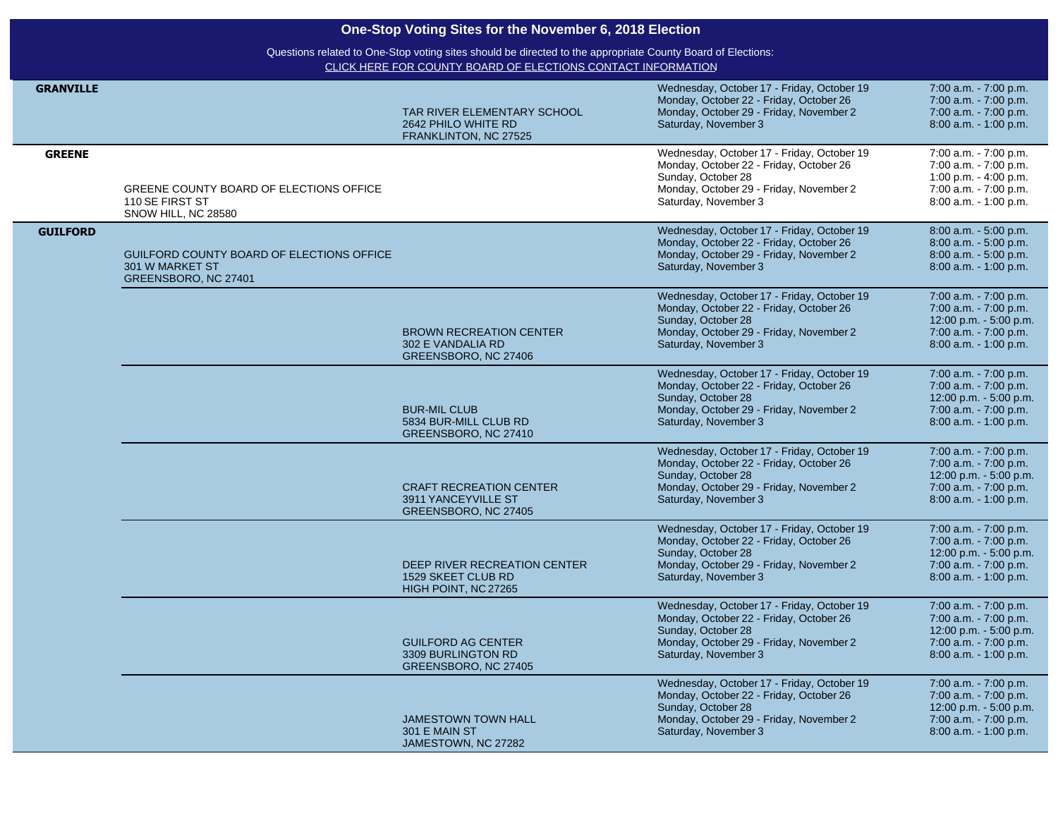# One-Stop Voting Sites for the November 6, 2018 Election

Questions related to One-Stop voting sites should be directed to the appropriate County Board of Elections:
CLICK HERE FOR COUNTY BOARD OF ELECTIONS CONTACT INFORMATION

| County | Location | Location | Dates | Hours |
|---|---|---|---|---|
| **GRANVILLE** | | TAR RIVER ELEMENTARY SCHOOL<br>2642 PHILO WHITE RD<br>FRANKLINTON, NC 27525 | Wednesday, October 17 - Friday, October 19<br>Monday, October 22 - Friday, October 26<br>Monday, October 29 - Friday, November 2<br>Saturday, November 3 | 7:00 a.m. - 7:00 p.m.<br>7:00 a.m. - 7:00 p.m.<br>7:00 a.m. - 7:00 p.m.<br>8:00 a.m. - 1:00 p.m. |
| **GREENE** | GREENE COUNTY BOARD OF ELECTIONS OFFICE<br>110 SE FIRST ST<br>SNOW HILL, NC 28580 | | Wednesday, October 17 - Friday, October 19<br>Monday, October 22 - Friday, October 26<br>Sunday, October 28<br>Monday, October 29 - Friday, November 2<br>Saturday, November 3 | 7:00 a.m. - 7:00 p.m.<br>7:00 a.m. - 7:00 p.m.<br>1:00 p.m. - 4:00 p.m.<br>7:00 a.m. - 7:00 p.m.<br>8:00 a.m. - 1:00 p.m. |
| **GUILFORD** | GUILFORD COUNTY BOARD OF ELECTIONS OFFICE<br>301 W MARKET ST<br>GREENSBORO, NC 27401 | | Wednesday, October 17 - Friday, October 19<br>Monday, October 22 - Friday, October 26<br>Monday, October 29 - Friday, November 2<br>Saturday, November 3 | 8:00 a.m. - 5:00 p.m.<br>8:00 a.m. - 5:00 p.m.<br>8:00 a.m. - 5:00 p.m.<br>8:00 a.m. - 1:00 p.m. |
| | | BROWN RECREATION CENTER<br>302 E VANDALIA RD<br>GREENSBORO, NC 27406 | Wednesday, October 17 - Friday, October 19<br>Monday, October 22 - Friday, October 26<br>Sunday, October 28<br>Monday, October 29 - Friday, November 2<br>Saturday, November 3 | 7:00 a.m. - 7:00 p.m.<br>7:00 a.m. - 7:00 p.m.<br>12:00 p.m. - 5:00 p.m.<br>7:00 a.m. - 7:00 p.m.<br>8:00 a.m. - 1:00 p.m. |
| | | BUR-MIL CLUB<br>5834 BUR-MILL CLUB RD<br>GREENSBORO, NC 27410 | Wednesday, October 17 - Friday, October 19<br>Monday, October 22 - Friday, October 26<br>Sunday, October 28<br>Monday, October 29 - Friday, November 2<br>Saturday, November 3 | 7:00 a.m. - 7:00 p.m.<br>7:00 a.m. - 7:00 p.m.<br>12:00 p.m. - 5:00 p.m.<br>7:00 a.m. - 7:00 p.m.<br>8:00 a.m. - 1:00 p.m. |
| | | CRAFT RECREATION CENTER<br>3911 YANCEYVILLE ST<br>GREENSBORO, NC 27405 | Wednesday, October 17 - Friday, October 19<br>Monday, October 22 - Friday, October 26<br>Sunday, October 28<br>Monday, October 29 - Friday, November 2<br>Saturday, November 3 | 7:00 a.m. - 7:00 p.m.<br>7:00 a.m. - 7:00 p.m.<br>12:00 p.m. - 5:00 p.m.<br>7:00 a.m. - 7:00 p.m.<br>8:00 a.m. - 1:00 p.m. |
| | | DEEP RIVER RECREATION CENTER<br>1529 SKEET CLUB RD<br>HIGH POINT, NC 27265 | Wednesday, October 17 - Friday, October 19<br>Monday, October 22 - Friday, October 26<br>Sunday, October 28<br>Monday, October 29 - Friday, November 2<br>Saturday, November 3 | 7:00 a.m. - 7:00 p.m.<br>7:00 a.m. - 7:00 p.m.<br>12:00 p.m. - 5:00 p.m.<br>7:00 a.m. - 7:00 p.m.<br>8:00 a.m. - 1:00 p.m. |
| | | GUILFORD AG CENTER<br>3309 BURLINGTON RD<br>GREENSBORO, NC 27405 | Wednesday, October 17 - Friday, October 19<br>Monday, October 22 - Friday, October 26<br>Sunday, October 28<br>Monday, October 29 - Friday, November 2<br>Saturday, November 3 | 7:00 a.m. - 7:00 p.m.<br>7:00 a.m. - 7:00 p.m.<br>12:00 p.m. - 5:00 p.m.<br>7:00 a.m. - 7:00 p.m.<br>8:00 a.m. - 1:00 p.m. |
| | | JAMESTOWN TOWN HALL<br>301 E MAIN ST<br>JAMESTOWN, NC 27282 | Wednesday, October 17 - Friday, October 19<br>Monday, October 22 - Friday, October 26<br>Sunday, October 28<br>Monday, October 29 - Friday, November 2<br>Saturday, November 3 | 7:00 a.m. - 7:00 p.m.<br>7:00 a.m. - 7:00 p.m.<br>12:00 p.m. - 5:00 p.m.<br>7:00 a.m. - 7:00 p.m.<br>8:00 a.m. - 1:00 p.m. |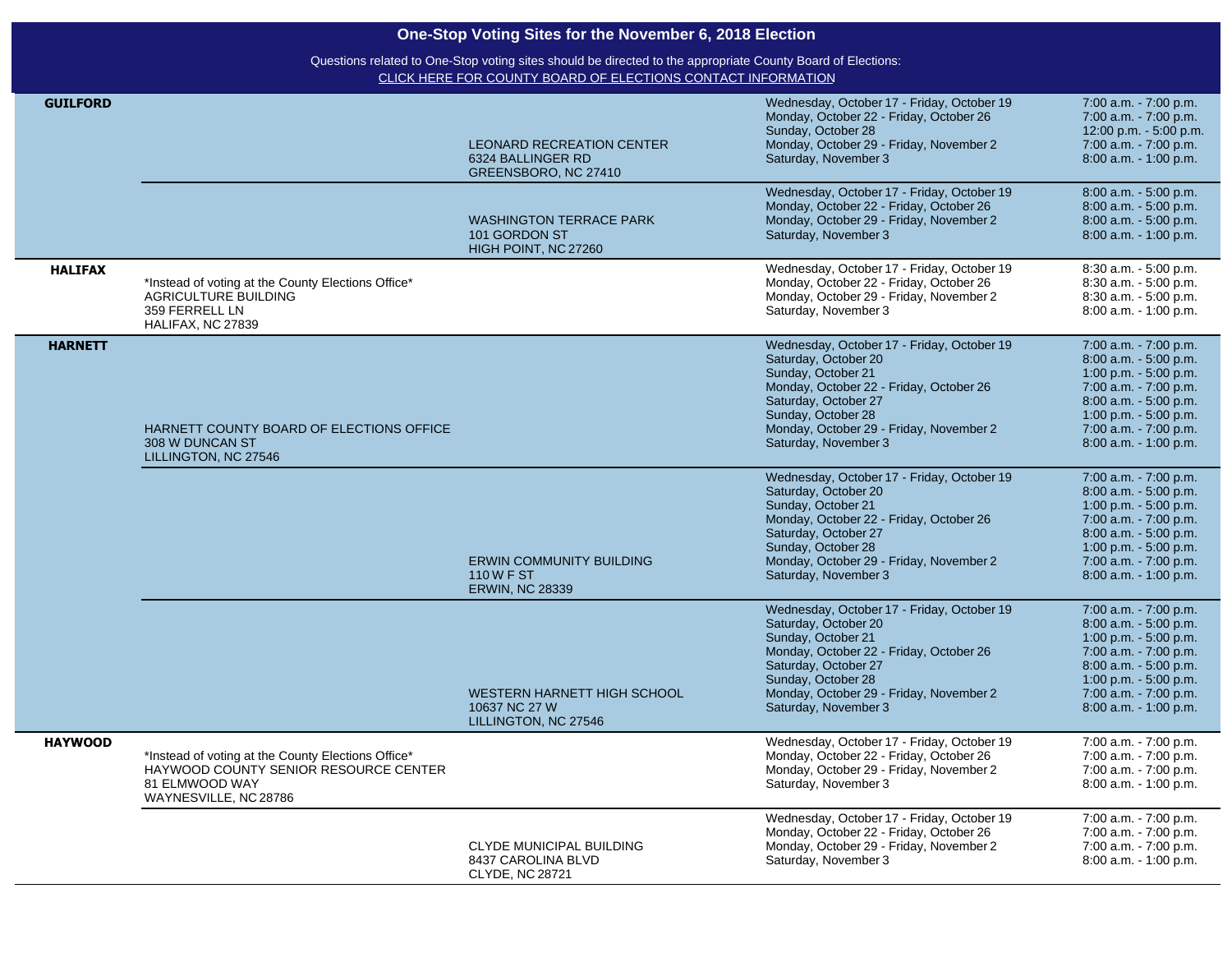# One-Stop Voting Sites for the November 6, 2018 Election

Questions related to One-Stop voting sites should be directed to the appropriate County Board of Elections:
CLICK HERE FOR COUNTY BOARD OF ELECTIONS CONTACT INFORMATION

| County | County Elections Office / Alternate | Additional Sites | Dates | Hours |
|---|---|---|---|---|
| GUILFORD | | LEONARD RECREATION CENTER<br>6324 BALLINGER RD<br>GREENSBORO, NC 27410 | Wednesday, October 17 - Friday, October 19<br>Monday, October 22 - Friday, October 26<br>Sunday, October 28<br>Monday, October 29 - Friday, November 2<br>Saturday, November 3 | 7:00 a.m. - 7:00 p.m.<br>7:00 a.m. - 7:00 p.m.<br>12:00 p.m. - 5:00 p.m.<br>7:00 a.m. - 7:00 p.m.<br>8:00 a.m. - 1:00 p.m. |
| | | WASHINGTON TERRACE PARK<br>101 GORDON ST<br>HIGH POINT, NC 27260 | Wednesday, October 17 - Friday, October 19<br>Monday, October 22 - Friday, October 26<br>Monday, October 29 - Friday, November 2<br>Saturday, November 3 | 8:00 a.m. - 5:00 p.m.<br>8:00 a.m. - 5:00 p.m.<br>8:00 a.m. - 5:00 p.m.<br>8:00 a.m. - 1:00 p.m. |
| HALIFAX | *Instead of voting at the County Elections Office*<br>AGRICULTURE BUILDING<br>359 FERRELL LN<br>HALIFAX, NC 27839 | | Wednesday, October 17 - Friday, October 19<br>Monday, October 22 - Friday, October 26<br>Monday, October 29 - Friday, November 2<br>Saturday, November 3 | 8:30 a.m. - 5:00 p.m.<br>8:30 a.m. - 5:00 p.m.<br>8:30 a.m. - 5:00 p.m.<br>8:00 a.m. - 1:00 p.m. |
| HARNETT | HARNETT COUNTY BOARD OF ELECTIONS OFFICE<br>308 W DUNCAN ST<br>LILLINGTON, NC 27546 | | Wednesday, October 17 - Friday, October 19<br>Saturday, October 20<br>Sunday, October 21<br>Monday, October 22 - Friday, October 26<br>Saturday, October 27<br>Sunday, October 28<br>Monday, October 29 - Friday, November 2<br>Saturday, November 3 | 7:00 a.m. - 7:00 p.m.<br>8:00 a.m. - 5:00 p.m.<br>1:00 p.m. - 5:00 p.m.<br>7:00 a.m. - 7:00 p.m.<br>8:00 a.m. - 5:00 p.m.<br>1:00 p.m. - 5:00 p.m.<br>7:00 a.m. - 7:00 p.m.<br>8:00 a.m. - 1:00 p.m. |
| | | ERWIN COMMUNITY BUILDING<br>110 W F ST<br>ERWIN, NC 28339 | Wednesday, October 17 - Friday, October 19<br>Saturday, October 20<br>Sunday, October 21<br>Monday, October 22 - Friday, October 26<br>Saturday, October 27<br>Sunday, October 28<br>Monday, October 29 - Friday, November 2<br>Saturday, November 3 | 7:00 a.m. - 7:00 p.m.<br>8:00 a.m. - 5:00 p.m.<br>1:00 p.m. - 5:00 p.m.<br>7:00 a.m. - 7:00 p.m.<br>8:00 a.m. - 5:00 p.m.<br>1:00 p.m. - 5:00 p.m.<br>7:00 a.m. - 7:00 p.m.<br>8:00 a.m. - 1:00 p.m. |
| | | WESTERN HARNETT HIGH SCHOOL<br>10637 NC 27 W<br>LILLINGTON, NC 27546 | Wednesday, October 17 - Friday, October 19<br>Saturday, October 20<br>Sunday, October 21<br>Monday, October 22 - Friday, October 26<br>Saturday, October 27<br>Sunday, October 28<br>Monday, October 29 - Friday, November 2<br>Saturday, November 3 | 7:00 a.m. - 7:00 p.m.<br>8:00 a.m. - 5:00 p.m.<br>1:00 p.m. - 5:00 p.m.<br>7:00 a.m. - 7:00 p.m.<br>8:00 a.m. - 5:00 p.m.<br>1:00 p.m. - 5:00 p.m.<br>7:00 a.m. - 7:00 p.m.<br>8:00 a.m. - 1:00 p.m. |
| HAYWOOD | *Instead of voting at the County Elections Office*<br>HAYWOOD COUNTY SENIOR RESOURCE CENTER<br>81 ELMWOOD WAY<br>WAYNESVILLE, NC 28786 | | Wednesday, October 17 - Friday, October 19<br>Monday, October 22 - Friday, October 26<br>Monday, October 29 - Friday, November 2<br>Saturday, November 3 | 7:00 a.m. - 7:00 p.m.<br>7:00 a.m. - 7:00 p.m.<br>7:00 a.m. - 7:00 p.m.<br>8:00 a.m. - 1:00 p.m. |
| | | CLYDE MUNICIPAL BUILDING<br>8437 CAROLINA BLVD<br>CLYDE, NC 28721 | Wednesday, October 17 - Friday, October 19<br>Monday, October 22 - Friday, October 26<br>Monday, October 29 - Friday, November 2<br>Saturday, November 3 | 7:00 a.m. - 7:00 p.m.<br>7:00 a.m. - 7:00 p.m.<br>7:00 a.m. - 7:00 p.m.<br>8:00 a.m. - 1:00 p.m. |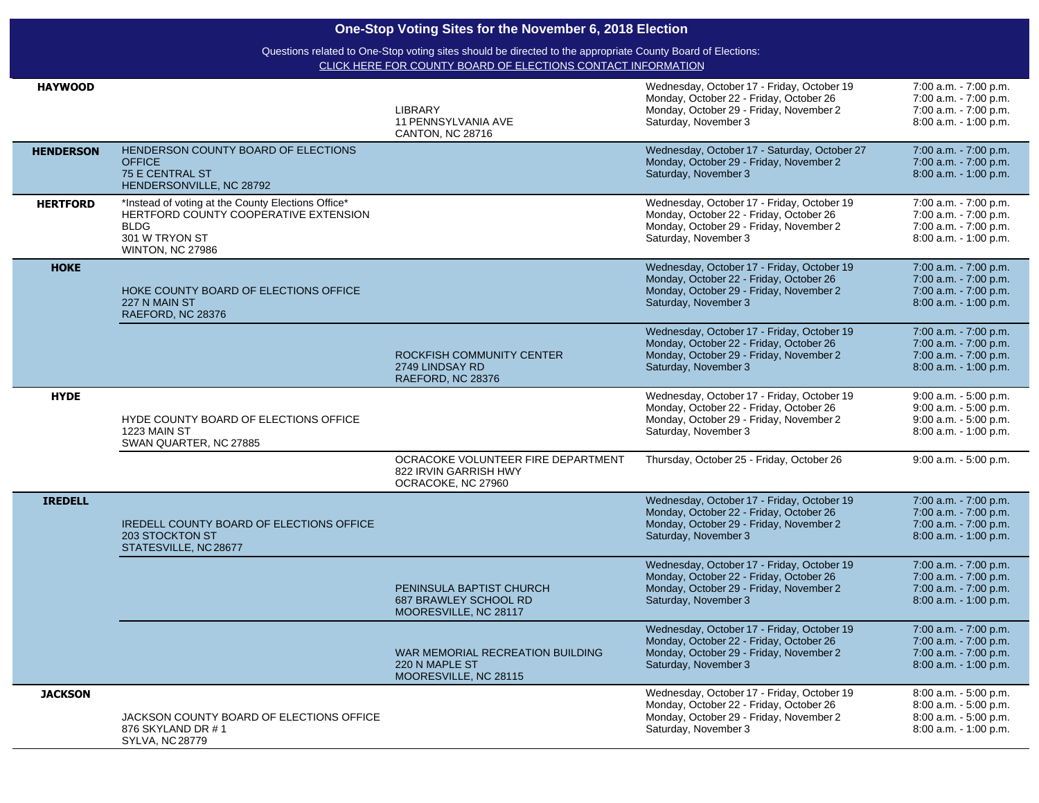## One-Stop Voting Sites for the November 6, 2018 Election

Questions related to One-Stop voting sites should be directed to the appropriate County Board of Elections:
CLICK HERE FOR COUNTY BOARD OF ELECTIONS CONTACT INFORMATION

| County | County Board of Elections Office | Other Site | Dates | Hours |
|---|---|---|---|---|
| **HAYWOOD** | | LIBRARY<br>11 PENNSYLVANIA AVE<br>CANTON, NC 28716 | Wednesday, October 17 - Friday, October 19<br>Monday, October 22 - Friday, October 26<br>Monday, October 29 - Friday, November 2<br>Saturday, November 3 | 7:00 a.m. - 7:00 p.m.<br>7:00 a.m. - 7:00 p.m.<br>7:00 a.m. - 7:00 p.m.<br>8:00 a.m. - 1:00 p.m. |
| **HENDERSON** | HENDERSON COUNTY BOARD OF ELECTIONS OFFICE<br>75 E CENTRAL ST<br>HENDERSONVILLE, NC 28792 | | Wednesday, October 17 - Saturday, October 27<br>Monday, October 29 - Friday, November 2<br>Saturday, November 3 | 7:00 a.m. - 7:00 p.m.<br>7:00 a.m. - 7:00 p.m.<br>8:00 a.m. - 1:00 p.m. |
| **HERTFORD** | *Instead of voting at the County Elections Office*<br>HERTFORD COUNTY COOPERATIVE EXTENSION BLDG<br>301 W TRYON ST<br>WINTON, NC 27986 | | Wednesday, October 17 - Friday, October 19<br>Monday, October 22 - Friday, October 26<br>Monday, October 29 - Friday, November 2<br>Saturday, November 3 | 7:00 a.m. - 7:00 p.m.<br>7:00 a.m. - 7:00 p.m.<br>7:00 a.m. - 7:00 p.m.<br>8:00 a.m. - 1:00 p.m. |
| **HOKE** | HOKE COUNTY BOARD OF ELECTIONS OFFICE<br>227 N MAIN ST<br>RAEFORD, NC 28376 | | Wednesday, October 17 - Friday, October 19<br>Monday, October 22 - Friday, October 26<br>Monday, October 29 - Friday, November 2<br>Saturday, November 3 | 7:00 a.m. - 7:00 p.m.<br>7:00 a.m. - 7:00 p.m.<br>7:00 a.m. - 7:00 p.m.<br>8:00 a.m. - 1:00 p.m. |
| | | ROCKFISH COMMUNITY CENTER<br>2749 LINDSAY RD<br>RAEFORD, NC 28376 | Wednesday, October 17 - Friday, October 19<br>Monday, October 22 - Friday, October 26<br>Monday, October 29 - Friday, November 2<br>Saturday, November 3 | 7:00 a.m. - 7:00 p.m.<br>7:00 a.m. - 7:00 p.m.<br>7:00 a.m. - 7:00 p.m.<br>8:00 a.m. - 1:00 p.m. |
| **HYDE** | HYDE COUNTY BOARD OF ELECTIONS OFFICE<br>1223 MAIN ST<br>SWAN QUARTER, NC 27885 | | Wednesday, October 17 - Friday, October 19<br>Monday, October 22 - Friday, October 26<br>Monday, October 29 - Friday, November 2<br>Saturday, November 3 | 9:00 a.m. - 5:00 p.m.<br>9:00 a.m. - 5:00 p.m.<br>9:00 a.m. - 5:00 p.m.<br>8:00 a.m. - 1:00 p.m. |
| | | OCRACOKE VOLUNTEER FIRE DEPARTMENT<br>822 IRVIN GARRISH HWY<br>OCRACOKE, NC 27960 | Thursday, October 25 - Friday, October 26 | 9:00 a.m. - 5:00 p.m. |
| **IREDELL** | IREDELL COUNTY BOARD OF ELECTIONS OFFICE<br>203 STOCKTON ST<br>STATESVILLE, NC 28677 | | Wednesday, October 17 - Friday, October 19<br>Monday, October 22 - Friday, October 26<br>Monday, October 29 - Friday, November 2<br>Saturday, November 3 | 7:00 a.m. - 7:00 p.m.<br>7:00 a.m. - 7:00 p.m.<br>7:00 a.m. - 7:00 p.m.<br>8:00 a.m. - 1:00 p.m. |
| | | PENINSULA BAPTIST CHURCH<br>687 BRAWLEY SCHOOL RD<br>MOORESVILLE, NC 28117 | Wednesday, October 17 - Friday, October 19<br>Monday, October 22 - Friday, October 26<br>Monday, October 29 - Friday, November 2<br>Saturday, November 3 | 7:00 a.m. - 7:00 p.m.<br>7:00 a.m. - 7:00 p.m.<br>7:00 a.m. - 7:00 p.m.<br>8:00 a.m. - 1:00 p.m. |
| | | WAR MEMORIAL RECREATION BUILDING<br>220 N MAPLE ST<br>MOORESVILLE, NC 28115 | Wednesday, October 17 - Friday, October 19<br>Monday, October 22 - Friday, October 26<br>Monday, October 29 - Friday, November 2<br>Saturday, November 3 | 7:00 a.m. - 7:00 p.m.<br>7:00 a.m. - 7:00 p.m.<br>7:00 a.m. - 7:00 p.m.<br>8:00 a.m. - 1:00 p.m. |
| **JACKSON** | JACKSON COUNTY BOARD OF ELECTIONS OFFICE<br>876 SKYLAND DR # 1<br>SYLVA, NC 28779 | | Wednesday, October 17 - Friday, October 19<br>Monday, October 22 - Friday, October 26<br>Monday, October 29 - Friday, November 2<br>Saturday, November 3 | 8:00 a.m. - 5:00 p.m.<br>8:00 a.m. - 5:00 p.m.<br>8:00 a.m. - 5:00 p.m.<br>8:00 a.m. - 1:00 p.m. |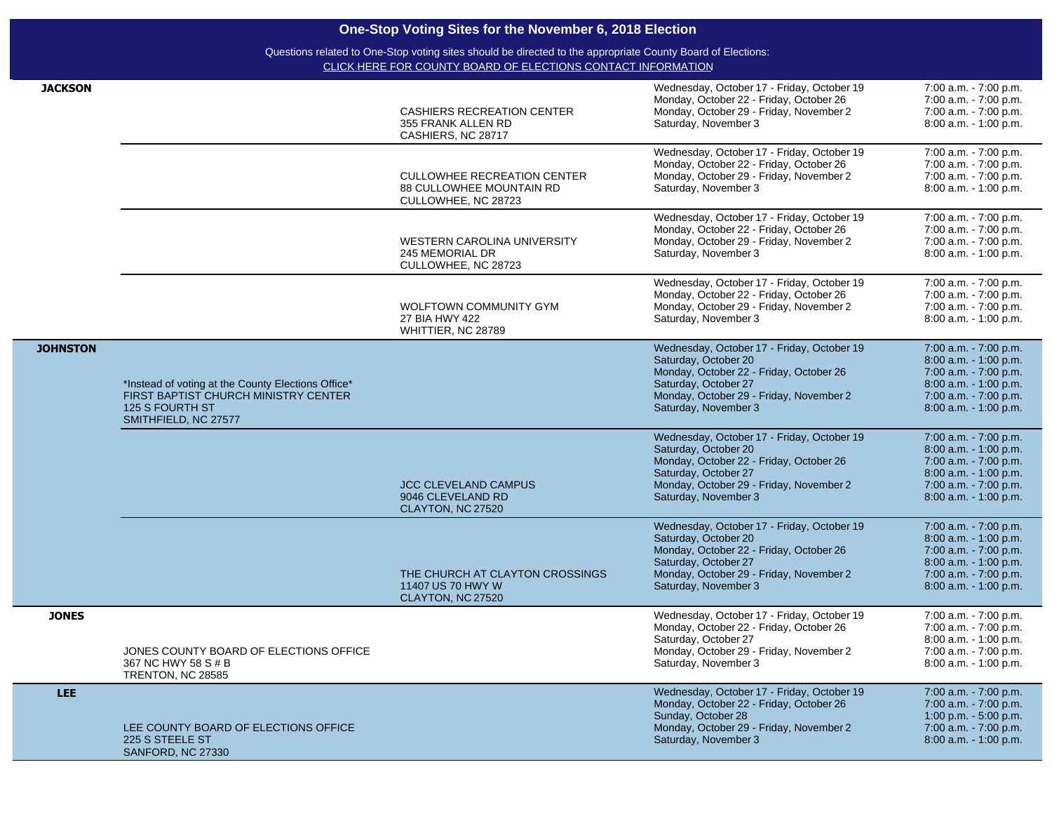## One-Stop Voting Sites for the November 6, 2018 Election

Questions related to One-Stop voting sites should be directed to the appropriate County Board of Elections:
CLICK HERE FOR COUNTY BOARD OF ELECTIONS CONTACT INFORMATION

| County | Site (County Elections Office) | Site | Dates | Hours |
|---|---|---|---|---|
| **JACKSON** | | CASHIERS RECREATION CENTER<br>355 FRANK ALLEN RD<br>CASHIERS, NC 28717 | Wednesday, October 17 - Friday, October 19<br>Monday, October 22 - Friday, October 26<br>Monday, October 29 - Friday, November 2<br>Saturday, November 3 | 7:00 a.m. - 7:00 p.m.<br>7:00 a.m. - 7:00 p.m.<br>7:00 a.m. - 7:00 p.m.<br>8:00 a.m. - 1:00 p.m. |
| | | CULLOWHEE RECREATION CENTER<br>88 CULLOWHEE MOUNTAIN RD<br>CULLOWHEE, NC 28723 | Wednesday, October 17 - Friday, October 19<br>Monday, October 22 - Friday, October 26<br>Monday, October 29 - Friday, November 2<br>Saturday, November 3 | 7:00 a.m. - 7:00 p.m.<br>7:00 a.m. - 7:00 p.m.<br>7:00 a.m. - 7:00 p.m.<br>8:00 a.m. - 1:00 p.m. |
| | | WESTERN CAROLINA UNIVERSITY<br>245 MEMORIAL DR<br>CULLOWHEE, NC 28723 | Wednesday, October 17 - Friday, October 19<br>Monday, October 22 - Friday, October 26<br>Monday, October 29 - Friday, November 2<br>Saturday, November 3 | 7:00 a.m. - 7:00 p.m.<br>7:00 a.m. - 7:00 p.m.<br>7:00 a.m. - 7:00 p.m.<br>8:00 a.m. - 1:00 p.m. |
| | | WOLFTOWN COMMUNITY GYM<br>27 BIA HWY 422<br>WHITTIER, NC 28789 | Wednesday, October 17 - Friday, October 19<br>Monday, October 22 - Friday, October 26<br>Monday, October 29 - Friday, November 2<br>Saturday, November 3 | 7:00 a.m. - 7:00 p.m.<br>7:00 a.m. - 7:00 p.m.<br>7:00 a.m. - 7:00 p.m.<br>8:00 a.m. - 1:00 p.m. |
| **JOHNSTON** | *Instead of voting at the County Elections Office*<br>FIRST BAPTIST CHURCH MINISTRY CENTER<br>125 S FOURTH ST<br>SMITHFIELD, NC 27577 | | Wednesday, October 17 - Friday, October 19<br>Saturday, October 20<br>Monday, October 22 - Friday, October 26<br>Saturday, October 27<br>Monday, October 29 - Friday, November 2<br>Saturday, November 3 | 7:00 a.m. - 7:00 p.m.<br>8:00 a.m. - 1:00 p.m.<br>7:00 a.m. - 7:00 p.m.<br>8:00 a.m. - 1:00 p.m.<br>7:00 a.m. - 7:00 p.m.<br>8:00 a.m. - 1:00 p.m. |
| | | JCC CLEVELAND CAMPUS<br>9046 CLEVELAND RD<br>CLAYTON, NC 27520 | Wednesday, October 17 - Friday, October 19<br>Saturday, October 20<br>Monday, October 22 - Friday, October 26<br>Saturday, October 27<br>Monday, October 29 - Friday, November 2<br>Saturday, November 3 | 7:00 a.m. - 7:00 p.m.<br>8:00 a.m. - 1:00 p.m.<br>7:00 a.m. - 7:00 p.m.<br>8:00 a.m. - 1:00 p.m.<br>7:00 a.m. - 7:00 p.m.<br>8:00 a.m. - 1:00 p.m. |
| | | THE CHURCH AT CLAYTON CROSSINGS<br>11407 US 70 HWY W<br>CLAYTON, NC 27520 | Wednesday, October 17 - Friday, October 19<br>Saturday, October 20<br>Monday, October 22 - Friday, October 26<br>Saturday, October 27<br>Monday, October 29 - Friday, November 2<br>Saturday, November 3 | 7:00 a.m. - 7:00 p.m.<br>8:00 a.m. - 1:00 p.m.<br>7:00 a.m. - 7:00 p.m.<br>8:00 a.m. - 1:00 p.m.<br>7:00 a.m. - 7:00 p.m.<br>8:00 a.m. - 1:00 p.m. |
| **JONES** | JONES COUNTY BOARD OF ELECTIONS OFFICE<br>367 NC HWY 58 S # B<br>TRENTON, NC 28585 | | Wednesday, October 17 - Friday, October 19<br>Monday, October 22 - Friday, October 26<br>Saturday, October 27<br>Monday, October 29 - Friday, November 2<br>Saturday, November 3 | 7:00 a.m. - 7:00 p.m.<br>7:00 a.m. - 7:00 p.m.<br>8:00 a.m. - 1:00 p.m.<br>7:00 a.m. - 7:00 p.m.<br>8:00 a.m. - 1:00 p.m. |
| **LEE** | LEE COUNTY BOARD OF ELECTIONS OFFICE<br>225 S STEELE ST<br>SANFORD, NC 27330 | | Wednesday, October 17 - Friday, October 19<br>Monday, October 22 - Friday, October 26<br>Sunday, October 28<br>Monday, October 29 - Friday, November 2<br>Saturday, November 3 | 7:00 a.m. - 7:00 p.m.<br>7:00 a.m. - 7:00 p.m.<br>1:00 p.m. - 5:00 p.m.<br>7:00 a.m. - 7:00 p.m.<br>8:00 a.m. - 1:00 p.m. |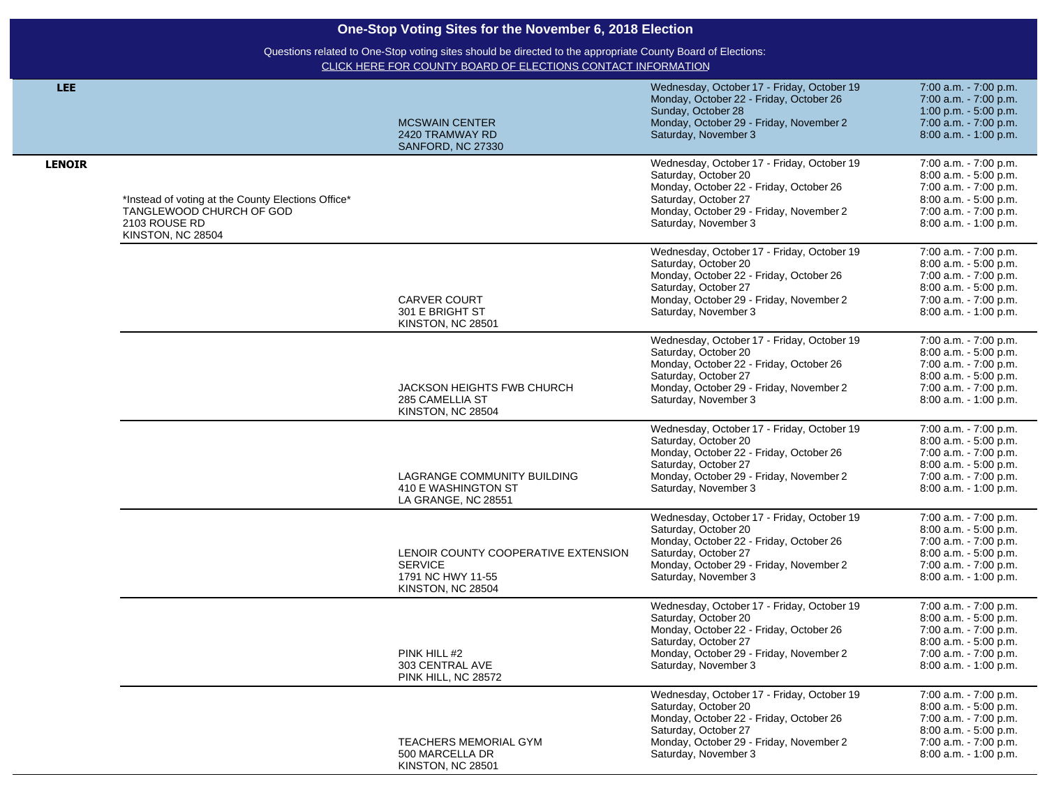# One-Stop Voting Sites for the November 6, 2018 Election

Questions related to One-Stop voting sites should be directed to the appropriate County Board of Elections:
CLICK HERE FOR COUNTY BOARD OF ELECTIONS CONTACT INFORMATION

| County | Note | Site | Dates | Hours |
|---|---|---|---|---|
| **LEE** | | MCSWAIN CENTER<br>2420 TRAMWAY RD<br>SANFORD, NC 27330 | Wednesday, October 17 - Friday, October 19<br>Monday, October 22 - Friday, October 26<br>Sunday, October 28<br>Monday, October 29 - Friday, November 2<br>Saturday, November 3 | 7:00 a.m. - 7:00 p.m.<br>7:00 a.m. - 7:00 p.m.<br>1:00 p.m. - 5:00 p.m.<br>7:00 a.m. - 7:00 p.m.<br>8:00 a.m. - 1:00 p.m. |
| **LENOIR** | *Instead of voting at the County Elections Office*<br>TANGLEWOOD CHURCH OF GOD<br>2103 ROUSE RD<br>KINSTON, NC 28504 | | Wednesday, October 17 - Friday, October 19<br>Saturday, October 20<br>Monday, October 22 - Friday, October 26<br>Saturday, October 27<br>Monday, October 29 - Friday, November 2<br>Saturday, November 3 | 7:00 a.m. - 7:00 p.m.<br>8:00 a.m. - 5:00 p.m.<br>7:00 a.m. - 7:00 p.m.<br>8:00 a.m. - 5:00 p.m.<br>7:00 a.m. - 7:00 p.m.<br>8:00 a.m. - 1:00 p.m. |
| | | CARVER COURT<br>301 E BRIGHT ST<br>KINSTON, NC 28501 | Wednesday, October 17 - Friday, October 19<br>Saturday, October 20<br>Monday, October 22 - Friday, October 26<br>Saturday, October 27<br>Monday, October 29 - Friday, November 2<br>Saturday, November 3 | 7:00 a.m. - 7:00 p.m.<br>8:00 a.m. - 5:00 p.m.<br>7:00 a.m. - 7:00 p.m.<br>8:00 a.m. - 5:00 p.m.<br>7:00 a.m. - 7:00 p.m.<br>8:00 a.m. - 1:00 p.m. |
| | | JACKSON HEIGHTS FWB CHURCH<br>285 CAMELLIA ST<br>KINSTON, NC 28504 | Wednesday, October 17 - Friday, October 19<br>Saturday, October 20<br>Monday, October 22 - Friday, October 26<br>Saturday, October 27<br>Monday, October 29 - Friday, November 2<br>Saturday, November 3 | 7:00 a.m. - 7:00 p.m.<br>8:00 a.m. - 5:00 p.m.<br>7:00 a.m. - 7:00 p.m.<br>8:00 a.m. - 5:00 p.m.<br>7:00 a.m. - 7:00 p.m.<br>8:00 a.m. - 1:00 p.m. |
| | | LAGRANGE COMMUNITY BUILDING<br>410 E WASHINGTON ST<br>LA GRANGE, NC 28551 | Wednesday, October 17 - Friday, October 19<br>Saturday, October 20<br>Monday, October 22 - Friday, October 26<br>Saturday, October 27<br>Monday, October 29 - Friday, November 2<br>Saturday, November 3 | 7:00 a.m. - 7:00 p.m.<br>8:00 a.m. - 5:00 p.m.<br>7:00 a.m. - 7:00 p.m.<br>8:00 a.m. - 5:00 p.m.<br>7:00 a.m. - 7:00 p.m.<br>8:00 a.m. - 1:00 p.m. |
| | | LENOIR COUNTY COOPERATIVE EXTENSION SERVICE<br>1791 NC HWY 11-55<br>KINSTON, NC 28504 | Wednesday, October 17 - Friday, October 19<br>Saturday, October 20<br>Monday, October 22 - Friday, October 26<br>Saturday, October 27<br>Monday, October 29 - Friday, November 2<br>Saturday, November 3 | 7:00 a.m. - 7:00 p.m.<br>8:00 a.m. - 5:00 p.m.<br>7:00 a.m. - 7:00 p.m.<br>8:00 a.m. - 5:00 p.m.<br>7:00 a.m. - 7:00 p.m.<br>8:00 a.m. - 1:00 p.m. |
| | | PINK HILL #2<br>303 CENTRAL AVE<br>PINK HILL, NC 28572 | Wednesday, October 17 - Friday, October 19<br>Saturday, October 20<br>Monday, October 22 - Friday, October 26<br>Saturday, October 27<br>Monday, October 29 - Friday, November 2<br>Saturday, November 3 | 7:00 a.m. - 7:00 p.m.<br>8:00 a.m. - 5:00 p.m.<br>7:00 a.m. - 7:00 p.m.<br>8:00 a.m. - 5:00 p.m.<br>7:00 a.m. - 7:00 p.m.<br>8:00 a.m. - 1:00 p.m. |
| | | TEACHERS MEMORIAL GYM<br>500 MARCELLA DR<br>KINSTON, NC 28501 | Wednesday, October 17 - Friday, October 19<br>Saturday, October 20<br>Monday, October 22 - Friday, October 26<br>Saturday, October 27<br>Monday, October 29 - Friday, November 2<br>Saturday, November 3 | 7:00 a.m. - 7:00 p.m.<br>8:00 a.m. - 5:00 p.m.<br>7:00 a.m. - 7:00 p.m.<br>8:00 a.m. - 5:00 p.m.<br>7:00 a.m. - 7:00 p.m.<br>8:00 a.m. - 1:00 p.m. |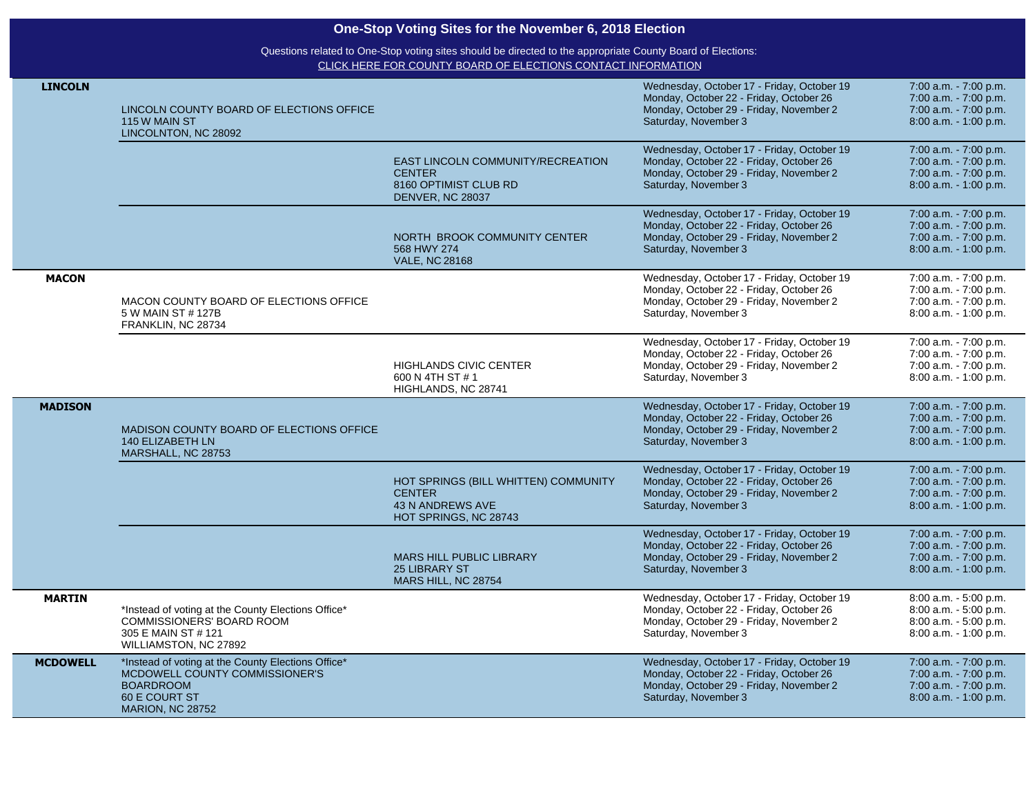# One-Stop Voting Sites for the November 6, 2018 Election

Questions related to One-Stop voting sites should be directed to the appropriate County Board of Elections:
CLICK HERE FOR COUNTY BOARD OF ELECTIONS CONTACT INFORMATION

| County | County Board of Elections Office | Additional Site | Dates | Hours |
|---|---|---|---|---|
| **LINCOLN** | LINCOLN COUNTY BOARD OF ELECTIONS OFFICE<br>115 W MAIN ST<br>LINCOLNTON, NC 28092 | | Wednesday, October 17 - Friday, October 19<br>Monday, October 22 - Friday, October 26<br>Monday, October 29 - Friday, November 2<br>Saturday, November 3 | 7:00 a.m. - 7:00 p.m.<br>7:00 a.m. - 7:00 p.m.<br>7:00 a.m. - 7:00 p.m.<br>8:00 a.m. - 1:00 p.m. |
| | | EAST LINCOLN COMMUNITY/RECREATION CENTER<br>8160 OPTIMIST CLUB RD<br>DENVER, NC 28037 | Wednesday, October 17 - Friday, October 19<br>Monday, October 22 - Friday, October 26<br>Monday, October 29 - Friday, November 2<br>Saturday, November 3 | 7:00 a.m. - 7:00 p.m.<br>7:00 a.m. - 7:00 p.m.<br>7:00 a.m. - 7:00 p.m.<br>8:00 a.m. - 1:00 p.m. |
| | | NORTH BROOK COMMUNITY CENTER<br>568 HWY 274<br>VALE, NC 28168 | Wednesday, October 17 - Friday, October 19<br>Monday, October 22 - Friday, October 26<br>Monday, October 29 - Friday, November 2<br>Saturday, November 3 | 7:00 a.m. - 7:00 p.m.<br>7:00 a.m. - 7:00 p.m.<br>7:00 a.m. - 7:00 p.m.<br>8:00 a.m. - 1:00 p.m. |
| **MACON** | MACON COUNTY BOARD OF ELECTIONS OFFICE<br>5 W MAIN ST # 127B<br>FRANKLIN, NC 28734 | | Wednesday, October 17 - Friday, October 19<br>Monday, October 22 - Friday, October 26<br>Monday, October 29 - Friday, November 2<br>Saturday, November 3 | 7:00 a.m. - 7:00 p.m.<br>7:00 a.m. - 7:00 p.m.<br>7:00 a.m. - 7:00 p.m.<br>8:00 a.m. - 1:00 p.m. |
| | | HIGHLANDS CIVIC CENTER<br>600 N 4TH ST # 1<br>HIGHLANDS, NC 28741 | Wednesday, October 17 - Friday, October 19<br>Monday, October 22 - Friday, October 26<br>Monday, October 29 - Friday, November 2<br>Saturday, November 3 | 7:00 a.m. - 7:00 p.m.<br>7:00 a.m. - 7:00 p.m.<br>7:00 a.m. - 7:00 p.m.<br>8:00 a.m. - 1:00 p.m. |
| **MADISON** | MADISON COUNTY BOARD OF ELECTIONS OFFICE<br>140 ELIZABETH LN<br>MARSHALL, NC 28753 | | Wednesday, October 17 - Friday, October 19<br>Monday, October 22 - Friday, October 26<br>Monday, October 29 - Friday, November 2<br>Saturday, November 3 | 7:00 a.m. - 7:00 p.m.<br>7:00 a.m. - 7:00 p.m.<br>7:00 a.m. - 7:00 p.m.<br>8:00 a.m. - 1:00 p.m. |
| | | HOT SPRINGS (BILL WHITTEN) COMMUNITY CENTER<br>43 N ANDREWS AVE<br>HOT SPRINGS, NC 28743 | Wednesday, October 17 - Friday, October 19<br>Monday, October 22 - Friday, October 26<br>Monday, October 29 - Friday, November 2<br>Saturday, November 3 | 7:00 a.m. - 7:00 p.m.<br>7:00 a.m. - 7:00 p.m.<br>7:00 a.m. - 7:00 p.m.<br>8:00 a.m. - 1:00 p.m. |
| | | MARS HILL PUBLIC LIBRARY<br>25 LIBRARY ST<br>MARS HILL, NC 28754 | Wednesday, October 17 - Friday, October 19<br>Monday, October 22 - Friday, October 26<br>Monday, October 29 - Friday, November 2<br>Saturday, November 3 | 7:00 a.m. - 7:00 p.m.<br>7:00 a.m. - 7:00 p.m.<br>7:00 a.m. - 7:00 p.m.<br>8:00 a.m. - 1:00 p.m. |
| **MARTIN** | *Instead of voting at the County Elections Office*<br>COMMISSIONERS' BOARD ROOM<br>305 E MAIN ST # 121<br>WILLIAMSTON, NC 27892 | | Wednesday, October 17 - Friday, October 19<br>Monday, October 22 - Friday, October 26<br>Monday, October 29 - Friday, November 2<br>Saturday, November 3 | 8:00 a.m. - 5:00 p.m.<br>8:00 a.m. - 5:00 p.m.<br>8:00 a.m. - 5:00 p.m.<br>8:00 a.m. - 1:00 p.m. |
| **MCDOWELL** | *Instead of voting at the County Elections Office*<br>MCDOWELL COUNTY COMMISSIONER'S BOARDROOM<br>60 E COURT ST<br>MARION, NC 28752 | | Wednesday, October 17 - Friday, October 19<br>Monday, October 22 - Friday, October 26<br>Monday, October 29 - Friday, November 2<br>Saturday, November 3 | 7:00 a.m. - 7:00 p.m.<br>7:00 a.m. - 7:00 p.m.<br>7:00 a.m. - 7:00 p.m.<br>8:00 a.m. - 1:00 p.m. |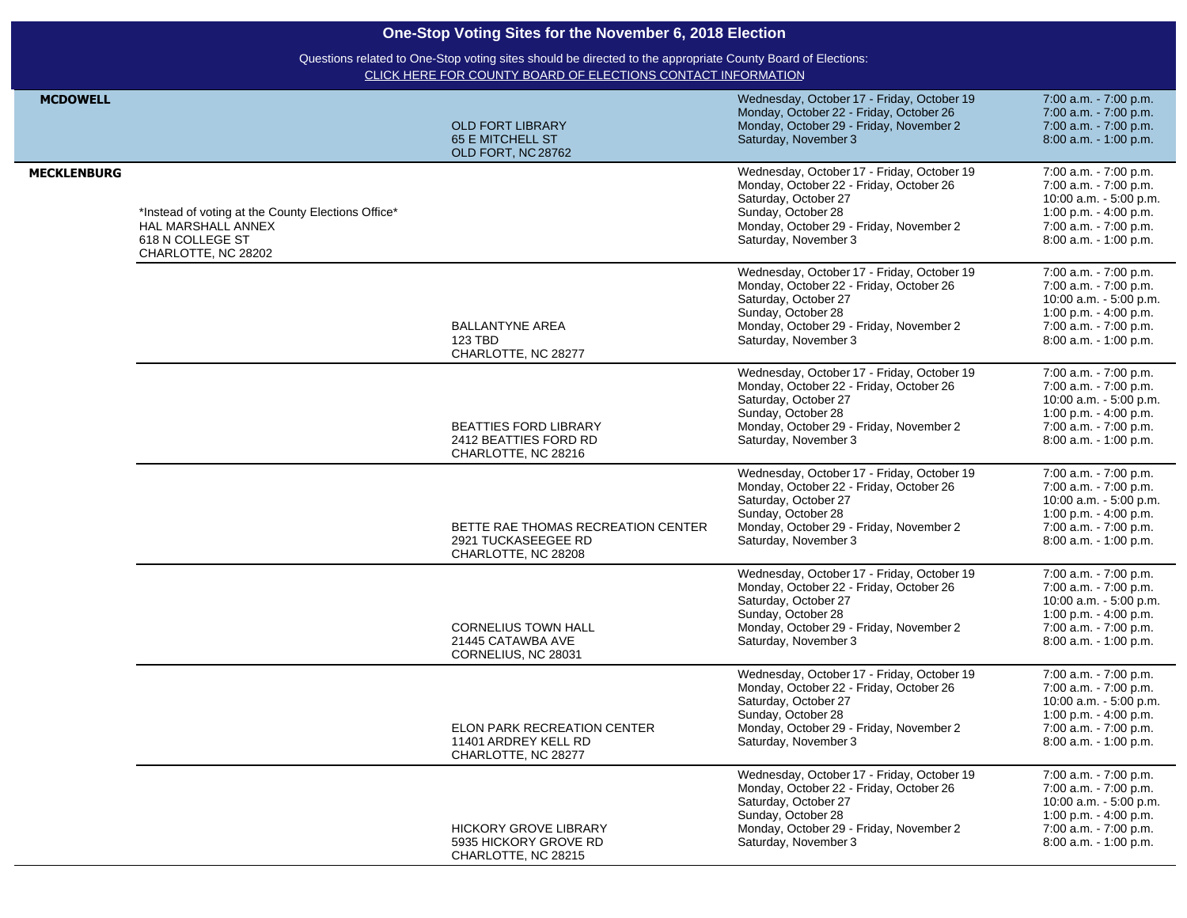## One-Stop Voting Sites for the November 6, 2018 Election

Questions related to One-Stop voting sites should be directed to the appropriate County Board of Elections:
CLICK HERE FOR COUNTY BOARD OF ELECTIONS CONTACT INFORMATION

| County | | Site | Dates | Hours |
|---|---|---|---|---|
| **MCDOWELL** | | OLD FORT LIBRARY<br>65 E MITCHELL ST<br>OLD FORT, NC 28762 | Wednesday, October 17 - Friday, October 19<br>Monday, October 22 - Friday, October 26<br>Monday, October 29 - Friday, November 2<br>Saturday, November 3 | 7:00 a.m. - 7:00 p.m.<br>7:00 a.m. - 7:00 p.m.<br>7:00 a.m. - 7:00 p.m.<br>8:00 a.m. - 1:00 p.m. |
| **MECKLENBURG** | *Instead of voting at the County Elections Office*<br>HAL MARSHALL ANNEX<br>618 N COLLEGE ST<br>CHARLOTTE, NC 28202 | | Wednesday, October 17 - Friday, October 19<br>Monday, October 22 - Friday, October 26<br>Saturday, October 27<br>Sunday, October 28<br>Monday, October 29 - Friday, November 2<br>Saturday, November 3 | 7:00 a.m. - 7:00 p.m.<br>7:00 a.m. - 7:00 p.m.<br>10:00 a.m. - 5:00 p.m.<br>1:00 p.m. - 4:00 p.m.<br>7:00 a.m. - 7:00 p.m.<br>8:00 a.m. - 1:00 p.m. |
| | | BALLANTYNE AREA<br>123 TBD<br>CHARLOTTE, NC 28277 | Wednesday, October 17 - Friday, October 19<br>Monday, October 22 - Friday, October 26<br>Saturday, October 27<br>Sunday, October 28<br>Monday, October 29 - Friday, November 2<br>Saturday, November 3 | 7:00 a.m. - 7:00 p.m.<br>7:00 a.m. - 7:00 p.m.<br>10:00 a.m. - 5:00 p.m.<br>1:00 p.m. - 4:00 p.m.<br>7:00 a.m. - 7:00 p.m.<br>8:00 a.m. - 1:00 p.m. |
| | | BEATTIES FORD LIBRARY<br>2412 BEATTIES FORD RD<br>CHARLOTTE, NC 28216 | Wednesday, October 17 - Friday, October 19<br>Monday, October 22 - Friday, October 26<br>Saturday, October 27<br>Sunday, October 28<br>Monday, October 29 - Friday, November 2<br>Saturday, November 3 | 7:00 a.m. - 7:00 p.m.<br>7:00 a.m. - 7:00 p.m.<br>10:00 a.m. - 5:00 p.m.<br>1:00 p.m. - 4:00 p.m.<br>7:00 a.m. - 7:00 p.m.<br>8:00 a.m. - 1:00 p.m. |
| | | BETTE RAE THOMAS RECREATION CENTER<br>2921 TUCKASEEGEE RD<br>CHARLOTTE, NC 28208 | Wednesday, October 17 - Friday, October 19<br>Monday, October 22 - Friday, October 26<br>Saturday, October 27<br>Sunday, October 28<br>Monday, October 29 - Friday, November 2<br>Saturday, November 3 | 7:00 a.m. - 7:00 p.m.<br>7:00 a.m. - 7:00 p.m.<br>10:00 a.m. - 5:00 p.m.<br>1:00 p.m. - 4:00 p.m.<br>7:00 a.m. - 7:00 p.m.<br>8:00 a.m. - 1:00 p.m. |
| | | CORNELIUS TOWN HALL<br>21445 CATAWBA AVE<br>CORNELIUS, NC 28031 | Wednesday, October 17 - Friday, October 19<br>Monday, October 22 - Friday, October 26<br>Saturday, October 27<br>Sunday, October 28<br>Monday, October 29 - Friday, November 2<br>Saturday, November 3 | 7:00 a.m. - 7:00 p.m.<br>7:00 a.m. - 7:00 p.m.<br>10:00 a.m. - 5:00 p.m.<br>1:00 p.m. - 4:00 p.m.<br>7:00 a.m. - 7:00 p.m.<br>8:00 a.m. - 1:00 p.m. |
| | | ELON PARK RECREATION CENTER<br>11401 ARDREY KELL RD<br>CHARLOTTE, NC 28277 | Wednesday, October 17 - Friday, October 19<br>Monday, October 22 - Friday, October 26<br>Saturday, October 27<br>Sunday, October 28<br>Monday, October 29 - Friday, November 2<br>Saturday, November 3 | 7:00 a.m. - 7:00 p.m.<br>7:00 a.m. - 7:00 p.m.<br>10:00 a.m. - 5:00 p.m.<br>1:00 p.m. - 4:00 p.m.<br>7:00 a.m. - 7:00 p.m.<br>8:00 a.m. - 1:00 p.m. |
| | | HICKORY GROVE LIBRARY<br>5935 HICKORY GROVE RD<br>CHARLOTTE, NC 28215 | Wednesday, October 17 - Friday, October 19<br>Monday, October 22 - Friday, October 26<br>Saturday, October 27<br>Sunday, October 28<br>Monday, October 29 - Friday, November 2<br>Saturday, November 3 | 7:00 a.m. - 7:00 p.m.<br>7:00 a.m. - 7:00 p.m.<br>10:00 a.m. - 5:00 p.m.<br>1:00 p.m. - 4:00 p.m.<br>7:00 a.m. - 7:00 p.m.<br>8:00 a.m. - 1:00 p.m. |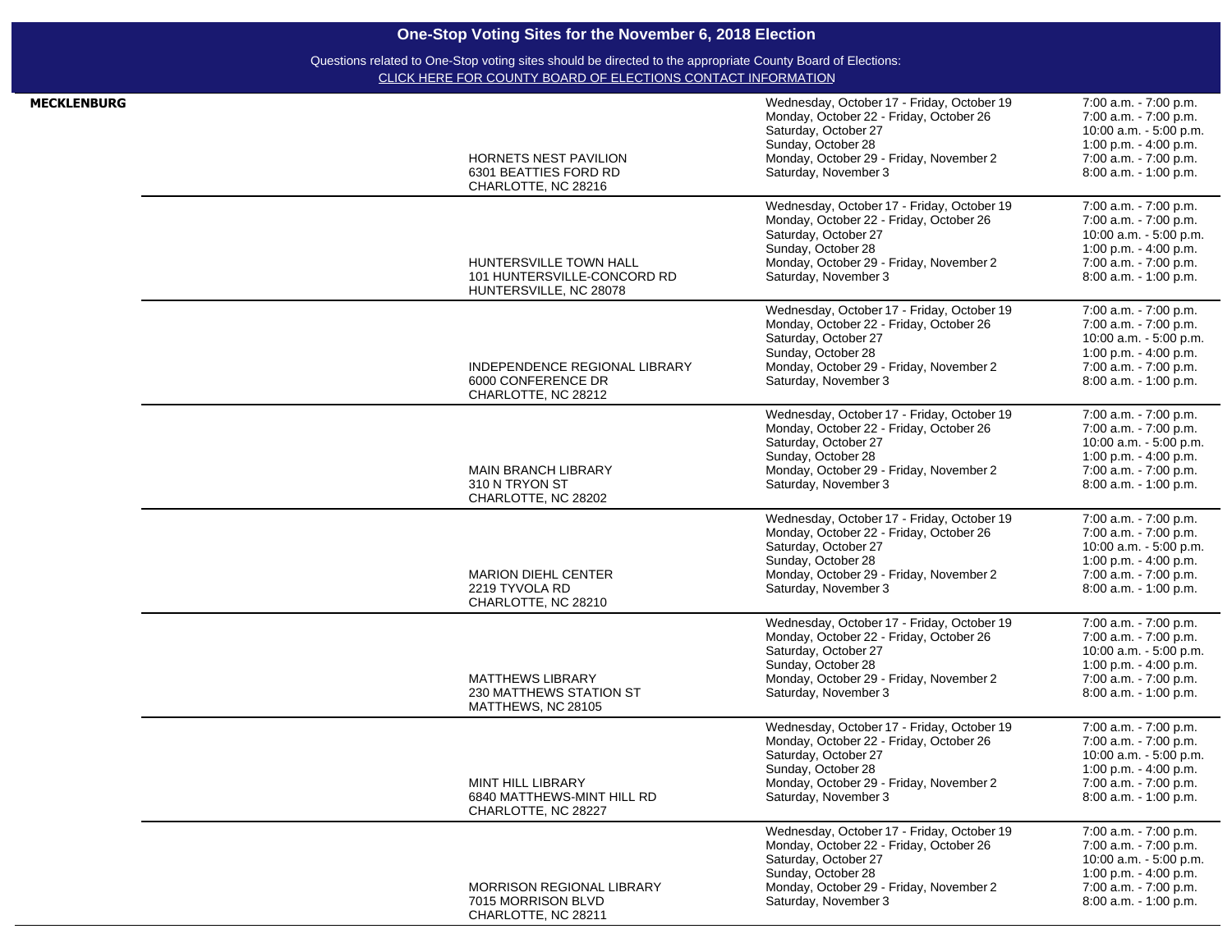# One-Stop Voting Sites for the November 6, 2018 Election

Questions related to One-Stop voting sites should be directed to the appropriate County Board of Elections:
CLICK HERE FOR COUNTY BOARD OF ELECTIONS CONTACT INFORMATION

| County | Site | Dates | Hours |
|---|---|---|---|
| **MECKLENBURG** | HORNETS NEST PAVILION<br>6301 BEATTIES FORD RD<br>CHARLOTTE, NC 28216 | Wednesday, October 17 - Friday, October 19<br>Monday, October 22 - Friday, October 26<br>Saturday, October 27<br>Sunday, October 28<br>Monday, October 29 - Friday, November 2<br>Saturday, November 3 | 7:00 a.m. - 7:00 p.m.<br>7:00 a.m. - 7:00 p.m.<br>10:00 a.m. - 5:00 p.m.<br>1:00 p.m. - 4:00 p.m.<br>7:00 a.m. - 7:00 p.m.<br>8:00 a.m. - 1:00 p.m. |
| | HUNTERSVILLE TOWN HALL<br>101 HUNTERSVILLE-CONCORD RD<br>HUNTERSVILLE, NC 28078 | Wednesday, October 17 - Friday, October 19<br>Monday, October 22 - Friday, October 26<br>Saturday, October 27<br>Sunday, October 28<br>Monday, October 29 - Friday, November 2<br>Saturday, November 3 | 7:00 a.m. - 7:00 p.m.<br>7:00 a.m. - 7:00 p.m.<br>10:00 a.m. - 5:00 p.m.<br>1:00 p.m. - 4:00 p.m.<br>7:00 a.m. - 7:00 p.m.<br>8:00 a.m. - 1:00 p.m. |
| | INDEPENDENCE REGIONAL LIBRARY<br>6000 CONFERENCE DR<br>CHARLOTTE, NC 28212 | Wednesday, October 17 - Friday, October 19<br>Monday, October 22 - Friday, October 26<br>Saturday, October 27<br>Sunday, October 28<br>Monday, October 29 - Friday, November 2<br>Saturday, November 3 | 7:00 a.m. - 7:00 p.m.<br>7:00 a.m. - 7:00 p.m.<br>10:00 a.m. - 5:00 p.m.<br>1:00 p.m. - 4:00 p.m.<br>7:00 a.m. - 7:00 p.m.<br>8:00 a.m. - 1:00 p.m. |
| | MAIN BRANCH LIBRARY<br>310 N TRYON ST<br>CHARLOTTE, NC 28202 | Wednesday, October 17 - Friday, October 19<br>Monday, October 22 - Friday, October 26<br>Saturday, October 27<br>Sunday, October 28<br>Monday, October 29 - Friday, November 2<br>Saturday, November 3 | 7:00 a.m. - 7:00 p.m.<br>7:00 a.m. - 7:00 p.m.<br>10:00 a.m. - 5:00 p.m.<br>1:00 p.m. - 4:00 p.m.<br>7:00 a.m. - 7:00 p.m.<br>8:00 a.m. - 1:00 p.m. |
| | MARION DIEHL CENTER<br>2219 TYVOLA RD<br>CHARLOTTE, NC 28210 | Wednesday, October 17 - Friday, October 19<br>Monday, October 22 - Friday, October 26<br>Saturday, October 27<br>Sunday, October 28<br>Monday, October 29 - Friday, November 2<br>Saturday, November 3 | 7:00 a.m. - 7:00 p.m.<br>7:00 a.m. - 7:00 p.m.<br>10:00 a.m. - 5:00 p.m.<br>1:00 p.m. - 4:00 p.m.<br>7:00 a.m. - 7:00 p.m.<br>8:00 a.m. - 1:00 p.m. |
| | MATTHEWS LIBRARY<br>230 MATTHEWS STATION ST<br>MATTHEWS, NC 28105 | Wednesday, October 17 - Friday, October 19<br>Monday, October 22 - Friday, October 26<br>Saturday, October 27<br>Sunday, October 28<br>Monday, October 29 - Friday, November 2<br>Saturday, November 3 | 7:00 a.m. - 7:00 p.m.<br>7:00 a.m. - 7:00 p.m.<br>10:00 a.m. - 5:00 p.m.<br>1:00 p.m. - 4:00 p.m.<br>7:00 a.m. - 7:00 p.m.<br>8:00 a.m. - 1:00 p.m. |
| | MINT HILL LIBRARY<br>6840 MATTHEWS-MINT HILL RD<br>CHARLOTTE, NC 28227 | Wednesday, October 17 - Friday, October 19<br>Monday, October 22 - Friday, October 26<br>Saturday, October 27<br>Sunday, October 28<br>Monday, October 29 - Friday, November 2<br>Saturday, November 3 | 7:00 a.m. - 7:00 p.m.<br>7:00 a.m. - 7:00 p.m.<br>10:00 a.m. - 5:00 p.m.<br>1:00 p.m. - 4:00 p.m.<br>7:00 a.m. - 7:00 p.m.<br>8:00 a.m. - 1:00 p.m. |
| | MORRISON REGIONAL LIBRARY<br>7015 MORRISON BLVD<br>CHARLOTTE, NC 28211 | Wednesday, October 17 - Friday, October 19<br>Monday, October 22 - Friday, October 26<br>Saturday, October 27<br>Sunday, October 28<br>Monday, October 29 - Friday, November 2<br>Saturday, November 3 | 7:00 a.m. - 7:00 p.m.<br>7:00 a.m. - 7:00 p.m.<br>10:00 a.m. - 5:00 p.m.<br>1:00 p.m. - 4:00 p.m.<br>7:00 a.m. - 7:00 p.m.<br>8:00 a.m. - 1:00 p.m. |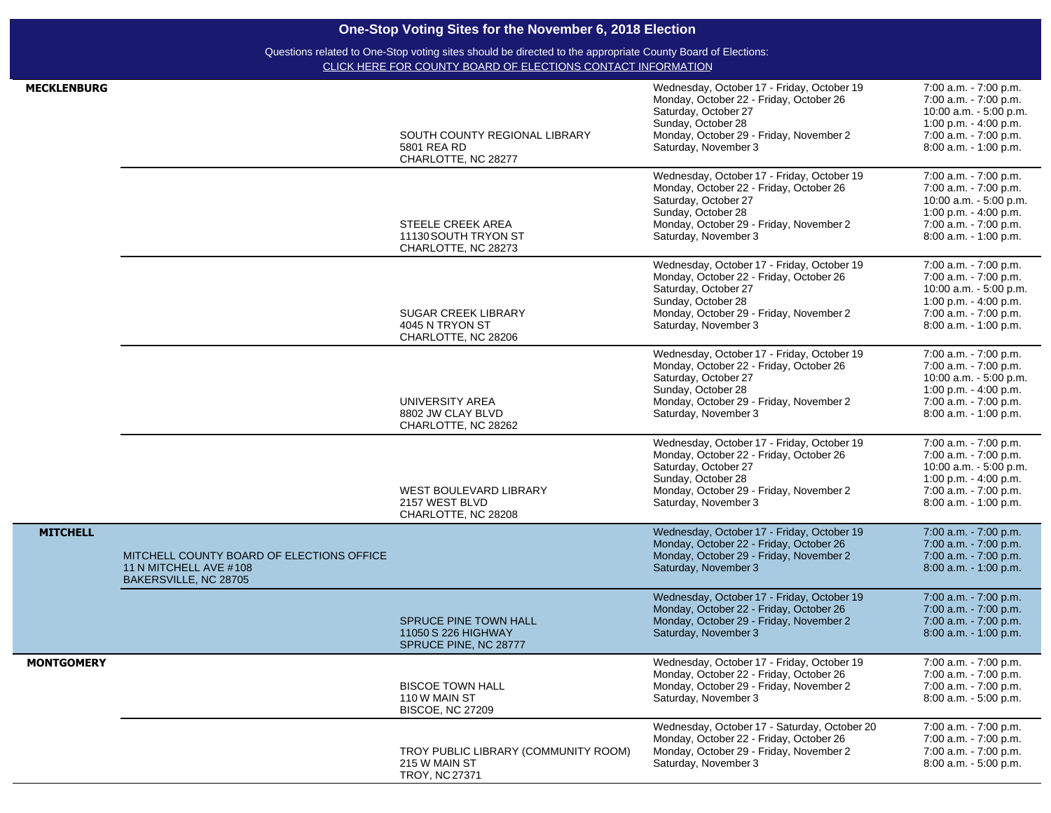# One-Stop Voting Sites for the November 6, 2018 Election

Questions related to One-Stop voting sites should be directed to the appropriate County Board of Elections:
CLICK HERE FOR COUNTY BOARD OF ELECTIONS CONTACT INFORMATION

| County | Site | Site | Dates | Hours |
|---|---|---|---|---|
| **MECKLENBURG** | | SOUTH COUNTY REGIONAL LIBRARY<br>5801 REA RD<br>CHARLOTTE, NC 28277 | Wednesday, October 17 - Friday, October 19<br>Monday, October 22 - Friday, October 26<br>Saturday, October 27<br>Sunday, October 28<br>Monday, October 29 - Friday, November 2<br>Saturday, November 3 | 7:00 a.m. - 7:00 p.m.<br>7:00 a.m. - 7:00 p.m.<br>10:00 a.m. - 5:00 p.m.<br>1:00 p.m. - 4:00 p.m.<br>7:00 a.m. - 7:00 p.m.<br>8:00 a.m. - 1:00 p.m. |
| | | STEELE CREEK AREA<br>11130 SOUTH TRYON ST<br>CHARLOTTE, NC 28273 | Wednesday, October 17 - Friday, October 19<br>Monday, October 22 - Friday, October 26<br>Saturday, October 27<br>Sunday, October 28<br>Monday, October 29 - Friday, November 2<br>Saturday, November 3 | 7:00 a.m. - 7:00 p.m.<br>7:00 a.m. - 7:00 p.m.<br>10:00 a.m. - 5:00 p.m.<br>1:00 p.m. - 4:00 p.m.<br>7:00 a.m. - 7:00 p.m.<br>8:00 a.m. - 1:00 p.m. |
| | | SUGAR CREEK LIBRARY<br>4045 N TRYON ST<br>CHARLOTTE, NC 28206 | Wednesday, October 17 - Friday, October 19<br>Monday, October 22 - Friday, October 26<br>Saturday, October 27<br>Sunday, October 28<br>Monday, October 29 - Friday, November 2<br>Saturday, November 3 | 7:00 a.m. - 7:00 p.m.<br>7:00 a.m. - 7:00 p.m.<br>10:00 a.m. - 5:00 p.m.<br>1:00 p.m. - 4:00 p.m.<br>7:00 a.m. - 7:00 p.m.<br>8:00 a.m. - 1:00 p.m. |
| | | UNIVERSITY AREA<br>8802 JW CLAY BLVD<br>CHARLOTTE, NC 28262 | Wednesday, October 17 - Friday, October 19<br>Monday, October 22 - Friday, October 26<br>Saturday, October 27<br>Sunday, October 28<br>Monday, October 29 - Friday, November 2<br>Saturday, November 3 | 7:00 a.m. - 7:00 p.m.<br>7:00 a.m. - 7:00 p.m.<br>10:00 a.m. - 5:00 p.m.<br>1:00 p.m. - 4:00 p.m.<br>7:00 a.m. - 7:00 p.m.<br>8:00 a.m. - 1:00 p.m. |
| | | WEST BOULEVARD LIBRARY<br>2157 WEST BLVD<br>CHARLOTTE, NC 28208 | Wednesday, October 17 - Friday, October 19<br>Monday, October 22 - Friday, October 26<br>Saturday, October 27<br>Sunday, October 28<br>Monday, October 29 - Friday, November 2<br>Saturday, November 3 | 7:00 a.m. - 7:00 p.m.<br>7:00 a.m. - 7:00 p.m.<br>10:00 a.m. - 5:00 p.m.<br>1:00 p.m. - 4:00 p.m.<br>7:00 a.m. - 7:00 p.m.<br>8:00 a.m. - 1:00 p.m. |
| **MITCHELL** | MITCHELL COUNTY BOARD OF ELECTIONS OFFICE<br>11 N MITCHELL AVE #108<br>BAKERSVILLE, NC 28705 | | Wednesday, October 17 - Friday, October 19<br>Monday, October 22 - Friday, October 26<br>Monday, October 29 - Friday, November 2<br>Saturday, November 3 | 7:00 a.m. - 7:00 p.m.<br>7:00 a.m. - 7:00 p.m.<br>7:00 a.m. - 7:00 p.m.<br>8:00 a.m. - 1:00 p.m. |
| | | SPRUCE PINE TOWN HALL<br>11050 S 226 HIGHWAY<br>SPRUCE PINE, NC 28777 | Wednesday, October 17 - Friday, October 19<br>Monday, October 22 - Friday, October 26<br>Monday, October 29 - Friday, November 2<br>Saturday, November 3 | 7:00 a.m. - 7:00 p.m.<br>7:00 a.m. - 7:00 p.m.<br>7:00 a.m. - 7:00 p.m.<br>8:00 a.m. - 1:00 p.m. |
| **MONTGOMERY** | | BISCOE TOWN HALL<br>110 W MAIN ST<br>BISCOE, NC 27209 | Wednesday, October 17 - Friday, October 19<br>Monday, October 22 - Friday, October 26<br>Monday, October 29 - Friday, November 2<br>Saturday, November 3 | 7:00 a.m. - 7:00 p.m.<br>7:00 a.m. - 7:00 p.m.<br>7:00 a.m. - 7:00 p.m.<br>8:00 a.m. - 5:00 p.m. |
| | | TROY PUBLIC LIBRARY (COMMUNITY ROOM)<br>215 W MAIN ST<br>TROY, NC 27371 | Wednesday, October 17 - Saturday, October 20<br>Monday, October 22 - Friday, October 26<br>Monday, October 29 - Friday, November 2<br>Saturday, November 3 | 7:00 a.m. - 7:00 p.m.<br>7:00 a.m. - 7:00 p.m.<br>7:00 a.m. - 7:00 p.m.<br>8:00 a.m. - 5:00 p.m. |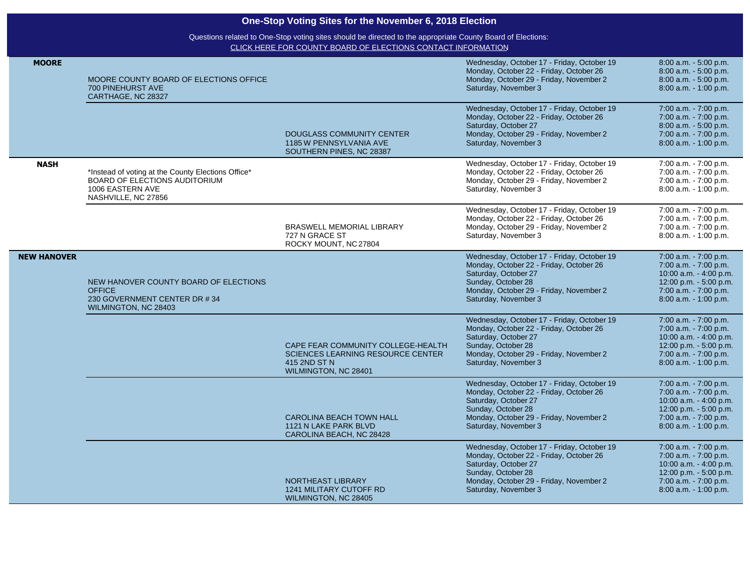# One-Stop Voting Sites for the November 6, 2018 Election

Questions related to One-Stop voting sites should be directed to the appropriate County Board of Elections:
CLICK HERE FOR COUNTY BOARD OF ELECTIONS CONTACT INFORMATION

| County | County Elections Office | Additional Site | Dates | Hours |
|---|---|---|---|---|
| **MOORE** | MOORE COUNTY BOARD OF ELECTIONS OFFICE<br>700 PINEHURST AVE<br>CARTHAGE, NC 28327 | | Wednesday, October 17 - Friday, October 19<br>Monday, October 22 - Friday, October 26<br>Monday, October 29 - Friday, November 2<br>Saturday, November 3 | 8:00 a.m. - 5:00 p.m.<br>8:00 a.m. - 5:00 p.m.<br>8:00 a.m. - 5:00 p.m.<br>8:00 a.m. - 1:00 p.m. |
| | | DOUGLASS COMMUNITY CENTER<br>1185 W PENNSYLVANIA AVE<br>SOUTHERN PINES, NC 28387 | Wednesday, October 17 - Friday, October 19<br>Monday, October 22 - Friday, October 26<br>Saturday, October 27<br>Monday, October 29 - Friday, November 2<br>Saturday, November 3 | 7:00 a.m. - 7:00 p.m.<br>7:00 a.m. - 7:00 p.m.<br>8:00 a.m. - 5:00 p.m.<br>7:00 a.m. - 7:00 p.m.<br>8:00 a.m. - 1:00 p.m. |
| **NASH** | *Instead of voting at the County Elections Office*<br>BOARD OF ELECTIONS AUDITORIUM<br>1006 EASTERN AVE<br>NASHVILLE, NC 27856 | | Wednesday, October 17 - Friday, October 19<br>Monday, October 22 - Friday, October 26<br>Monday, October 29 - Friday, November 2<br>Saturday, November 3 | 7:00 a.m. - 7:00 p.m.<br>7:00 a.m. - 7:00 p.m.<br>7:00 a.m. - 7:00 p.m.<br>8:00 a.m. - 1:00 p.m. |
| | | BRASWELL MEMORIAL LIBRARY<br>727 N GRACE ST<br>ROCKY MOUNT, NC 27804 | Wednesday, October 17 - Friday, October 19<br>Monday, October 22 - Friday, October 26<br>Monday, October 29 - Friday, November 2<br>Saturday, November 3 | 7:00 a.m. - 7:00 p.m.<br>7:00 a.m. - 7:00 p.m.<br>7:00 a.m. - 7:00 p.m.<br>8:00 a.m. - 1:00 p.m. |
| **NEW HANOVER** | NEW HANOVER COUNTY BOARD OF ELECTIONS OFFICE<br>230 GOVERNMENT CENTER DR # 34<br>WILMINGTON, NC 28403 | | Wednesday, October 17 - Friday, October 19<br>Monday, October 22 - Friday, October 26<br>Saturday, October 27<br>Sunday, October 28<br>Monday, October 29 - Friday, November 2<br>Saturday, November 3 | 7:00 a.m. - 7:00 p.m.<br>7:00 a.m. - 7:00 p.m.<br>10:00 a.m. - 4:00 p.m.<br>12:00 p.m. - 5:00 p.m.<br>7:00 a.m. - 7:00 p.m.<br>8:00 a.m. - 1:00 p.m. |
| | | CAPE FEAR COMMUNITY COLLEGE-HEALTH SCIENCES LEARNING RESOURCE CENTER<br>415 2ND ST N<br>WILMINGTON, NC 28401 | Wednesday, October 17 - Friday, October 19<br>Monday, October 22 - Friday, October 26<br>Saturday, October 27<br>Sunday, October 28<br>Monday, October 29 - Friday, November 2<br>Saturday, November 3 | 7:00 a.m. - 7:00 p.m.<br>7:00 a.m. - 7:00 p.m.<br>10:00 a.m. - 4:00 p.m.<br>12:00 p.m. - 5:00 p.m.<br>7:00 a.m. - 7:00 p.m.<br>8:00 a.m. - 1:00 p.m. |
| | | CAROLINA BEACH TOWN HALL<br>1121 N LAKE PARK BLVD<br>CAROLINA BEACH, NC 28428 | Wednesday, October 17 - Friday, October 19<br>Monday, October 22 - Friday, October 26<br>Saturday, October 27<br>Sunday, October 28<br>Monday, October 29 - Friday, November 2<br>Saturday, November 3 | 7:00 a.m. - 7:00 p.m.<br>7:00 a.m. - 7:00 p.m.<br>10:00 a.m. - 4:00 p.m.<br>12:00 p.m. - 5:00 p.m.<br>7:00 a.m. - 7:00 p.m.<br>8:00 a.m. - 1:00 p.m. |
| | | NORTHEAST LIBRARY<br>1241 MILITARY CUTOFF RD<br>WILMINGTON, NC 28405 | Wednesday, October 17 - Friday, October 19<br>Monday, October 22 - Friday, October 26<br>Saturday, October 27<br>Sunday, October 28<br>Monday, October 29 - Friday, November 2<br>Saturday, November 3 | 7:00 a.m. - 7:00 p.m.<br>7:00 a.m. - 7:00 p.m.<br>10:00 a.m. - 4:00 p.m.<br>12:00 p.m. - 5:00 p.m.<br>7:00 a.m. - 7:00 p.m.<br>8:00 a.m. - 1:00 p.m. |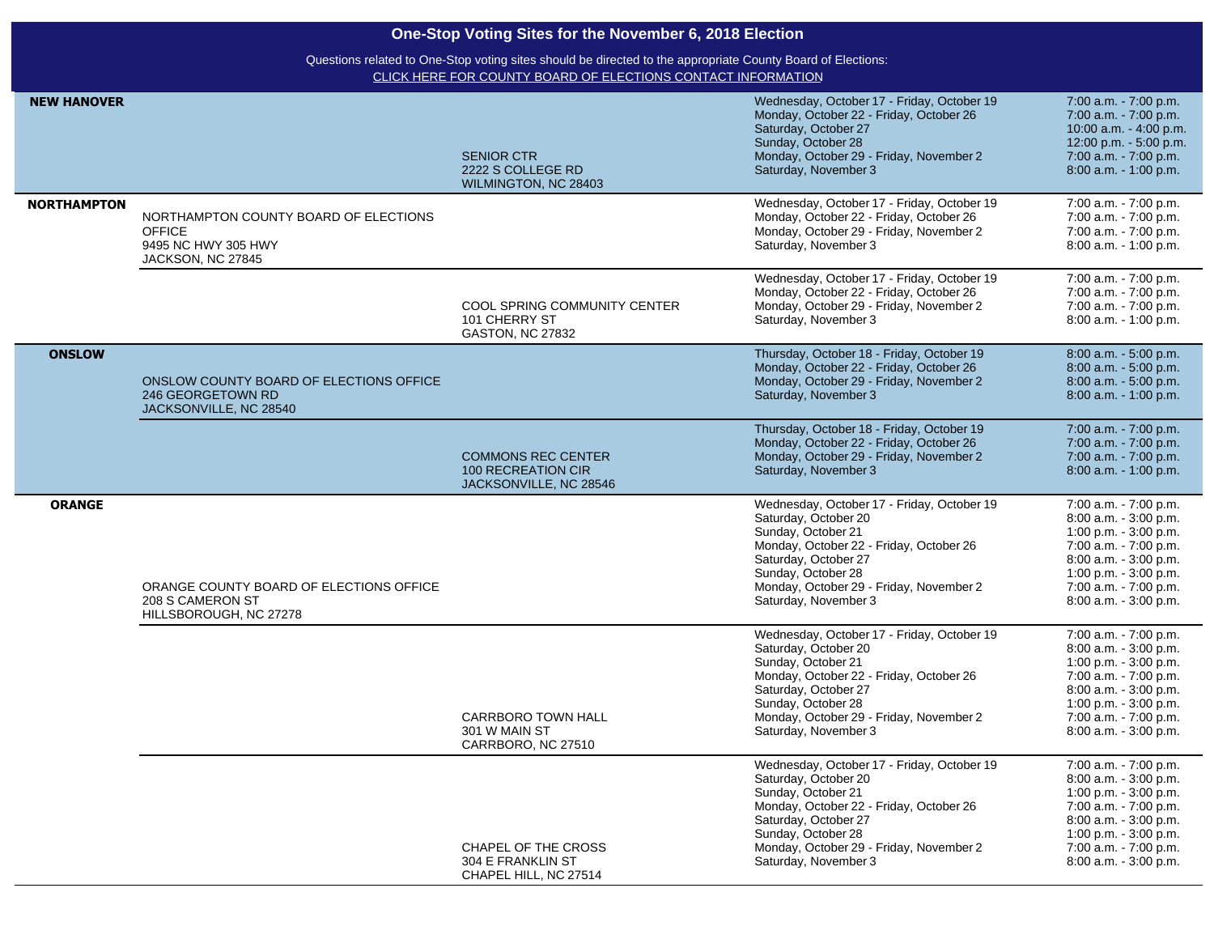## One-Stop Voting Sites for the November 6, 2018 Election

Questions related to One-Stop voting sites should be directed to the appropriate County Board of Elections:
CLICK HERE FOR COUNTY BOARD OF ELECTIONS CONTACT INFORMATION

| County | County Board of Elections Office | Site | Dates | Hours |
|---|---|---|---|---|
| **NEW HANOVER** | | SENIOR CTR<br>2222 S COLLEGE RD<br>WILMINGTON, NC 28403 | Wednesday, October 17 - Friday, October 19<br>Monday, October 22 - Friday, October 26<br>Saturday, October 27<br>Sunday, October 28<br>Monday, October 29 - Friday, November 2<br>Saturday, November 3 | 7:00 a.m. - 7:00 p.m.<br>7:00 a.m. - 7:00 p.m.<br>10:00 a.m. - 4:00 p.m.<br>12:00 p.m. - 5:00 p.m.<br>7:00 a.m. - 7:00 p.m.<br>8:00 a.m. - 1:00 p.m. |
| **NORTHAMPTON** | NORTHAMPTON COUNTY BOARD OF ELECTIONS OFFICE<br>9495 NC HWY 305 HWY<br>JACKSON, NC 27845 | | Wednesday, October 17 - Friday, October 19<br>Monday, October 22 - Friday, October 26<br>Monday, October 29 - Friday, November 2<br>Saturday, November 3 | 7:00 a.m. - 7:00 p.m.<br>7:00 a.m. - 7:00 p.m.<br>7:00 a.m. - 7:00 p.m.<br>8:00 a.m. - 1:00 p.m. |
| | | COOL SPRING COMMUNITY CENTER<br>101 CHERRY ST<br>GASTON, NC 27832 | Wednesday, October 17 - Friday, October 19<br>Monday, October 22 - Friday, October 26<br>Monday, October 29 - Friday, November 2<br>Saturday, November 3 | 7:00 a.m. - 7:00 p.m.<br>7:00 a.m. - 7:00 p.m.<br>7:00 a.m. - 7:00 p.m.<br>8:00 a.m. - 1:00 p.m. |
| **ONSLOW** | ONSLOW COUNTY BOARD OF ELECTIONS OFFICE<br>246 GEORGETOWN RD<br>JACKSONVILLE, NC 28540 | | Thursday, October 18 - Friday, October 19<br>Monday, October 22 - Friday, October 26<br>Monday, October 29 - Friday, November 2<br>Saturday, November 3 | 8:00 a.m. - 5:00 p.m.<br>8:00 a.m. - 5:00 p.m.<br>8:00 a.m. - 5:00 p.m.<br>8:00 a.m. - 1:00 p.m. |
| | | COMMONS REC CENTER<br>100 RECREATION CIR<br>JACKSONVILLE, NC 28546 | Thursday, October 18 - Friday, October 19<br>Monday, October 22 - Friday, October 26<br>Monday, October 29 - Friday, November 2<br>Saturday, November 3 | 7:00 a.m. - 7:00 p.m.<br>7:00 a.m. - 7:00 p.m.<br>7:00 a.m. - 7:00 p.m.<br>8:00 a.m. - 1:00 p.m. |
| **ORANGE** | ORANGE COUNTY BOARD OF ELECTIONS OFFICE<br>208 S CAMERON ST<br>HILLSBOROUGH, NC 27278 | | Wednesday, October 17 - Friday, October 19<br>Saturday, October 20<br>Sunday, October 21<br>Monday, October 22 - Friday, October 26<br>Saturday, October 27<br>Sunday, October 28<br>Monday, October 29 - Friday, November 2<br>Saturday, November 3 | 7:00 a.m. - 7:00 p.m.<br>8:00 a.m. - 3:00 p.m.<br>1:00 p.m. - 3:00 p.m.<br>7:00 a.m. - 7:00 p.m.<br>8:00 a.m. - 3:00 p.m.<br>1:00 p.m. - 3:00 p.m.<br>7:00 a.m. - 7:00 p.m.<br>8:00 a.m. - 3:00 p.m. |
| | | CARRBORO TOWN HALL<br>301 W MAIN ST<br>CARRBORO, NC 27510 | Wednesday, October 17 - Friday, October 19<br>Saturday, October 20<br>Sunday, October 21<br>Monday, October 22 - Friday, October 26<br>Saturday, October 27<br>Sunday, October 28<br>Monday, October 29 - Friday, November 2<br>Saturday, November 3 | 7:00 a.m. - 7:00 p.m.<br>8:00 a.m. - 3:00 p.m.<br>1:00 p.m. - 3:00 p.m.<br>7:00 a.m. - 7:00 p.m.<br>8:00 a.m. - 3:00 p.m.<br>1:00 p.m. - 3:00 p.m.<br>7:00 a.m. - 7:00 p.m.<br>8:00 a.m. - 3:00 p.m. |
| | | CHAPEL OF THE CROSS<br>304 E FRANKLIN ST<br>CHAPEL HILL, NC 27514 | Wednesday, October 17 - Friday, October 19<br>Saturday, October 20<br>Sunday, October 21<br>Monday, October 22 - Friday, October 26<br>Saturday, October 27<br>Sunday, October 28<br>Monday, October 29 - Friday, November 2<br>Saturday, November 3 | 7:00 a.m. - 7:00 p.m.<br>8:00 a.m. - 3:00 p.m.<br>1:00 p.m. - 3:00 p.m.<br>7:00 a.m. - 7:00 p.m.<br>8:00 a.m. - 3:00 p.m.<br>1:00 p.m. - 3:00 p.m.<br>7:00 a.m. - 7:00 p.m.<br>8:00 a.m. - 3:00 p.m. |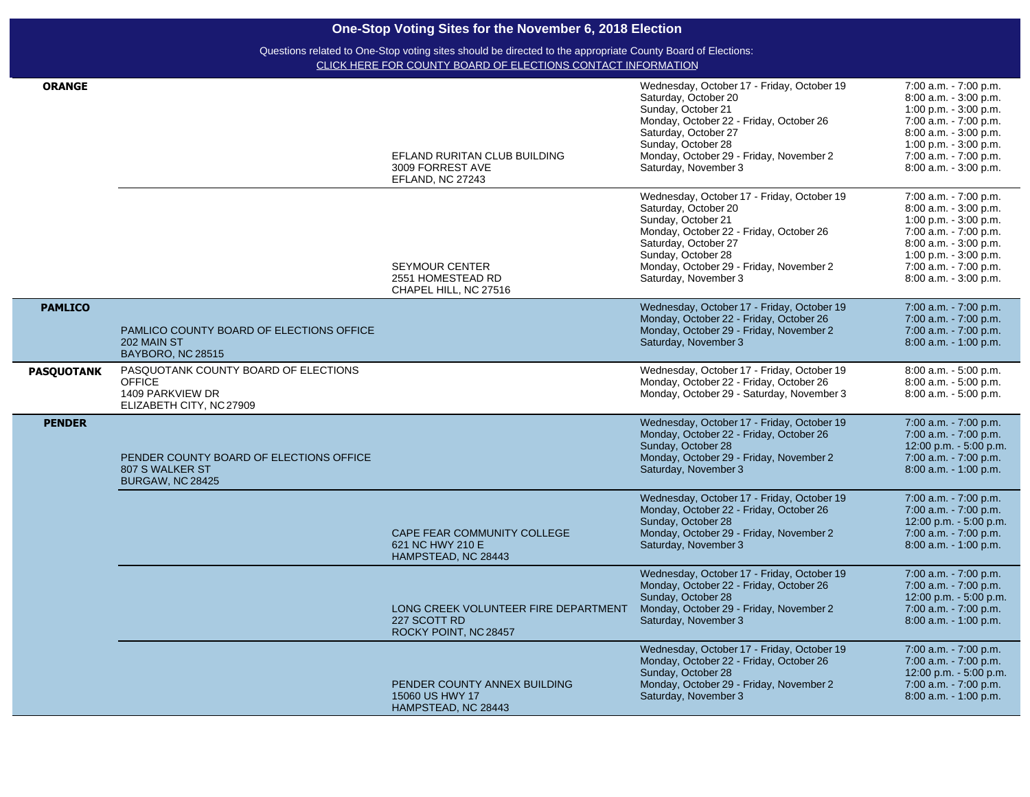# One-Stop Voting Sites for the November 6, 2018 Election

Questions related to One-Stop voting sites should be directed to the appropriate County Board of Elections:
CLICK HERE FOR COUNTY BOARD OF ELECTIONS CONTACT INFORMATION

| County | | Site | Dates | Hours |
|---|---|---|---|---|
| **ORANGE** | | EFLAND RURITAN CLUB BUILDING<br>3009 FORREST AVE<br>EFLAND, NC 27243 | Wednesday, October 17 - Friday, October 19<br>Saturday, October 20<br>Sunday, October 21<br>Monday, October 22 - Friday, October 26<br>Saturday, October 27<br>Sunday, October 28<br>Monday, October 29 - Friday, November 2<br>Saturday, November 3 | 7:00 a.m. - 7:00 p.m.<br>8:00 a.m. - 3:00 p.m.<br>1:00 p.m. - 3:00 p.m.<br>7:00 a.m. - 7:00 p.m.<br>8:00 a.m. - 3:00 p.m.<br>1:00 p.m. - 3:00 p.m.<br>7:00 a.m. - 7:00 p.m.<br>8:00 a.m. - 3:00 p.m. |
| | | SEYMOUR CENTER<br>2551 HOMESTEAD RD<br>CHAPEL HILL, NC 27516 | Wednesday, October 17 - Friday, October 19<br>Saturday, October 20<br>Sunday, October 21<br>Monday, October 22 - Friday, October 26<br>Saturday, October 27<br>Sunday, October 28<br>Monday, October 29 - Friday, November 2<br>Saturday, November 3 | 7:00 a.m. - 7:00 p.m.<br>8:00 a.m. - 3:00 p.m.<br>1:00 p.m. - 3:00 p.m.<br>7:00 a.m. - 7:00 p.m.<br>8:00 a.m. - 3:00 p.m.<br>1:00 p.m. - 3:00 p.m.<br>7:00 a.m. - 7:00 p.m.<br>8:00 a.m. - 3:00 p.m. |
| **PAMLICO** | PAMLICO COUNTY BOARD OF ELECTIONS OFFICE<br>202 MAIN ST<br>BAYBORO, NC 28515 | | Wednesday, October 17 - Friday, October 19<br>Monday, October 22 - Friday, October 26<br>Monday, October 29 - Friday, November 2<br>Saturday, November 3 | 7:00 a.m. - 7:00 p.m.<br>7:00 a.m. - 7:00 p.m.<br>7:00 a.m. - 7:00 p.m.<br>8:00 a.m. - 1:00 p.m. |
| **PASQUOTANK** | PASQUOTANK COUNTY BOARD OF ELECTIONS OFFICE<br>1409 PARKVIEW DR<br>ELIZABETH CITY, NC 27909 | | Wednesday, October 17 - Friday, October 19<br>Monday, October 22 - Friday, October 26<br>Monday, October 29 - Saturday, November 3 | 8:00 a.m. - 5:00 p.m.<br>8:00 a.m. - 5:00 p.m.<br>8:00 a.m. - 5:00 p.m. |
| **PENDER** | PENDER COUNTY BOARD OF ELECTIONS OFFICE<br>807 S WALKER ST<br>BURGAW, NC 28425 | | Wednesday, October 17 - Friday, October 19<br>Monday, October 22 - Friday, October 26<br>Sunday, October 28<br>Monday, October 29 - Friday, November 2<br>Saturday, November 3 | 7:00 a.m. - 7:00 p.m.<br>7:00 a.m. - 7:00 p.m.<br>12:00 p.m. - 5:00 p.m.<br>7:00 a.m. - 7:00 p.m.<br>8:00 a.m. - 1:00 p.m. |
| | | CAPE FEAR COMMUNITY COLLEGE<br>621 NC HWY 210 E<br>HAMPSTEAD, NC 28443 | Wednesday, October 17 - Friday, October 19<br>Monday, October 22 - Friday, October 26<br>Sunday, October 28<br>Monday, October 29 - Friday, November 2<br>Saturday, November 3 | 7:00 a.m. - 7:00 p.m.<br>7:00 a.m. - 7:00 p.m.<br>12:00 p.m. - 5:00 p.m.<br>7:00 a.m. - 7:00 p.m.<br>8:00 a.m. - 1:00 p.m. |
| | | LONG CREEK VOLUNTEER FIRE DEPARTMENT<br>227 SCOTT RD<br>ROCKY POINT, NC 28457 | Wednesday, October 17 - Friday, October 19<br>Monday, October 22 - Friday, October 26<br>Sunday, October 28<br>Monday, October 29 - Friday, November 2<br>Saturday, November 3 | 7:00 a.m. - 7:00 p.m.<br>7:00 a.m. - 7:00 p.m.<br>12:00 p.m. - 5:00 p.m.<br>7:00 a.m. - 7:00 p.m.<br>8:00 a.m. - 1:00 p.m. |
| | | PENDER COUNTY ANNEX BUILDING<br>15060 US HWY 17<br>HAMPSTEAD, NC 28443 | Wednesday, October 17 - Friday, October 19<br>Monday, October 22 - Friday, October 26<br>Sunday, October 28<br>Monday, October 29 - Friday, November 2<br>Saturday, November 3 | 7:00 a.m. - 7:00 p.m.<br>7:00 a.m. - 7:00 p.m.<br>12:00 p.m. - 5:00 p.m.<br>7:00 a.m. - 7:00 p.m.<br>8:00 a.m. - 1:00 p.m. |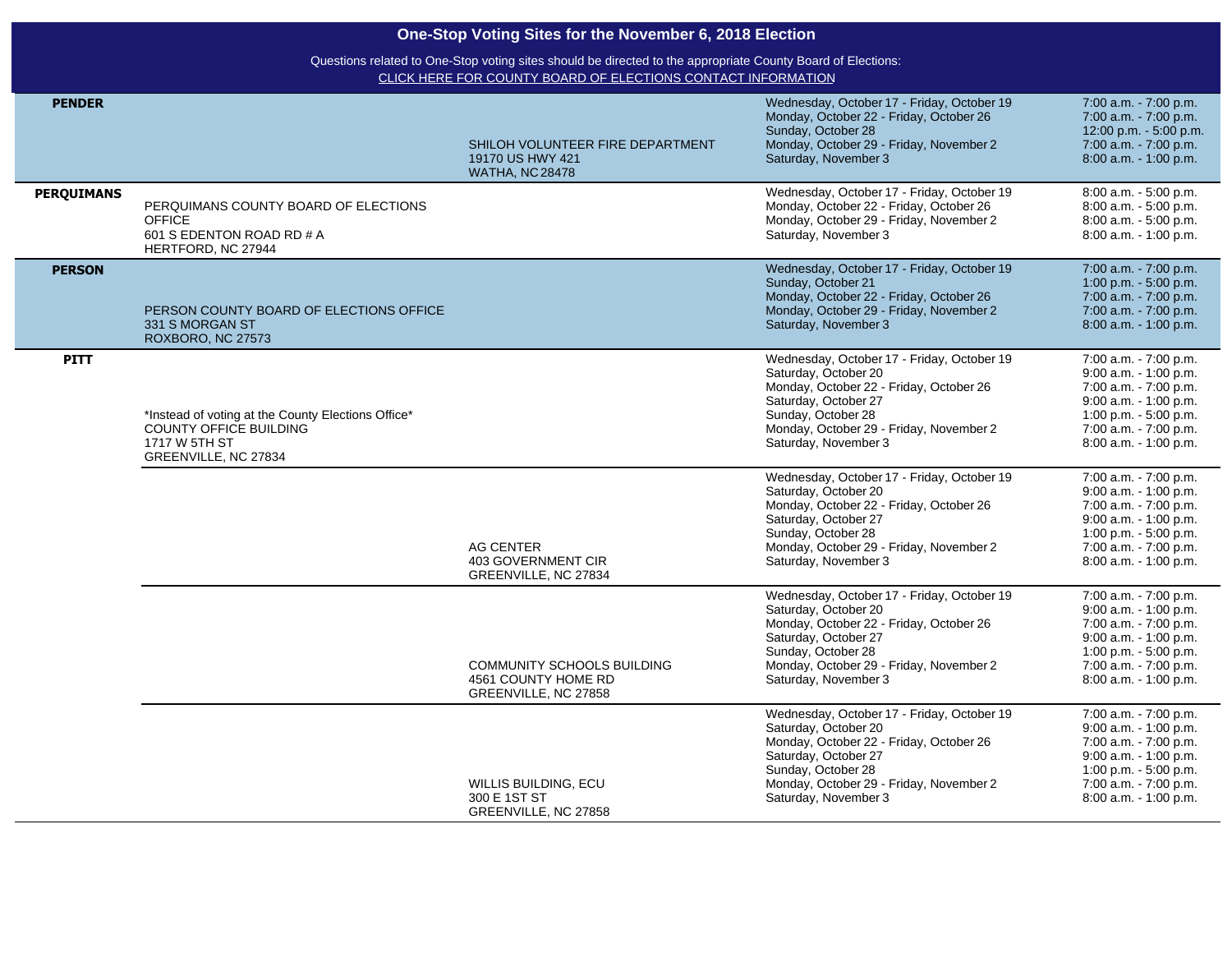## One-Stop Voting Sites for the November 6, 2018 Election

Questions related to One-Stop voting sites should be directed to the appropriate County Board of Elections:
CLICK HERE FOR COUNTY BOARD OF ELECTIONS CONTACT INFORMATION

| County | Site | Site | Dates | Hours |
|---|---|---|---|---|
| **PENDER** | | SHILOH VOLUNTEER FIRE DEPARTMENT<br>19170 US HWY 421<br>WATHA, NC 28478 | Wednesday, October 17 - Friday, October 19<br>Monday, October 22 - Friday, October 26<br>Sunday, October 28<br>Monday, October 29 - Friday, November 2<br>Saturday, November 3 | 7:00 a.m. - 7:00 p.m.<br>7:00 a.m. - 7:00 p.m.<br>12:00 p.m. - 5:00 p.m.<br>7:00 a.m. - 7:00 p.m.<br>8:00 a.m. - 1:00 p.m. |
| **PERQUIMANS** | PERQUIMANS COUNTY BOARD OF ELECTIONS OFFICE<br>601 S EDENTON ROAD RD # A<br>HERTFORD, NC 27944 | | Wednesday, October 17 - Friday, October 19<br>Monday, October 22 - Friday, October 26<br>Monday, October 29 - Friday, November 2<br>Saturday, November 3 | 8:00 a.m. - 5:00 p.m.<br>8:00 a.m. - 5:00 p.m.<br>8:00 a.m. - 5:00 p.m.<br>8:00 a.m. - 1:00 p.m. |
| **PERSON** | PERSON COUNTY BOARD OF ELECTIONS OFFICE<br>331 S MORGAN ST<br>ROXBORO, NC 27573 | | Wednesday, October 17 - Friday, October 19<br>Sunday, October 21<br>Monday, October 22 - Friday, October 26<br>Monday, October 29 - Friday, November 2<br>Saturday, November 3 | 7:00 a.m. - 7:00 p.m.<br>1:00 p.m. - 5:00 p.m.<br>7:00 a.m. - 7:00 p.m.<br>7:00 a.m. - 7:00 p.m.<br>8:00 a.m. - 1:00 p.m. |
| **PITT** | *Instead of voting at the County Elections Office*<br>COUNTY OFFICE BUILDING<br>1717 W 5TH ST<br>GREENVILLE, NC 27834 | | Wednesday, October 17 - Friday, October 19<br>Saturday, October 20<br>Monday, October 22 - Friday, October 26<br>Saturday, October 27<br>Sunday, October 28<br>Monday, October 29 - Friday, November 2<br>Saturday, November 3 | 7:00 a.m. - 7:00 p.m.<br>9:00 a.m. - 1:00 p.m.<br>7:00 a.m. - 7:00 p.m.<br>9:00 a.m. - 1:00 p.m.<br>1:00 p.m. - 5:00 p.m.<br>7:00 a.m. - 7:00 p.m.<br>8:00 a.m. - 1:00 p.m. |
| | | AG CENTER<br>403 GOVERNMENT CIR<br>GREENVILLE, NC 27834 | Wednesday, October 17 - Friday, October 19<br>Saturday, October 20<br>Monday, October 22 - Friday, October 26<br>Saturday, October 27<br>Sunday, October 28<br>Monday, October 29 - Friday, November 2<br>Saturday, November 3 | 7:00 a.m. - 7:00 p.m.<br>9:00 a.m. - 1:00 p.m.<br>7:00 a.m. - 7:00 p.m.<br>9:00 a.m. - 1:00 p.m.<br>1:00 p.m. - 5:00 p.m.<br>7:00 a.m. - 7:00 p.m.<br>8:00 a.m. - 1:00 p.m. |
| | | COMMUNITY SCHOOLS BUILDING<br>4561 COUNTY HOME RD<br>GREENVILLE, NC 27858 | Wednesday, October 17 - Friday, October 19<br>Saturday, October 20<br>Monday, October 22 - Friday, October 26<br>Saturday, October 27<br>Sunday, October 28<br>Monday, October 29 - Friday, November 2<br>Saturday, November 3 | 7:00 a.m. - 7:00 p.m.<br>9:00 a.m. - 1:00 p.m.<br>7:00 a.m. - 7:00 p.m.<br>9:00 a.m. - 1:00 p.m.<br>1:00 p.m. - 5:00 p.m.<br>7:00 a.m. - 7:00 p.m.<br>8:00 a.m. - 1:00 p.m. |
| | | WILLIS BUILDING, ECU<br>300 E 1ST ST<br>GREENVILLE, NC 27858 | Wednesday, October 17 - Friday, October 19<br>Saturday, October 20<br>Monday, October 22 - Friday, October 26<br>Saturday, October 27<br>Sunday, October 28<br>Monday, October 29 - Friday, November 2<br>Saturday, November 3 | 7:00 a.m. - 7:00 p.m.<br>9:00 a.m. - 1:00 p.m.<br>7:00 a.m. - 7:00 p.m.<br>9:00 a.m. - 1:00 p.m.<br>1:00 p.m. - 5:00 p.m.<br>7:00 a.m. - 7:00 p.m.<br>8:00 a.m. - 1:00 p.m. |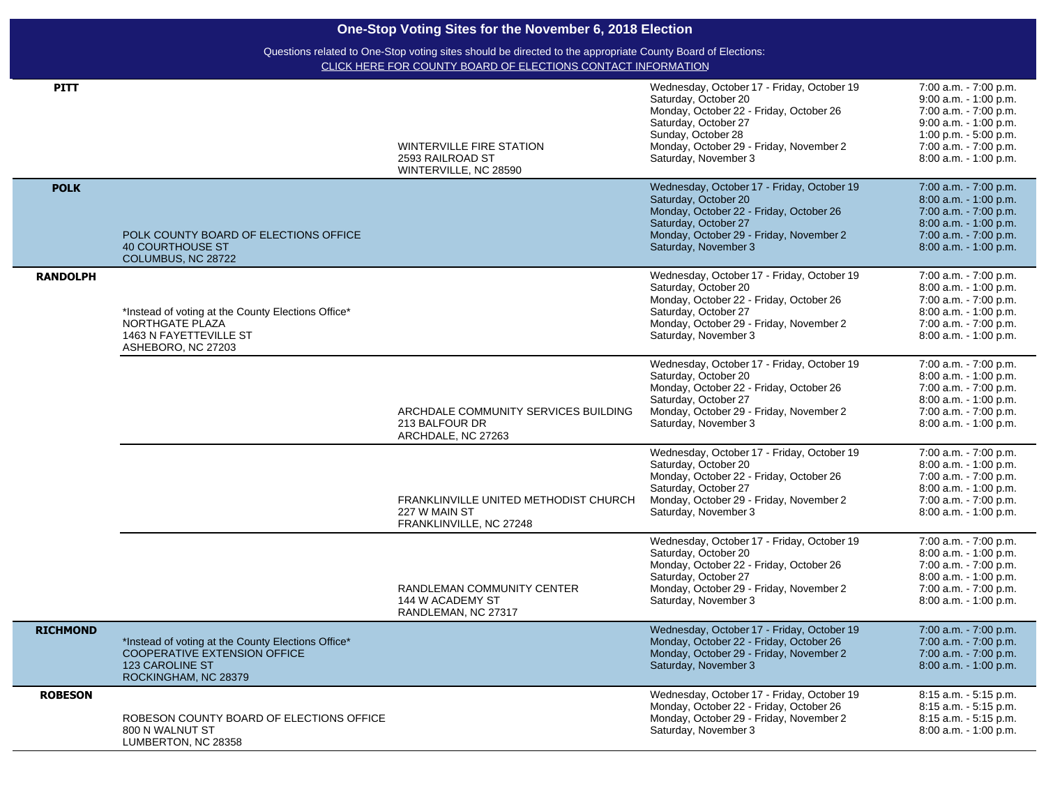# One-Stop Voting Sites for the November 6, 2018 Election

Questions related to One-Stop voting sites should be directed to the appropriate County Board of Elections:
CLICK HERE FOR COUNTY BOARD OF ELECTIONS CONTACT INFORMATION

| County | County Board of Elections Site | Additional Site | Dates | Hours |
|---|---|---|---|---|
| PITT | | WINTERVILLE FIRE STATION<br>2593 RAILROAD ST<br>WINTERVILLE, NC 28590 | Wednesday, October 17 - Friday, October 19<br>Saturday, October 20<br>Monday, October 22 - Friday, October 26<br>Saturday, October 27<br>Sunday, October 28<br>Monday, October 29 - Friday, November 2<br>Saturday, November 3 | 7:00 a.m. - 7:00 p.m.<br>9:00 a.m. - 1:00 p.m.<br>7:00 a.m. - 7:00 p.m.<br>9:00 a.m. - 1:00 p.m.<br>1:00 p.m. - 5:00 p.m.<br>7:00 a.m. - 7:00 p.m.<br>8:00 a.m. - 1:00 p.m. |
| POLK | POLK COUNTY BOARD OF ELECTIONS OFFICE<br>40 COURTHOUSE ST<br>COLUMBUS, NC 28722 | | Wednesday, October 17 - Friday, October 19<br>Saturday, October 20<br>Monday, October 22 - Friday, October 26<br>Saturday, October 27<br>Monday, October 29 - Friday, November 2<br>Saturday, November 3 | 7:00 a.m. - 7:00 p.m.<br>8:00 a.m. - 1:00 p.m.<br>7:00 a.m. - 7:00 p.m.<br>8:00 a.m. - 1:00 p.m.<br>7:00 a.m. - 7:00 p.m.<br>8:00 a.m. - 1:00 p.m. |
| RANDOLPH | *Instead of voting at the County Elections Office*<br>NORTHGATE PLAZA<br>1463 N FAYETTEVILLE ST<br>ASHEBORO, NC 27203 | | Wednesday, October 17 - Friday, October 19<br>Saturday, October 20<br>Monday, October 22 - Friday, October 26<br>Saturday, October 27<br>Monday, October 29 - Friday, November 2<br>Saturday, November 3 | 7:00 a.m. - 7:00 p.m.<br>8:00 a.m. - 1:00 p.m.<br>7:00 a.m. - 7:00 p.m.<br>8:00 a.m. - 1:00 p.m.<br>7:00 a.m. - 7:00 p.m.<br>8:00 a.m. - 1:00 p.m. |
| | | ARCHDALE COMMUNITY SERVICES BUILDING<br>213 BALFOUR DR<br>ARCHDALE, NC 27263 | Wednesday, October 17 - Friday, October 19<br>Saturday, October 20<br>Monday, October 22 - Friday, October 26<br>Saturday, October 27<br>Monday, October 29 - Friday, November 2<br>Saturday, November 3 | 7:00 a.m. - 7:00 p.m.<br>8:00 a.m. - 1:00 p.m.<br>7:00 a.m. - 7:00 p.m.<br>8:00 a.m. - 1:00 p.m.<br>7:00 a.m. - 7:00 p.m.<br>8:00 a.m. - 1:00 p.m. |
| | | FRANKLINVILLE UNITED METHODIST CHURCH<br>227 W MAIN ST<br>FRANKLINVILLE, NC 27248 | Wednesday, October 17 - Friday, October 19<br>Saturday, October 20<br>Monday, October 22 - Friday, October 26<br>Saturday, October 27<br>Monday, October 29 - Friday, November 2<br>Saturday, November 3 | 7:00 a.m. - 7:00 p.m.<br>8:00 a.m. - 1:00 p.m.<br>7:00 a.m. - 7:00 p.m.<br>8:00 a.m. - 1:00 p.m.<br>7:00 a.m. - 7:00 p.m.<br>8:00 a.m. - 1:00 p.m. |
| | | RANDLEMAN COMMUNITY CENTER<br>144 W ACADEMY ST<br>RANDLEMAN, NC 27317 | Wednesday, October 17 - Friday, October 19<br>Saturday, October 20<br>Monday, October 22 - Friday, October 26<br>Saturday, October 27<br>Monday, October 29 - Friday, November 2<br>Saturday, November 3 | 7:00 a.m. - 7:00 p.m.<br>8:00 a.m. - 1:00 p.m.<br>7:00 a.m. - 7:00 p.m.<br>8:00 a.m. - 1:00 p.m.<br>7:00 a.m. - 7:00 p.m.<br>8:00 a.m. - 1:00 p.m. |
| RICHMOND | *Instead of voting at the County Elections Office*<br>COOPERATIVE EXTENSION OFFICE<br>123 CAROLINE ST<br>ROCKINGHAM, NC 28379 | | Wednesday, October 17 - Friday, October 19<br>Monday, October 22 - Friday, October 26<br>Monday, October 29 - Friday, November 2<br>Saturday, November 3 | 7:00 a.m. - 7:00 p.m.<br>7:00 a.m. - 7:00 p.m.<br>7:00 a.m. - 7:00 p.m.<br>8:00 a.m. - 1:00 p.m. |
| ROBESON | ROBESON COUNTY BOARD OF ELECTIONS OFFICE<br>800 N WALNUT ST<br>LUMBERTON, NC 28358 | | Wednesday, October 17 - Friday, October 19<br>Monday, October 22 - Friday, October 26<br>Monday, October 29 - Friday, November 2<br>Saturday, November 3 | 8:15 a.m. - 5:15 p.m.<br>8:15 a.m. - 5:15 p.m.<br>8:15 a.m. - 5:15 p.m.<br>8:00 a.m. - 1:00 p.m. |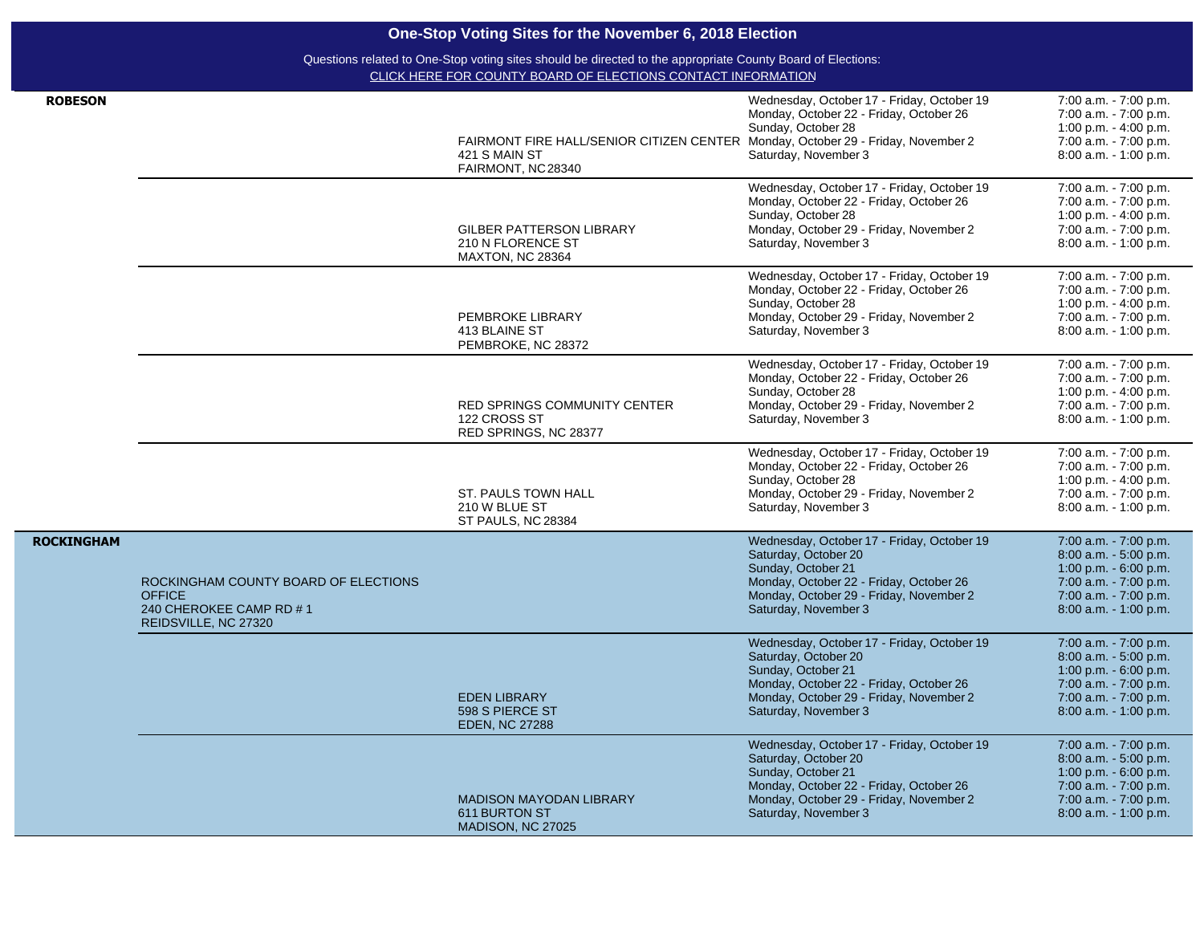## One-Stop Voting Sites for the November 6, 2018 Election

Questions related to One-Stop voting sites should be directed to the appropriate County Board of Elections:
CLICK HERE FOR COUNTY BOARD OF ELECTIONS CONTACT INFORMATION

| County | Board of Elections Office | Site | Dates | Hours |
|---|---|---|---|---|
| **ROBESON** | | FAIRMONT FIRE HALL/SENIOR CITIZEN CENTER<br>421 S MAIN ST<br>FAIRMONT, NC 28340 | Wednesday, October 17 - Friday, October 19<br>Monday, October 22 - Friday, October 26<br>Sunday, October 28<br>Monday, October 29 - Friday, November 2<br>Saturday, November 3 | 7:00 a.m. - 7:00 p.m.<br>7:00 a.m. - 7:00 p.m.<br>1:00 p.m. - 4:00 p.m.<br>7:00 a.m. - 7:00 p.m.<br>8:00 a.m. - 1:00 p.m. |
| | | GILBER PATTERSON LIBRARY<br>210 N FLORENCE ST<br>MAXTON, NC 28364 | Wednesday, October 17 - Friday, October 19<br>Monday, October 22 - Friday, October 26<br>Sunday, October 28<br>Monday, October 29 - Friday, November 2<br>Saturday, November 3 | 7:00 a.m. - 7:00 p.m.<br>7:00 a.m. - 7:00 p.m.<br>1:00 p.m. - 4:00 p.m.<br>7:00 a.m. - 7:00 p.m.<br>8:00 a.m. - 1:00 p.m. |
| | | PEMBROKE LIBRARY<br>413 BLAINE ST<br>PEMBROKE, NC 28372 | Wednesday, October 17 - Friday, October 19<br>Monday, October 22 - Friday, October 26<br>Sunday, October 28<br>Monday, October 29 - Friday, November 2<br>Saturday, November 3 | 7:00 a.m. - 7:00 p.m.<br>7:00 a.m. - 7:00 p.m.<br>1:00 p.m. - 4:00 p.m.<br>7:00 a.m. - 7:00 p.m.<br>8:00 a.m. - 1:00 p.m. |
| | | RED SPRINGS COMMUNITY CENTER<br>122 CROSS ST<br>RED SPRINGS, NC 28377 | Wednesday, October 17 - Friday, October 19<br>Monday, October 22 - Friday, October 26<br>Sunday, October 28<br>Monday, October 29 - Friday, November 2<br>Saturday, November 3 | 7:00 a.m. - 7:00 p.m.<br>7:00 a.m. - 7:00 p.m.<br>1:00 p.m. - 4:00 p.m.<br>7:00 a.m. - 7:00 p.m.<br>8:00 a.m. - 1:00 p.m. |
| | | ST. PAULS TOWN HALL<br>210 W BLUE ST<br>ST PAULS, NC 28384 | Wednesday, October 17 - Friday, October 19<br>Monday, October 22 - Friday, October 26<br>Sunday, October 28<br>Monday, October 29 - Friday, November 2<br>Saturday, November 3 | 7:00 a.m. - 7:00 p.m.<br>7:00 a.m. - 7:00 p.m.<br>1:00 p.m. - 4:00 p.m.<br>7:00 a.m. - 7:00 p.m.<br>8:00 a.m. - 1:00 p.m. |
| **ROCKINGHAM** | ROCKINGHAM COUNTY BOARD OF ELECTIONS OFFICE<br>240 CHEROKEE CAMP RD # 1<br>REIDSVILLE, NC 27320 | | Wednesday, October 17 - Friday, October 19<br>Saturday, October 20<br>Sunday, October 21<br>Monday, October 22 - Friday, October 26<br>Monday, October 29 - Friday, November 2<br>Saturday, November 3 | 7:00 a.m. - 7:00 p.m.<br>8:00 a.m. - 5:00 p.m.<br>1:00 p.m. - 6:00 p.m.<br>7:00 a.m. - 7:00 p.m.<br>7:00 a.m. - 7:00 p.m.<br>8:00 a.m. - 1:00 p.m. |
| | | EDEN LIBRARY<br>598 S PIERCE ST<br>EDEN, NC 27288 | Wednesday, October 17 - Friday, October 19<br>Saturday, October 20<br>Sunday, October 21<br>Monday, October 22 - Friday, October 26<br>Monday, October 29 - Friday, November 2<br>Saturday, November 3 | 7:00 a.m. - 7:00 p.m.<br>8:00 a.m. - 5:00 p.m.<br>1:00 p.m. - 6:00 p.m.<br>7:00 a.m. - 7:00 p.m.<br>7:00 a.m. - 7:00 p.m.<br>8:00 a.m. - 1:00 p.m. |
| | | MADISON MAYODAN LIBRARY<br>611 BURTON ST<br>MADISON, NC 27025 | Wednesday, October 17 - Friday, October 19<br>Saturday, October 20<br>Sunday, October 21<br>Monday, October 22 - Friday, October 26<br>Monday, October 29 - Friday, November 2<br>Saturday, November 3 | 7:00 a.m. - 7:00 p.m.<br>8:00 a.m. - 5:00 p.m.<br>1:00 p.m. - 6:00 p.m.<br>7:00 a.m. - 7:00 p.m.<br>7:00 a.m. - 7:00 p.m.<br>8:00 a.m. - 1:00 p.m. |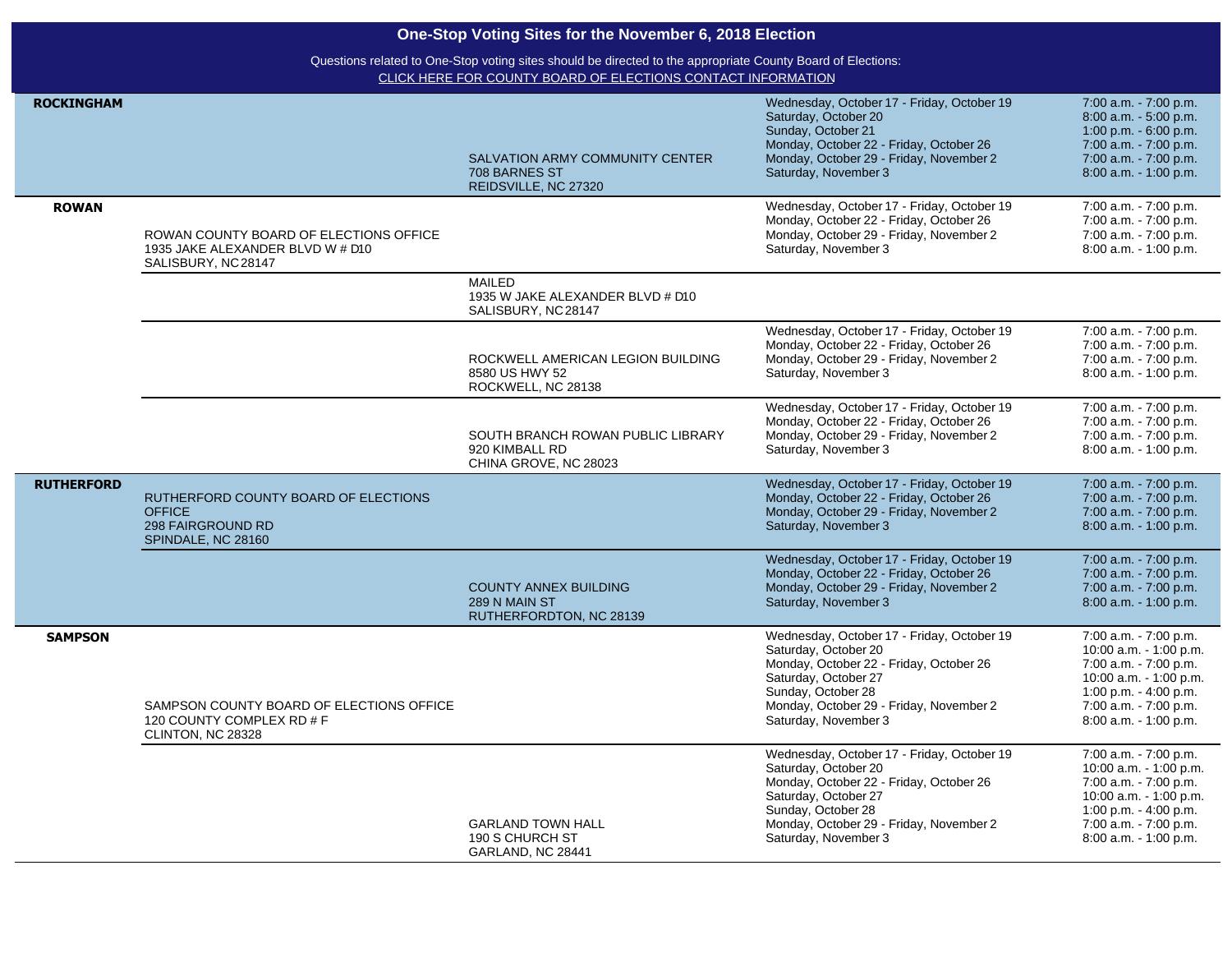# One-Stop Voting Sites for the November 6, 2018 Election

Questions related to One-Stop voting sites should be directed to the appropriate County Board of Elections:
CLICK HERE FOR COUNTY BOARD OF ELECTIONS CONTACT INFORMATION

| County | Board of Elections Office | Site | Dates | Hours |
|---|---|---|---|---|
| ROCKINGHAM | | SALVATION ARMY COMMUNITY CENTER<br>708 BARNES ST<br>REIDSVILLE, NC 27320 | Wednesday, October 17 - Friday, October 19<br>Saturday, October 20<br>Sunday, October 21<br>Monday, October 22 - Friday, October 26<br>Monday, October 29 - Friday, November 2<br>Saturday, November 3 | 7:00 a.m. - 7:00 p.m.<br>8:00 a.m. - 5:00 p.m.<br>1:00 p.m. - 6:00 p.m.<br>7:00 a.m. - 7:00 p.m.<br>7:00 a.m. - 7:00 p.m.<br>8:00 a.m. - 1:00 p.m. |
| ROWAN | ROWAN COUNTY BOARD OF ELECTIONS OFFICE<br>1935 JAKE ALEXANDER BLVD W # D10<br>SALISBURY, NC 28147 | | Wednesday, October 17 - Friday, October 19<br>Monday, October 22 - Friday, October 26<br>Monday, October 29 - Friday, November 2<br>Saturday, November 3 | 7:00 a.m. - 7:00 p.m.<br>7:00 a.m. - 7:00 p.m.<br>7:00 a.m. - 7:00 p.m.<br>8:00 a.m. - 1:00 p.m. |
| | | MAILED<br>1935 W JAKE ALEXANDER BLVD # D10<br>SALISBURY, NC 28147 | | |
| | | ROCKWELL AMERICAN LEGION BUILDING<br>8580 US HWY 52<br>ROCKWELL, NC 28138 | Wednesday, October 17 - Friday, October 19<br>Monday, October 22 - Friday, October 26<br>Monday, October 29 - Friday, November 2<br>Saturday, November 3 | 7:00 a.m. - 7:00 p.m.<br>7:00 a.m. - 7:00 p.m.<br>7:00 a.m. - 7:00 p.m.<br>8:00 a.m. - 1:00 p.m. |
| | | SOUTH BRANCH ROWAN PUBLIC LIBRARY<br>920 KIMBALL RD<br>CHINA GROVE, NC 28023 | Wednesday, October 17 - Friday, October 19<br>Monday, October 22 - Friday, October 26<br>Monday, October 29 - Friday, November 2<br>Saturday, November 3 | 7:00 a.m. - 7:00 p.m.<br>7:00 a.m. - 7:00 p.m.<br>7:00 a.m. - 7:00 p.m.<br>8:00 a.m. - 1:00 p.m. |
| RUTHERFORD | RUTHERFORD COUNTY BOARD OF ELECTIONS OFFICE<br>298 FAIRGROUND RD<br>SPINDALE, NC 28160 | | Wednesday, October 17 - Friday, October 19<br>Monday, October 22 - Friday, October 26<br>Monday, October 29 - Friday, November 2<br>Saturday, November 3 | 7:00 a.m. - 7:00 p.m.<br>7:00 a.m. - 7:00 p.m.<br>7:00 a.m. - 7:00 p.m.<br>8:00 a.m. - 1:00 p.m. |
| | | COUNTY ANNEX BUILDING<br>289 N MAIN ST<br>RUTHERFORDTON, NC 28139 | Wednesday, October 17 - Friday, October 19<br>Monday, October 22 - Friday, October 26<br>Monday, October 29 - Friday, November 2<br>Saturday, November 3 | 7:00 a.m. - 7:00 p.m.<br>7:00 a.m. - 7:00 p.m.<br>7:00 a.m. - 7:00 p.m.<br>8:00 a.m. - 1:00 p.m. |
| SAMPSON | SAMPSON COUNTY BOARD OF ELECTIONS OFFICE<br>120 COUNTY COMPLEX RD # F<br>CLINTON, NC 28328 | | Wednesday, October 17 - Friday, October 19<br>Saturday, October 20<br>Monday, October 22 - Friday, October 26<br>Saturday, October 27<br>Sunday, October 28<br>Monday, October 29 - Friday, November 2<br>Saturday, November 3 | 7:00 a.m. - 7:00 p.m.<br>10:00 a.m. - 1:00 p.m.<br>7:00 a.m. - 7:00 p.m.<br>10:00 a.m. - 1:00 p.m.<br>1:00 p.m. - 4:00 p.m.<br>7:00 a.m. - 7:00 p.m.<br>8:00 a.m. - 1:00 p.m. |
| | | GARLAND TOWN HALL<br>190 S CHURCH ST<br>GARLAND, NC 28441 | Wednesday, October 17 - Friday, October 19<br>Saturday, October 20<br>Monday, October 22 - Friday, October 26<br>Saturday, October 27<br>Sunday, October 28<br>Monday, October 29 - Friday, November 2<br>Saturday, November 3 | 7:00 a.m. - 7:00 p.m.<br>10:00 a.m. - 1:00 p.m.<br>7:00 a.m. - 7:00 p.m.<br>10:00 a.m. - 1:00 p.m.<br>1:00 p.m. - 4:00 p.m.<br>7:00 a.m. - 7:00 p.m.<br>8:00 a.m. - 1:00 p.m. |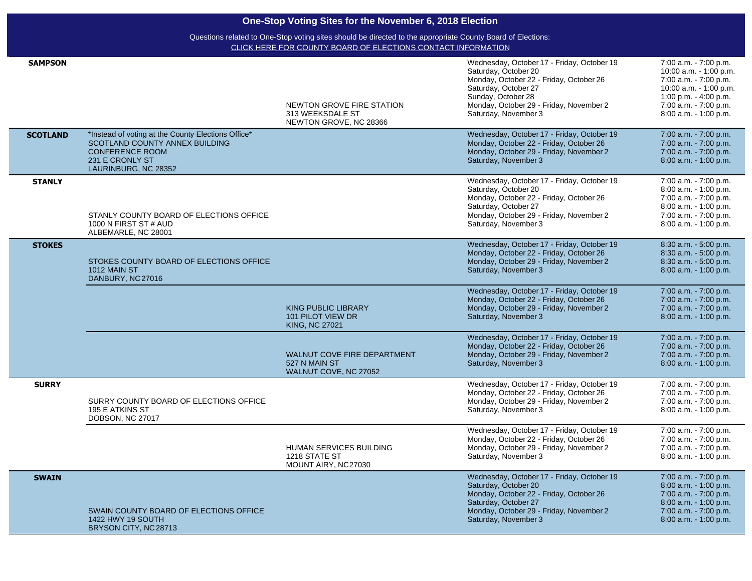# One-Stop Voting Sites for the November 6, 2018 Election

Questions related to One-Stop voting sites should be directed to the appropriate County Board of Elections:
CLICK HERE FOR COUNTY BOARD OF ELECTIONS CONTACT INFORMATION

| County | Site | Additional Site | Dates | Hours |
|---|---|---|---|---|
| **SAMPSON** | | NEWTON GROVE FIRE STATION<br>313 WEEKSDALE ST<br>NEWTON GROVE, NC 28366 | Wednesday, October 17 - Friday, October 19<br>Saturday, October 20<br>Monday, October 22 - Friday, October 26<br>Saturday, October 27<br>Sunday, October 28<br>Monday, October 29 - Friday, November 2<br>Saturday, November 3 | 7:00 a.m. - 7:00 p.m.<br>10:00 a.m. - 1:00 p.m.<br>7:00 a.m. - 7:00 p.m.<br>10:00 a.m. - 1:00 p.m.<br>1:00 p.m. - 4:00 p.m.<br>7:00 a.m. - 7:00 p.m.<br>8:00 a.m. - 1:00 p.m. |
| **SCOTLAND** | *Instead of voting at the County Elections Office*<br>SCOTLAND COUNTY ANNEX BUILDING<br>CONFERENCE ROOM<br>231 E CRONLY ST<br>LAURINBURG, NC 28352 | | Wednesday, October 17 - Friday, October 19<br>Monday, October 22 - Friday, October 26<br>Monday, October 29 - Friday, November 2<br>Saturday, November 3 | 7:00 a.m. - 7:00 p.m.<br>7:00 a.m. - 7:00 p.m.<br>7:00 a.m. - 7:00 p.m.<br>8:00 a.m. - 1:00 p.m. |
| **STANLY** | STANLY COUNTY BOARD OF ELECTIONS OFFICE<br>1000 N FIRST ST # AUD<br>ALBEMARLE, NC 28001 | | Wednesday, October 17 - Friday, October 19<br>Saturday, October 20<br>Monday, October 22 - Friday, October 26<br>Saturday, October 27<br>Monday, October 29 - Friday, November 2<br>Saturday, November 3 | 7:00 a.m. - 7:00 p.m.<br>8:00 a.m. - 1:00 p.m.<br>7:00 a.m. - 7:00 p.m.<br>8:00 a.m. - 1:00 p.m.<br>7:00 a.m. - 7:00 p.m.<br>8:00 a.m. - 1:00 p.m. |
| **STOKES** | STOKES COUNTY BOARD OF ELECTIONS OFFICE<br>1012 MAIN ST<br>DANBURY, NC 27016 | | Wednesday, October 17 - Friday, October 19<br>Monday, October 22 - Friday, October 26<br>Monday, October 29 - Friday, November 2<br>Saturday, November 3 | 8:30 a.m. - 5:00 p.m.<br>8:30 a.m. - 5:00 p.m.<br>8:30 a.m. - 5:00 p.m.<br>8:00 a.m. - 1:00 p.m. |
| | | KING PUBLIC LIBRARY<br>101 PILOT VIEW DR<br>KING, NC 27021 | Wednesday, October 17 - Friday, October 19<br>Monday, October 22 - Friday, October 26<br>Monday, October 29 - Friday, November 2<br>Saturday, November 3 | 7:00 a.m. - 7:00 p.m.<br>7:00 a.m. - 7:00 p.m.<br>7:00 a.m. - 7:00 p.m.<br>8:00 a.m. - 1:00 p.m. |
| | | WALNUT COVE FIRE DEPARTMENT<br>527 N MAIN ST<br>WALNUT COVE, NC 27052 | Wednesday, October 17 - Friday, October 19<br>Monday, October 22 - Friday, October 26<br>Monday, October 29 - Friday, November 2<br>Saturday, November 3 | 7:00 a.m. - 7:00 p.m.<br>7:00 a.m. - 7:00 p.m.<br>7:00 a.m. - 7:00 p.m.<br>8:00 a.m. - 1:00 p.m. |
| **SURRY** | SURRY COUNTY BOARD OF ELECTIONS OFFICE<br>195 E ATKINS ST<br>DOBSON, NC 27017 | | Wednesday, October 17 - Friday, October 19<br>Monday, October 22 - Friday, October 26<br>Monday, October 29 - Friday, November 2<br>Saturday, November 3 | 7:00 a.m. - 7:00 p.m.<br>7:00 a.m. - 7:00 p.m.<br>7:00 a.m. - 7:00 p.m.<br>8:00 a.m. - 1:00 p.m. |
| | | HUMAN SERVICES BUILDING<br>1218 STATE ST<br>MOUNT AIRY, NC27030 | Wednesday, October 17 - Friday, October 19<br>Monday, October 22 - Friday, October 26<br>Monday, October 29 - Friday, November 2<br>Saturday, November 3 | 7:00 a.m. - 7:00 p.m.<br>7:00 a.m. - 7:00 p.m.<br>7:00 a.m. - 7:00 p.m.<br>8:00 a.m. - 1:00 p.m. |
| **SWAIN** | SWAIN COUNTY BOARD OF ELECTIONS OFFICE<br>1422 HWY 19 SOUTH<br>BRYSON CITY, NC28713 | | Wednesday, October 17 - Friday, October 19<br>Saturday, October 20<br>Monday, October 22 - Friday, October 26<br>Saturday, October 27<br>Monday, October 29 - Friday, November 2<br>Saturday, November 3 | 7:00 a.m. - 7:00 p.m.<br>8:00 a.m. - 1:00 p.m.<br>7:00 a.m. - 7:00 p.m.<br>8:00 a.m. - 1:00 p.m.<br>7:00 a.m. - 7:00 p.m.<br>8:00 a.m. - 1:00 p.m. |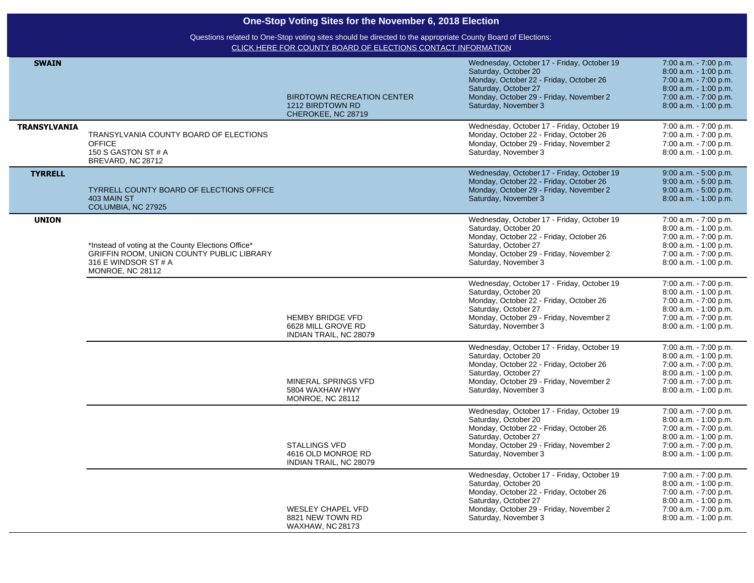# One-Stop Voting Sites for the November 6, 2018 Election

Questions related to One-Stop voting sites should be directed to the appropriate County Board of Elections:
CLICK HERE FOR COUNTY BOARD OF ELECTIONS CONTACT INFORMATION

| County | Site | Site | Dates | Hours |
|---|---|---|---|---|
| **SWAIN** | | BIRDTOWN RECREATION CENTER<br>1212 BIRDTOWN RD<br>CHEROKEE, NC 28719 | Wednesday, October 17 - Friday, October 19<br>Saturday, October 20<br>Monday, October 22 - Friday, October 26<br>Saturday, October 27<br>Monday, October 29 - Friday, November 2<br>Saturday, November 3 | 7:00 a.m. - 7:00 p.m.<br>8:00 a.m. - 1:00 p.m.<br>7:00 a.m. - 7:00 p.m.<br>8:00 a.m. - 1:00 p.m.<br>7:00 a.m. - 7:00 p.m.<br>8:00 a.m. - 1:00 p.m. |
| **TRANSYLVANIA** | TRANSYLVANIA COUNTY BOARD OF ELECTIONS OFFICE<br>150 S GASTON ST # A<br>BREVARD, NC 28712 | | Wednesday, October 17 - Friday, October 19<br>Monday, October 22 - Friday, October 26<br>Monday, October 29 - Friday, November 2<br>Saturday, November 3 | 7:00 a.m. - 7:00 p.m.<br>7:00 a.m. - 7:00 p.m.<br>7:00 a.m. - 7:00 p.m.<br>8:00 a.m. - 1:00 p.m. |
| **TYRRELL** | TYRRELL COUNTY BOARD OF ELECTIONS OFFICE<br>403 MAIN ST<br>COLUMBIA, NC 27925 | | Wednesday, October 17 - Friday, October 19<br>Monday, October 22 - Friday, October 26<br>Monday, October 29 - Friday, November 2<br>Saturday, November 3 | 9:00 a.m. - 5:00 p.m.<br>9:00 a.m. - 5:00 p.m.<br>9:00 a.m. - 5:00 p.m.<br>8:00 a.m. - 1:00 p.m. |
| **UNION** | *Instead of voting at the County Elections Office*<br>GRIFFIN ROOM, UNION COUNTY PUBLIC LIBRARY<br>316 E WINDSOR ST # A<br>MONROE, NC 28112 | | Wednesday, October 17 - Friday, October 19<br>Saturday, October 20<br>Monday, October 22 - Friday, October 26<br>Saturday, October 27<br>Monday, October 29 - Friday, November 2<br>Saturday, November 3 | 7:00 a.m. - 7:00 p.m.<br>8:00 a.m. - 1:00 p.m.<br>7:00 a.m. - 7:00 p.m.<br>8:00 a.m. - 1:00 p.m.<br>7:00 a.m. - 7:00 p.m.<br>8:00 a.m. - 1:00 p.m. |
| | | HEMBY BRIDGE VFD<br>6628 MILL GROVE RD<br>INDIAN TRAIL, NC 28079 | Wednesday, October 17 - Friday, October 19<br>Saturday, October 20<br>Monday, October 22 - Friday, October 26<br>Saturday, October 27<br>Monday, October 29 - Friday, November 2<br>Saturday, November 3 | 7:00 a.m. - 7:00 p.m.<br>8:00 a.m. - 1:00 p.m.<br>7:00 a.m. - 7:00 p.m.<br>8:00 a.m. - 1:00 p.m.<br>7:00 a.m. - 7:00 p.m.<br>8:00 a.m. - 1:00 p.m. |
| | | MINERAL SPRINGS VFD<br>5804 WAXHAW HWY<br>MONROE, NC 28112 | Wednesday, October 17 - Friday, October 19<br>Saturday, October 20<br>Monday, October 22 - Friday, October 26<br>Saturday, October 27<br>Monday, October 29 - Friday, November 2<br>Saturday, November 3 | 7:00 a.m. - 7:00 p.m.<br>8:00 a.m. - 1:00 p.m.<br>7:00 a.m. - 7:00 p.m.<br>8:00 a.m. - 1:00 p.m.<br>7:00 a.m. - 7:00 p.m.<br>8:00 a.m. - 1:00 p.m. |
| | | STALLINGS VFD<br>4616 OLD MONROE RD<br>INDIAN TRAIL, NC 28079 | Wednesday, October 17 - Friday, October 19<br>Saturday, October 20<br>Monday, October 22 - Friday, October 26<br>Saturday, October 27<br>Monday, October 29 - Friday, November 2<br>Saturday, November 3 | 7:00 a.m. - 7:00 p.m.<br>8:00 a.m. - 1:00 p.m.<br>7:00 a.m. - 7:00 p.m.<br>8:00 a.m. - 1:00 p.m.<br>7:00 a.m. - 7:00 p.m.<br>8:00 a.m. - 1:00 p.m. |
| | | WESLEY CHAPEL VFD<br>8821 NEW TOWN RD<br>WAXHAW, NC 28173 | Wednesday, October 17 - Friday, October 19<br>Saturday, October 20<br>Monday, October 22 - Friday, October 26<br>Saturday, October 27<br>Monday, October 29 - Friday, November 2<br>Saturday, November 3 | 7:00 a.m. - 7:00 p.m.<br>8:00 a.m. - 1:00 p.m.<br>7:00 a.m. - 7:00 p.m.<br>8:00 a.m. - 1:00 p.m.<br>7:00 a.m. - 7:00 p.m.<br>8:00 a.m. - 1:00 p.m. |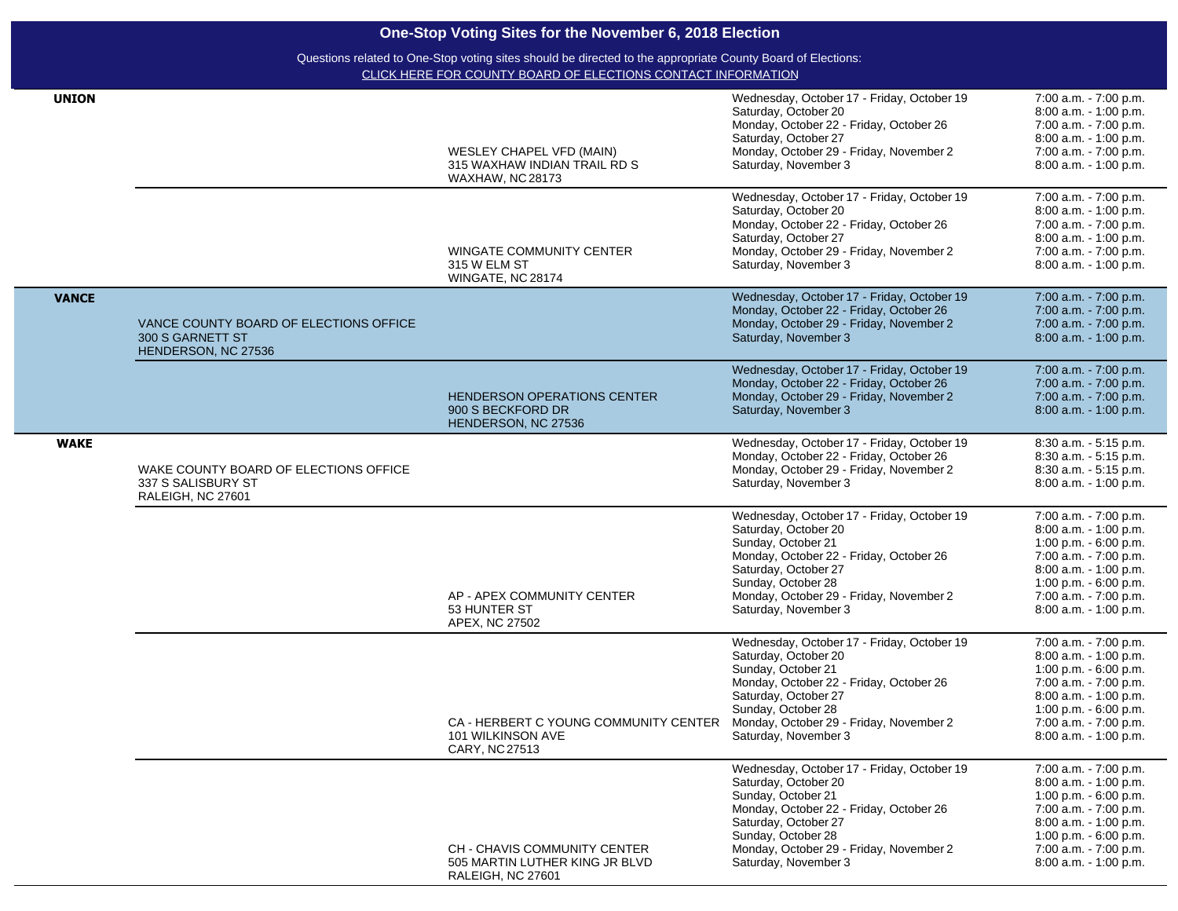# One-Stop Voting Sites for the November 6, 2018 Election

Questions related to One-Stop voting sites should be directed to the appropriate County Board of Elections:
CLICK HERE FOR COUNTY BOARD OF ELECTIONS CONTACT INFORMATION

| County | County Board Office | Site | Dates | Hours |
|---|---|---|---|---|
| UNION | | WESLEY CHAPEL VFD (MAIN)<br>315 WAXHAW INDIAN TRAIL RD S<br>WAXHAW, NC 28173 | Wednesday, October 17 - Friday, October 19<br>Saturday, October 20<br>Monday, October 22 - Friday, October 26<br>Saturday, October 27<br>Monday, October 29 - Friday, November 2<br>Saturday, November 3 | 7:00 a.m. - 7:00 p.m.<br>8:00 a.m. - 1:00 p.m.<br>7:00 a.m. - 7:00 p.m.<br>8:00 a.m. - 1:00 p.m.<br>7:00 a.m. - 7:00 p.m.<br>8:00 a.m. - 1:00 p.m. |
| | | WINGATE COMMUNITY CENTER<br>315 W ELM ST<br>WINGATE, NC 28174 | Wednesday, October 17 - Friday, October 19<br>Saturday, October 20<br>Monday, October 22 - Friday, October 26<br>Saturday, October 27<br>Monday, October 29 - Friday, November 2<br>Saturday, November 3 | 7:00 a.m. - 7:00 p.m.<br>8:00 a.m. - 1:00 p.m.<br>7:00 a.m. - 7:00 p.m.<br>8:00 a.m. - 1:00 p.m.<br>7:00 a.m. - 7:00 p.m.<br>8:00 a.m. - 1:00 p.m. |
| VANCE | VANCE COUNTY BOARD OF ELECTIONS OFFICE<br>300 S GARNETT ST<br>HENDERSON, NC 27536 | | Wednesday, October 17 - Friday, October 19<br>Monday, October 22 - Friday, October 26<br>Monday, October 29 - Friday, November 2<br>Saturday, November 3 | 7:00 a.m. - 7:00 p.m.<br>7:00 a.m. - 7:00 p.m.<br>7:00 a.m. - 7:00 p.m.<br>8:00 a.m. - 1:00 p.m. |
| | | HENDERSON OPERATIONS CENTER<br>900 S BECKFORD DR<br>HENDERSON, NC 27536 | Wednesday, October 17 - Friday, October 19<br>Monday, October 22 - Friday, October 26<br>Monday, October 29 - Friday, November 2<br>Saturday, November 3 | 7:00 a.m. - 7:00 p.m.<br>7:00 a.m. - 7:00 p.m.<br>7:00 a.m. - 7:00 p.m.<br>8:00 a.m. - 1:00 p.m. |
| WAKE | WAKE COUNTY BOARD OF ELECTIONS OFFICE<br>337 S SALISBURY ST<br>RALEIGH, NC 27601 | | Wednesday, October 17 - Friday, October 19<br>Monday, October 22 - Friday, October 26<br>Monday, October 29 - Friday, November 2<br>Saturday, November 3 | 8:30 a.m. - 5:15 p.m.<br>8:30 a.m. - 5:15 p.m.<br>8:30 a.m. - 5:15 p.m.<br>8:00 a.m. - 1:00 p.m. |
| | | AP - APEX COMMUNITY CENTER<br>53 HUNTER ST<br>APEX, NC 27502 | Wednesday, October 17 - Friday, October 19<br>Saturday, October 20<br>Sunday, October 21<br>Monday, October 22 - Friday, October 26<br>Saturday, October 27<br>Sunday, October 28<br>Monday, October 29 - Friday, November 2<br>Saturday, November 3 | 7:00 a.m. - 7:00 p.m.<br>8:00 a.m. - 1:00 p.m.<br>1:00 p.m. - 6:00 p.m.<br>7:00 a.m. - 7:00 p.m.<br>8:00 a.m. - 1:00 p.m.<br>1:00 p.m. - 6:00 p.m.<br>7:00 a.m. - 7:00 p.m.<br>8:00 a.m. - 1:00 p.m. |
| | | CA - HERBERT C YOUNG COMMUNITY CENTER<br>101 WILKINSON AVE<br>CARY, NC 27513 | Wednesday, October 17 - Friday, October 19<br>Saturday, October 20<br>Sunday, October 21<br>Monday, October 22 - Friday, October 26<br>Saturday, October 27<br>Sunday, October 28<br>Monday, October 29 - Friday, November 2<br>Saturday, November 3 | 7:00 a.m. - 7:00 p.m.<br>8:00 a.m. - 1:00 p.m.<br>1:00 p.m. - 6:00 p.m.<br>7:00 a.m. - 7:00 p.m.<br>8:00 a.m. - 1:00 p.m.<br>1:00 p.m. - 6:00 p.m.<br>7:00 a.m. - 7:00 p.m.<br>8:00 a.m. - 1:00 p.m. |
| | | CH - CHAVIS COMMUNITY CENTER<br>505 MARTIN LUTHER KING JR BLVD<br>RALEIGH, NC 27601 | Wednesday, October 17 - Friday, October 19<br>Saturday, October 20<br>Sunday, October 21<br>Monday, October 22 - Friday, October 26<br>Saturday, October 27<br>Sunday, October 28<br>Monday, October 29 - Friday, November 2<br>Saturday, November 3 | 7:00 a.m. - 7:00 p.m.<br>8:00 a.m. - 1:00 p.m.<br>1:00 p.m. - 6:00 p.m.<br>7:00 a.m. - 7:00 p.m.<br>8:00 a.m. - 1:00 p.m.<br>1:00 p.m. - 6:00 p.m.<br>7:00 a.m. - 7:00 p.m.<br>8:00 a.m. - 1:00 p.m. |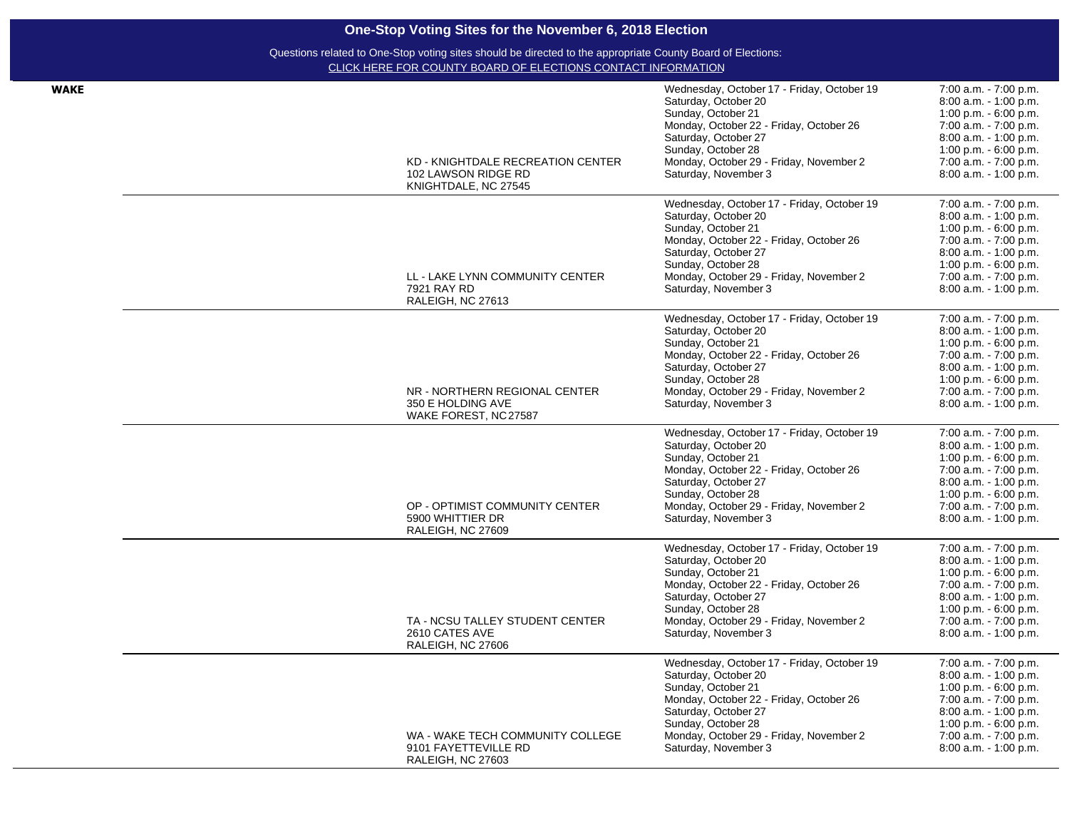# One-Stop Voting Sites for the November 6, 2018 Election

Questions related to One-Stop voting sites should be directed to the appropriate County Board of Elections:
CLICK HERE FOR COUNTY BOARD OF ELECTIONS CONTACT INFORMATION

| County | Site | Dates | Hours |
|---|---|---|---|
| **WAKE** | KD - KNIGHTDALE RECREATION CENTER<br>102 LAWSON RIDGE RD<br>KNIGHTDALE, NC 27545 | Wednesday, October 17 - Friday, October 19<br>Saturday, October 20<br>Sunday, October 21<br>Monday, October 22 - Friday, October 26<br>Saturday, October 27<br>Sunday, October 28<br>Monday, October 29 - Friday, November 2<br>Saturday, November 3 | 7:00 a.m. - 7:00 p.m.<br>8:00 a.m. - 1:00 p.m.<br>1:00 p.m. - 6:00 p.m.<br>7:00 a.m. - 7:00 p.m.<br>8:00 a.m. - 1:00 p.m.<br>1:00 p.m. - 6:00 p.m.<br>7:00 a.m. - 7:00 p.m.<br>8:00 a.m. - 1:00 p.m. |
| | LL - LAKE LYNN COMMUNITY CENTER<br>7921 RAY RD<br>RALEIGH, NC 27613 | Wednesday, October 17 - Friday, October 19<br>Saturday, October 20<br>Sunday, October 21<br>Monday, October 22 - Friday, October 26<br>Saturday, October 27<br>Sunday, October 28<br>Monday, October 29 - Friday, November 2<br>Saturday, November 3 | 7:00 a.m. - 7:00 p.m.<br>8:00 a.m. - 1:00 p.m.<br>1:00 p.m. - 6:00 p.m.<br>7:00 a.m. - 7:00 p.m.<br>8:00 a.m. - 1:00 p.m.<br>1:00 p.m. - 6:00 p.m.<br>7:00 a.m. - 7:00 p.m.<br>8:00 a.m. - 1:00 p.m. |
| | NR - NORTHERN REGIONAL CENTER<br>350 E HOLDING AVE<br>WAKE FOREST, NC 27587 | Wednesday, October 17 - Friday, October 19<br>Saturday, October 20<br>Sunday, October 21<br>Monday, October 22 - Friday, October 26<br>Saturday, October 27<br>Sunday, October 28<br>Monday, October 29 - Friday, November 2<br>Saturday, November 3 | 7:00 a.m. - 7:00 p.m.<br>8:00 a.m. - 1:00 p.m.<br>1:00 p.m. - 6:00 p.m.<br>7:00 a.m. - 7:00 p.m.<br>8:00 a.m. - 1:00 p.m.<br>1:00 p.m. - 6:00 p.m.<br>7:00 a.m. - 7:00 p.m.<br>8:00 a.m. - 1:00 p.m. |
| | OP - OPTIMIST COMMUNITY CENTER<br>5900 WHITTIER DR<br>RALEIGH, NC 27609 | Wednesday, October 17 - Friday, October 19<br>Saturday, October 20<br>Sunday, October 21<br>Monday, October 22 - Friday, October 26<br>Saturday, October 27<br>Sunday, October 28<br>Monday, October 29 - Friday, November 2<br>Saturday, November 3 | 7:00 a.m. - 7:00 p.m.<br>8:00 a.m. - 1:00 p.m.<br>1:00 p.m. - 6:00 p.m.<br>7:00 a.m. - 7:00 p.m.<br>8:00 a.m. - 1:00 p.m.<br>1:00 p.m. - 6:00 p.m.<br>7:00 a.m. - 7:00 p.m.<br>8:00 a.m. - 1:00 p.m. |
| | TA - NCSU TALLEY STUDENT CENTER<br>2610 CATES AVE<br>RALEIGH, NC 27606 | Wednesday, October 17 - Friday, October 19<br>Saturday, October 20<br>Sunday, October 21<br>Monday, October 22 - Friday, October 26<br>Saturday, October 27<br>Sunday, October 28<br>Monday, October 29 - Friday, November 2<br>Saturday, November 3 | 7:00 a.m. - 7:00 p.m.<br>8:00 a.m. - 1:00 p.m.<br>1:00 p.m. - 6:00 p.m.<br>7:00 a.m. - 7:00 p.m.<br>8:00 a.m. - 1:00 p.m.<br>1:00 p.m. - 6:00 p.m.<br>7:00 a.m. - 7:00 p.m.<br>8:00 a.m. - 1:00 p.m. |
| | WA - WAKE TECH COMMUNITY COLLEGE<br>9101 FAYETTEVILLE RD<br>RALEIGH, NC 27603 | Wednesday, October 17 - Friday, October 19<br>Saturday, October 20<br>Sunday, October 21<br>Monday, October 22 - Friday, October 26<br>Saturday, October 27<br>Sunday, October 28<br>Monday, October 29 - Friday, November 2<br>Saturday, November 3 | 7:00 a.m. - 7:00 p.m.<br>8:00 a.m. - 1:00 p.m.<br>1:00 p.m. - 6:00 p.m.<br>7:00 a.m. - 7:00 p.m.<br>8:00 a.m. - 1:00 p.m.<br>1:00 p.m. - 6:00 p.m.<br>7:00 a.m. - 7:00 p.m.<br>8:00 a.m. - 1:00 p.m. |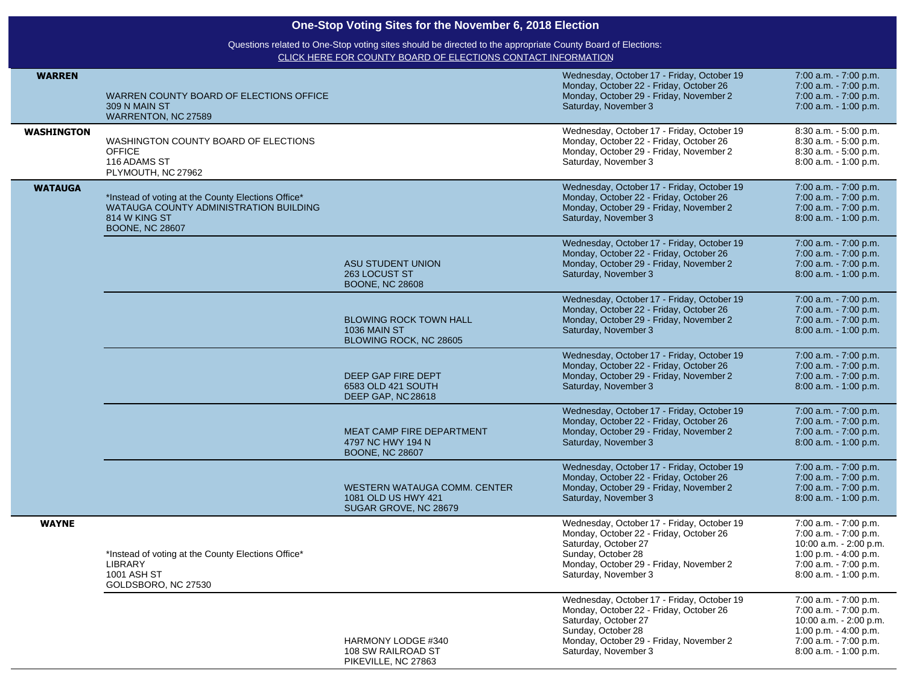## One-Stop Voting Sites for the November 6, 2018 Election

Questions related to One-Stop voting sites should be directed to the appropriate County Board of Elections:
CLICK HERE FOR COUNTY BOARD OF ELECTIONS CONTACT INFORMATION

| County | Site | Additional Site | Dates | Hours |
|---|---|---|---|---|
| **WARREN** | WARREN COUNTY BOARD OF ELECTIONS OFFICE<br>309 N MAIN ST<br>WARRENTON, NC 27589 | | Wednesday, October 17 - Friday, October 19<br>Monday, October 22 - Friday, October 26<br>Monday, October 29 - Friday, November 2<br>Saturday, November 3 | 7:00 a.m. - 7:00 p.m.<br>7:00 a.m. - 7:00 p.m.<br>7:00 a.m. - 7:00 p.m.<br>7:00 a.m. - 1:00 p.m. |
| **WASHINGTON** | WASHINGTON COUNTY BOARD OF ELECTIONS OFFICE<br>116 ADAMS ST<br>PLYMOUTH, NC 27962 | | Wednesday, October 17 - Friday, October 19<br>Monday, October 22 - Friday, October 26<br>Monday, October 29 - Friday, November 2<br>Saturday, November 3 | 8:30 a.m. - 5:00 p.m.<br>8:30 a.m. - 5:00 p.m.<br>8:30 a.m. - 5:00 p.m.<br>8:00 a.m. - 1:00 p.m. |
| **WATAUGA** | *Instead of voting at the County Elections Office*<br>WATAUGA COUNTY ADMINISTRATION BUILDING<br>814 W KING ST<br>BOONE, NC 28607 | | Wednesday, October 17 - Friday, October 19<br>Monday, October 22 - Friday, October 26<br>Monday, October 29 - Friday, November 2<br>Saturday, November 3 | 7:00 a.m. - 7:00 p.m.<br>7:00 a.m. - 7:00 p.m.<br>7:00 a.m. - 7:00 p.m.<br>8:00 a.m. - 1:00 p.m. |
| | | ASU STUDENT UNION<br>263 LOCUST ST<br>BOONE, NC 28608 | Wednesday, October 17 - Friday, October 19<br>Monday, October 22 - Friday, October 26<br>Monday, October 29 - Friday, November 2<br>Saturday, November 3 | 7:00 a.m. - 7:00 p.m.<br>7:00 a.m. - 7:00 p.m.<br>7:00 a.m. - 7:00 p.m.<br>8:00 a.m. - 1:00 p.m. |
| | | BLOWING ROCK TOWN HALL<br>1036 MAIN ST<br>BLOWING ROCK, NC 28605 | Wednesday, October 17 - Friday, October 19<br>Monday, October 22 - Friday, October 26<br>Monday, October 29 - Friday, November 2<br>Saturday, November 3 | 7:00 a.m. - 7:00 p.m.<br>7:00 a.m. - 7:00 p.m.<br>7:00 a.m. - 7:00 p.m.<br>8:00 a.m. - 1:00 p.m. |
| | | DEEP GAP FIRE DEPT<br>6583 OLD 421 SOUTH<br>DEEP GAP, NC 28618 | Wednesday, October 17 - Friday, October 19<br>Monday, October 22 - Friday, October 26<br>Monday, October 29 - Friday, November 2<br>Saturday, November 3 | 7:00 a.m. - 7:00 p.m.<br>7:00 a.m. - 7:00 p.m.<br>7:00 a.m. - 7:00 p.m.<br>8:00 a.m. - 1:00 p.m. |
| | | MEAT CAMP FIRE DEPARTMENT<br>4797 NC HWY 194 N<br>BOONE, NC 28607 | Wednesday, October 17 - Friday, October 19<br>Monday, October 22 - Friday, October 26<br>Monday, October 29 - Friday, November 2<br>Saturday, November 3 | 7:00 a.m. - 7:00 p.m.<br>7:00 a.m. - 7:00 p.m.<br>7:00 a.m. - 7:00 p.m.<br>8:00 a.m. - 1:00 p.m. |
| | | WESTERN WATAUGA COMM. CENTER<br>1081 OLD US HWY 421<br>SUGAR GROVE, NC 28679 | Wednesday, October 17 - Friday, October 19<br>Monday, October 22 - Friday, October 26<br>Monday, October 29 - Friday, November 2<br>Saturday, November 3 | 7:00 a.m. - 7:00 p.m.<br>7:00 a.m. - 7:00 p.m.<br>7:00 a.m. - 7:00 p.m.<br>8:00 a.m. - 1:00 p.m. |
| **WAYNE** | *Instead of voting at the County Elections Office*<br>LIBRARY<br>1001 ASH ST<br>GOLDSBORO, NC 27530 | | Wednesday, October 17 - Friday, October 19<br>Monday, October 22 - Friday, October 26<br>Saturday, October 27<br>Sunday, October 28<br>Monday, October 29 - Friday, November 2<br>Saturday, November 3 | 7:00 a.m. - 7:00 p.m.<br>7:00 a.m. - 7:00 p.m.<br>10:00 a.m. - 2:00 p.m.<br>1:00 p.m. - 4:00 p.m.<br>7:00 a.m. - 7:00 p.m.<br>8:00 a.m. - 1:00 p.m. |
| | | HARMONY LODGE #340<br>108 SW RAILROAD ST<br>PIKEVILLE, NC 27863 | Wednesday, October 17 - Friday, October 19<br>Monday, October 22 - Friday, October 26<br>Saturday, October 27<br>Sunday, October 28<br>Monday, October 29 - Friday, November 2<br>Saturday, November 3 | 7:00 a.m. - 7:00 p.m.<br>7:00 a.m. - 7:00 p.m.<br>10:00 a.m. - 2:00 p.m.<br>1:00 p.m. - 4:00 p.m.<br>7:00 a.m. - 7:00 p.m.<br>8:00 a.m. - 1:00 p.m. |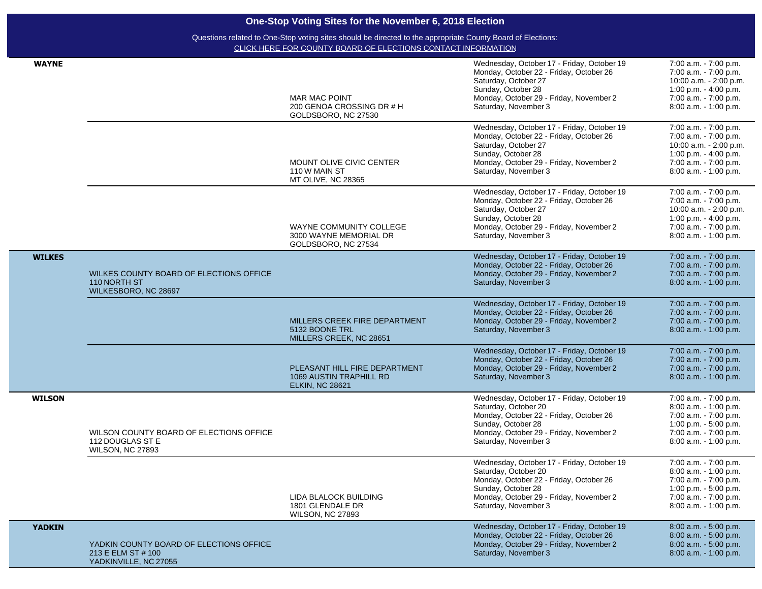# One-Stop Voting Sites for the November 6, 2018 Election

Questions related to One-Stop voting sites should be directed to the appropriate County Board of Elections:
CLICK HERE FOR COUNTY BOARD OF ELECTIONS CONTACT INFORMATION

| County | Board of Elections Office | Site | Dates | Hours |
|---|---|---|---|---|
| **WAYNE** | | MAR MAC POINT<br>200 GENOA CROSSING DR # H<br>GOLDSBORO, NC 27530 | Wednesday, October 17 - Friday, October 19<br>Monday, October 22 - Friday, October 26<br>Saturday, October 27<br>Sunday, October 28<br>Monday, October 29 - Friday, November 2<br>Saturday, November 3 | 7:00 a.m. - 7:00 p.m.<br>7:00 a.m. - 7:00 p.m.<br>10:00 a.m. - 2:00 p.m.<br>1:00 p.m. - 4:00 p.m.<br>7:00 a.m. - 7:00 p.m.<br>8:00 a.m. - 1:00 p.m. |
| | | MOUNT OLIVE CIVIC CENTER<br>110 W MAIN ST<br>MT OLIVE, NC 28365 | Wednesday, October 17 - Friday, October 19<br>Monday, October 22 - Friday, October 26<br>Saturday, October 27<br>Sunday, October 28<br>Monday, October 29 - Friday, November 2<br>Saturday, November 3 | 7:00 a.m. - 7:00 p.m.<br>7:00 a.m. - 7:00 p.m.<br>10:00 a.m. - 2:00 p.m.<br>1:00 p.m. - 4:00 p.m.<br>7:00 a.m. - 7:00 p.m.<br>8:00 a.m. - 1:00 p.m. |
| | | WAYNE COMMUNITY COLLEGE<br>3000 WAYNE MEMORIAL DR<br>GOLDSBORO, NC 27534 | Wednesday, October 17 - Friday, October 19<br>Monday, October 22 - Friday, October 26<br>Saturday, October 27<br>Sunday, October 28<br>Monday, October 29 - Friday, November 2<br>Saturday, November 3 | 7:00 a.m. - 7:00 p.m.<br>7:00 a.m. - 7:00 p.m.<br>10:00 a.m. - 2:00 p.m.<br>1:00 p.m. - 4:00 p.m.<br>7:00 a.m. - 7:00 p.m.<br>8:00 a.m. - 1:00 p.m. |
| **WILKES** | WILKES COUNTY BOARD OF ELECTIONS OFFICE<br>110 NORTH ST<br>WILKESBORO, NC 28697 | | Wednesday, October 17 - Friday, October 19<br>Monday, October 22 - Friday, October 26<br>Monday, October 29 - Friday, November 2<br>Saturday, November 3 | 7:00 a.m. - 7:00 p.m.<br>7:00 a.m. - 7:00 p.m.<br>7:00 a.m. - 7:00 p.m.<br>8:00 a.m. - 1:00 p.m. |
| | | MILLERS CREEK FIRE DEPARTMENT<br>5132 BOONE TRL<br>MILLERS CREEK, NC 28651 | Wednesday, October 17 - Friday, October 19<br>Monday, October 22 - Friday, October 26<br>Monday, October 29 - Friday, November 2<br>Saturday, November 3 | 7:00 a.m. - 7:00 p.m.<br>7:00 a.m. - 7:00 p.m.<br>7:00 a.m. - 7:00 p.m.<br>8:00 a.m. - 1:00 p.m. |
| | | PLEASANT HILL FIRE DEPARTMENT<br>1069 AUSTIN TRAPHILL RD<br>ELKIN, NC 28621 | Wednesday, October 17 - Friday, October 19<br>Monday, October 22 - Friday, October 26<br>Monday, October 29 - Friday, November 2<br>Saturday, November 3 | 7:00 a.m. - 7:00 p.m.<br>7:00 a.m. - 7:00 p.m.<br>7:00 a.m. - 7:00 p.m.<br>8:00 a.m. - 1:00 p.m. |
| **WILSON** | WILSON COUNTY BOARD OF ELECTIONS OFFICE<br>112 DOUGLAS ST E<br>WILSON, NC 27893 | | Wednesday, October 17 - Friday, October 19<br>Saturday, October 20<br>Monday, October 22 - Friday, October 26<br>Sunday, October 28<br>Monday, October 29 - Friday, November 2<br>Saturday, November 3 | 7:00 a.m. - 7:00 p.m.<br>8:00 a.m. - 1:00 p.m.<br>7:00 a.m. - 7:00 p.m.<br>1:00 p.m. - 5:00 p.m.<br>7:00 a.m. - 7:00 p.m.<br>8:00 a.m. - 1:00 p.m. |
| | | LIDA BLALOCK BUILDING<br>1801 GLENDALE DR<br>WILSON, NC 27893 | Wednesday, October 17 - Friday, October 19<br>Saturday, October 20<br>Monday, October 22 - Friday, October 26<br>Sunday, October 28<br>Monday, October 29 - Friday, November 2<br>Saturday, November 3 | 7:00 a.m. - 7:00 p.m.<br>8:00 a.m. - 1:00 p.m.<br>7:00 a.m. - 7:00 p.m.<br>1:00 p.m. - 5:00 p.m.<br>7:00 a.m. - 7:00 p.m.<br>8:00 a.m. - 1:00 p.m. |
| **YADKIN** | YADKIN COUNTY BOARD OF ELECTIONS OFFICE<br>213 E ELM ST # 100<br>YADKINVILLE, NC 27055 | | Wednesday, October 17 - Friday, October 19<br>Monday, October 22 - Friday, October 26<br>Monday, October 29 - Friday, November 2<br>Saturday, November 3 | 8:00 a.m. - 5:00 p.m.<br>8:00 a.m. - 5:00 p.m.<br>8:00 a.m. - 5:00 p.m.<br>8:00 a.m. - 1:00 p.m. |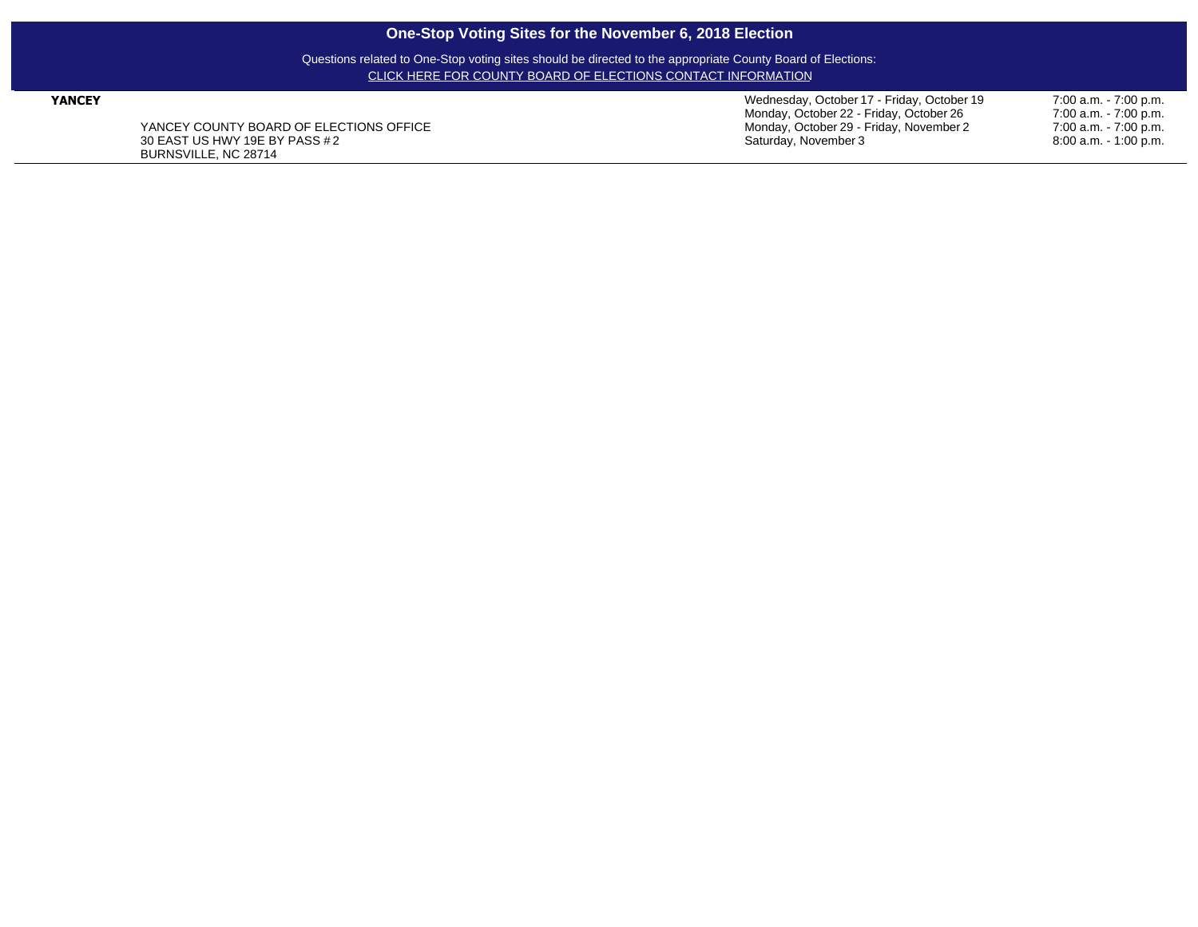# One-Stop Voting Sites for the November 6, 2018 Election

Questions related to One-Stop voting sites should be directed to the appropriate County Board of Elections:
CLICK HERE FOR COUNTY BOARD OF ELECTIONS CONTACT INFORMATION

| | | | |
|---|---|---|---|
| **YANCEY** | | Wednesday, October 17 - Friday, October 19 | 7:00 a.m. - 7:00 p.m. |
| | YANCEY COUNTY BOARD OF ELECTIONS OFFICE<br>30 EAST US HWY 19E BY PASS # 2<br>BURNSVILLE, NC 28714 | Monday, October 22 - Friday, October 26<br>Monday, October 29 - Friday, November 2<br>Saturday, November 3 | 7:00 a.m. - 7:00 p.m.<br>7:00 a.m. - 7:00 p.m.<br>8:00 a.m. - 1:00 p.m. |